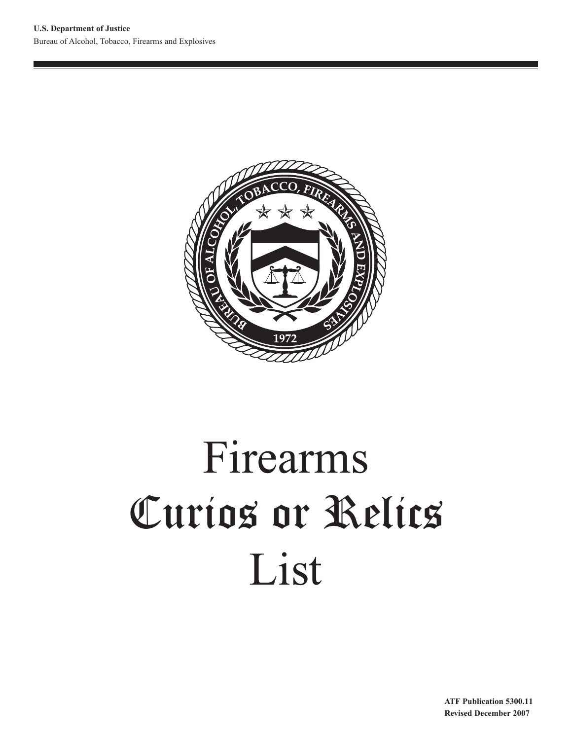**U.S. Department of Justice**

Bureau of Alcohol, Tobacco, Firearms and Explosives

# Firearms Curios or Relics List

**ATF Publication 5300.11**
**Revised December 2007**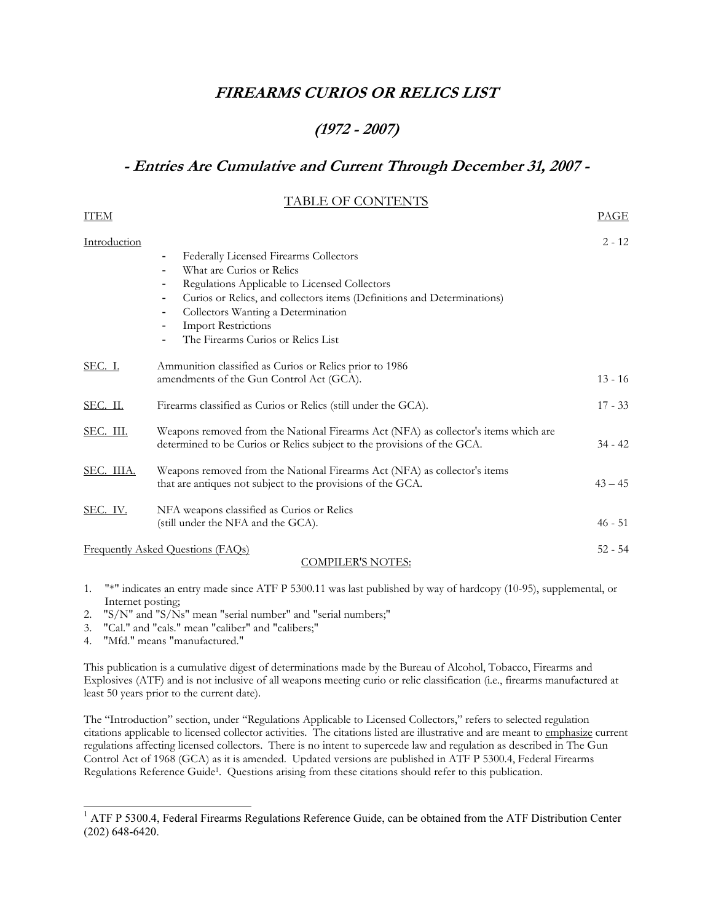# *FIREARMS CURIOS OR RELICS LIST*

## *(1972 - 2007)*

### *- Entries Are Cumulative and Current Through December 31, 2007 -*

TABLE OF CONTENTS

| ITEM | | PAGE |
|---|---|---|
| Introduction | - Federally Licensed Firearms Collectors<br>- What are Curios or Relics<br>- Regulations Applicable to Licensed Collectors<br>- Curios or Relics, and collectors items (Definitions and Determinations)<br>- Collectors Wanting a Determination<br>- Import Restrictions<br>- The Firearms Curios or Relics List | 2 - 12 |
| SEC. I. | Ammunition classified as Curios or Relics prior to 1986 amendments of the Gun Control Act (GCA). | 13 - 16 |
| SEC. II. | Firearms classified as Curios or Relics (still under the GCA). | 17 - 33 |
| SEC. III. | Weapons removed from the National Firearms Act (NFA) as collector's items which are determined to be Curios or Relics subject to the provisions of the GCA. | 34 - 42 |
| SEC. IIIA. | Weapons removed from the National Firearms Act (NFA) as collector's items that are antiques not subject to the provisions of the GCA. | 43 – 45 |
| SEC. IV. | NFA weapons classified as Curios or Relics (still under the NFA and the GCA). | 46 - 51 |
| Frequently Asked Questions (FAQs) | | 52 - 54 |

COMPILER'S NOTES:

1. "*" indicates an entry made since ATF P 5300.11 was last published by way of hardcopy (10-95), supplemental, or Internet posting;
2. "S/N" and "S/Ns" mean "serial number" and "serial numbers;"
3. "Cal." and "cals." mean "caliber" and "calibers;"
4. "Mfd." means "manufactured."

This publication is a cumulative digest of determinations made by the Bureau of Alcohol, Tobacco, Firearms and Explosives (ATF) and is not inclusive of all weapons meeting curio or relic classification (i.e., firearms manufactured at least 50 years prior to the current date).

The "Introduction" section, under "Regulations Applicable to Licensed Collectors," refers to selected regulation citations applicable to licensed collector activities. The citations listed are illustrative and are meant to emphasize current regulations affecting licensed collectors. There is no intent to supercede law and regulation as described in The Gun Control Act of 1968 (GCA) as it is amended. Updated versions are published in ATF P 5300.4, Federal Firearms Regulations Reference Guide[1]. Questions arising from these citations should refer to this publication.

[1] ATF P 5300.4, Federal Firearms Regulations Reference Guide, can be obtained from the ATF Distribution Center (202) 648-6420.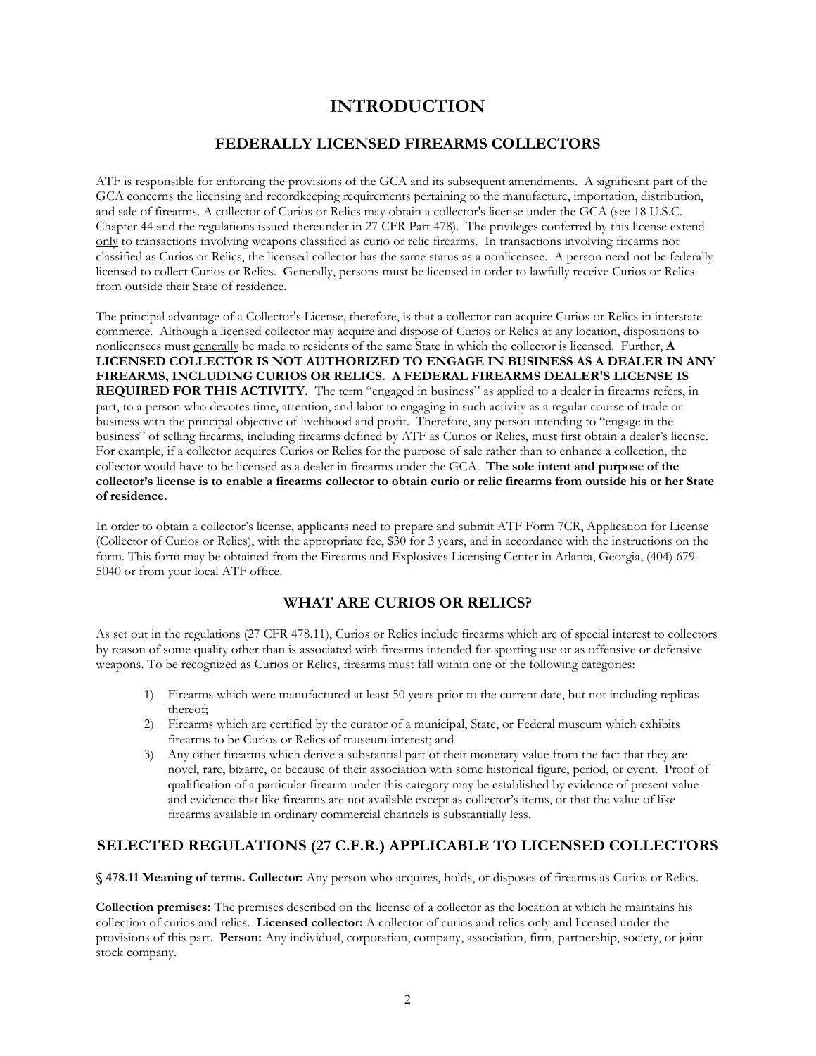# INTRODUCTION

## FEDERALLY LICENSED FIREARMS COLLECTORS

ATF is responsible for enforcing the provisions of the GCA and its subsequent amendments. A significant part of the GCA concerns the licensing and recordkeeping requirements pertaining to the manufacture, importation, distribution, and sale of firearms. A collector of Curios or Relics may obtain a collector's license under the GCA (see 18 U.S.C. Chapter 44 and the regulations issued thereunder in 27 CFR Part 478). The privileges conferred by this license extend only to transactions involving weapons classified as curio or relic firearms. In transactions involving firearms not classified as Curios or Relics, the licensed collector has the same status as a nonlicensee. A person need not be federally licensed to collect Curios or Relics. Generally, persons must be licensed in order to lawfully receive Curios or Relics from outside their State of residence.

The principal advantage of a Collector's License, therefore, is that a collector can acquire Curios or Relics in interstate commerce. Although a licensed collector may acquire and dispose of Curios or Relics at any location, dispositions to nonlicensees must generally be made to residents of the same State in which the collector is licensed. Further, **A LICENSED COLLECTOR IS NOT AUTHORIZED TO ENGAGE IN BUSINESS AS A DEALER IN ANY FIREARMS, INCLUDING CURIOS OR RELICS. A FEDERAL FIREARMS DEALER'S LICENSE IS REQUIRED FOR THIS ACTIVITY.** The term "engaged in business" as applied to a dealer in firearms refers, in part, to a person who devotes time, attention, and labor to engaging in such activity as a regular course of trade or business with the principal objective of livelihood and profit. Therefore, any person intending to "engage in the business" of selling firearms, including firearms defined by ATF as Curios or Relics, must first obtain a dealer's license. For example, if a collector acquires Curios or Relics for the purpose of sale rather than to enhance a collection, the collector would have to be licensed as a dealer in firearms under the GCA. **The sole intent and purpose of the collector's license is to enable a firearms collector to obtain curio or relic firearms from outside his or her State of residence.**

In order to obtain a collector's license, applicants need to prepare and submit ATF Form 7CR, Application for License (Collector of Curios or Relics), with the appropriate fee, $30 for 3 years, and in accordance with the instructions on the form. This form may be obtained from the Firearms and Explosives Licensing Center in Atlanta, Georgia, (404) 679-5040 or from your local ATF office.

## WHAT ARE CURIOS OR RELICS?

As set out in the regulations (27 CFR 478.11), Curios or Relics include firearms which are of special interest to collectors by reason of some quality other than is associated with firearms intended for sporting use or as offensive or defensive weapons. To be recognized as Curios or Relics, firearms must fall within one of the following categories:

1) Firearms which were manufactured at least 50 years prior to the current date, but not including replicas thereof;
2) Firearms which are certified by the curator of a municipal, State, or Federal museum which exhibits firearms to be Curios or Relics of museum interest; and
3) Any other firearms which derive a substantial part of their monetary value from the fact that they are novel, rare, bizarre, or because of their association with some historical figure, period, or event. Proof of qualification of a particular firearm under this category may be established by evidence of present value and evidence that like firearms are not available except as collector's items, or that the value of like firearms available in ordinary commercial channels is substantially less.

## SELECTED REGULATIONS (27 C.F.R.) APPLICABLE TO LICENSED COLLECTORS

**§ 478.11 Meaning of terms. Collector:** Any person who acquires, holds, or disposes of firearms as Curios or Relics.

**Collection premises:** The premises described on the license of a collector as the location at which he maintains his collection of curios and relics. **Licensed collector:** A collector of curios and relics only and licensed under the provisions of this part. **Person:** Any individual, corporation, company, association, firm, partnership, society, or joint stock company.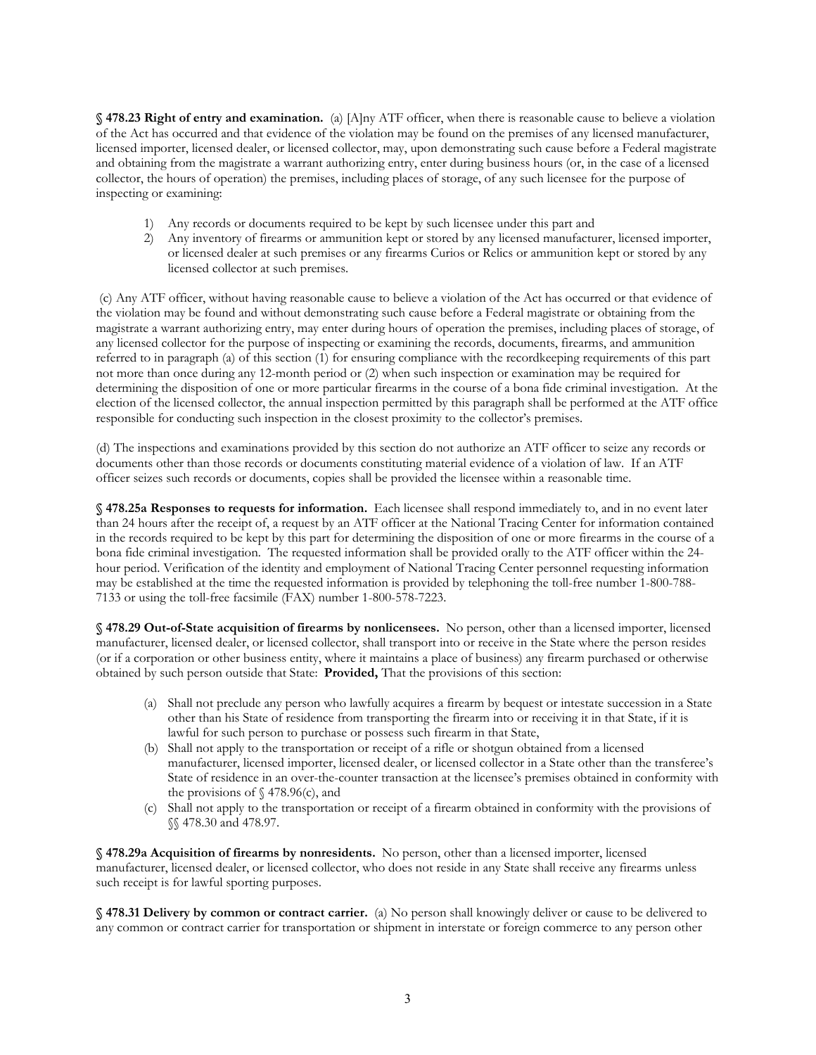**§ 478.23 Right of entry and examination.** (a) [A]ny ATF officer, when there is reasonable cause to believe a violation of the Act has occurred and that evidence of the violation may be found on the premises of any licensed manufacturer, licensed importer, licensed dealer, or licensed collector, may, upon demonstrating such cause before a Federal magistrate and obtaining from the magistrate a warrant authorizing entry, enter during business hours (or, in the case of a licensed collector, the hours of operation) the premises, including places of storage, of any such licensee for the purpose of inspecting or examining:

1) Any records or documents required to be kept by such licensee under this part and
2) Any inventory of firearms or ammunition kept or stored by any licensed manufacturer, licensed importer, or licensed dealer at such premises or any firearms Curios or Relics or ammunition kept or stored by any licensed collector at such premises.

(c) Any ATF officer, without having reasonable cause to believe a violation of the Act has occurred or that evidence of the violation may be found and without demonstrating such cause before a Federal magistrate or obtaining from the magistrate a warrant authorizing entry, may enter during hours of operation the premises, including places of storage, of any licensed collector for the purpose of inspecting or examining the records, documents, firearms, and ammunition referred to in paragraph (a) of this section (1) for ensuring compliance with the recordkeeping requirements of this part not more than once during any 12-month period or (2) when such inspection or examination may be required for determining the disposition of one or more particular firearms in the course of a bona fide criminal investigation. At the election of the licensed collector, the annual inspection permitted by this paragraph shall be performed at the ATF office responsible for conducting such inspection in the closest proximity to the collector's premises.

(d) The inspections and examinations provided by this section do not authorize an ATF officer to seize any records or documents other than those records or documents constituting material evidence of a violation of law. If an ATF officer seizes such records or documents, copies shall be provided the licensee within a reasonable time.

**§ 478.25a Responses to requests for information.** Each licensee shall respond immediately to, and in no event later than 24 hours after the receipt of, a request by an ATF officer at the National Tracing Center for information contained in the records required to be kept by this part for determining the disposition of one or more firearms in the course of a bona fide criminal investigation. The requested information shall be provided orally to the ATF officer within the 24-hour period. Verification of the identity and employment of National Tracing Center personnel requesting information may be established at the time the requested information is provided by telephoning the toll-free number 1-800-788-7133 or using the toll-free facsimile (FAX) number 1-800-578-7223.

**§ 478.29 Out-of-State acquisition of firearms by nonlicensees.** No person, other than a licensed importer, licensed manufacturer, licensed dealer, or licensed collector, shall transport into or receive in the State where the person resides (or if a corporation or other business entity, where it maintains a place of business) any firearm purchased or otherwise obtained by such person outside that State: **Provided,** That the provisions of this section:

(a) Shall not preclude any person who lawfully acquires a firearm by bequest or intestate succession in a State other than his State of residence from transporting the firearm into or receiving it in that State, if it is lawful for such person to purchase or possess such firearm in that State,

(b) Shall not apply to the transportation or receipt of a rifle or shotgun obtained from a licensed manufacturer, licensed importer, licensed dealer, or licensed collector in a State other than the transferee's State of residence in an over-the-counter transaction at the licensee's premises obtained in conformity with the provisions of § 478.96(c), and

(c) Shall not apply to the transportation or receipt of a firearm obtained in conformity with the provisions of §§ 478.30 and 478.97.

**§ 478.29a Acquisition of firearms by nonresidents.** No person, other than a licensed importer, licensed manufacturer, licensed dealer, or licensed collector, who does not reside in any State shall receive any firearms unless such receipt is for lawful sporting purposes.

**§ 478.31 Delivery by common or contract carrier.** (a) No person shall knowingly deliver or cause to be delivered to any common or contract carrier for transportation or shipment in interstate or foreign commerce to any person other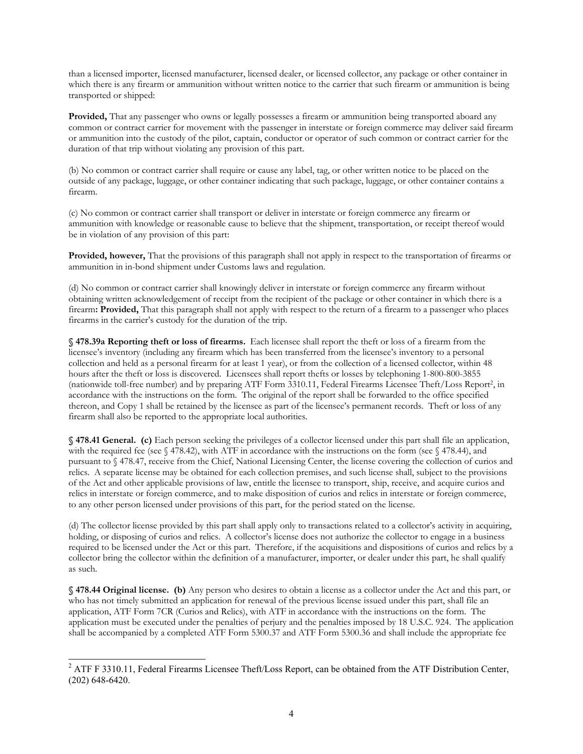than a licensed importer, licensed manufacturer, licensed dealer, or licensed collector, any package or other container in which there is any firearm or ammunition without written notice to the carrier that such firearm or ammunition is being transported or shipped:

**Provided,** That any passenger who owns or legally possesses a firearm or ammunition being transported aboard any common or contract carrier for movement with the passenger in interstate or foreign commerce may deliver said firearm or ammunition into the custody of the pilot, captain, conductor or operator of such common or contract carrier for the duration of that trip without violating any provision of this part.

(b) No common or contract carrier shall require or cause any label, tag, or other written notice to be placed on the outside of any package, luggage, or other container indicating that such package, luggage, or other container contains a firearm.

(c) No common or contract carrier shall transport or deliver in interstate or foreign commerce any firearm or ammunition with knowledge or reasonable cause to believe that the shipment, transportation, or receipt thereof would be in violation of any provision of this part:

**Provided, however,** That the provisions of this paragraph shall not apply in respect to the transportation of firearms or ammunition in in-bond shipment under Customs laws and regulation.

(d) No common or contract carrier shall knowingly deliver in interstate or foreign commerce any firearm without obtaining written acknowledgement of receipt from the recipient of the package or other container in which there is a firearm**: Provided,** That this paragraph shall not apply with respect to the return of a firearm to a passenger who places firearms in the carrier's custody for the duration of the trip.

**§ 478.39a Reporting theft or loss of firearms.** Each licensee shall report the theft or loss of a firearm from the licensee's inventory (including any firearm which has been transferred from the licensee's inventory to a personal collection and held as a personal firearm for at least 1 year), or from the collection of a licensed collector, within 48 hours after the theft or loss is discovered. Licensees shall report thefts or losses by telephoning 1-800-800-3855 (nationwide toll-free number) and by preparing ATF Form 3310.11, Federal Firearms Licensee Theft/Loss Report[2], in accordance with the instructions on the form. The original of the report shall be forwarded to the office specified thereon, and Copy 1 shall be retained by the licensee as part of the licensee's permanent records. Theft or loss of any firearm shall also be reported to the appropriate local authorities.

**§ 478.41 General. (c)** Each person seeking the privileges of a collector licensed under this part shall file an application, with the required fee (see § 478.42), with ATF in accordance with the instructions on the form (see § 478.44), and pursuant to § 478.47, receive from the Chief, National Licensing Center, the license covering the collection of curios and relics. A separate license may be obtained for each collection premises, and such license shall, subject to the provisions of the Act and other applicable provisions of law, entitle the licensee to transport, ship, receive, and acquire curios and relics in interstate or foreign commerce, and to make disposition of curios and relics in interstate or foreign commerce, to any other person licensed under provisions of this part, for the period stated on the license.

(d) The collector license provided by this part shall apply only to transactions related to a collector's activity in acquiring, holding, or disposing of curios and relics. A collector's license does not authorize the collector to engage in a business required to be licensed under the Act or this part. Therefore, if the acquisitions and dispositions of curios and relics by a collector bring the collector within the definition of a manufacturer, importer, or dealer under this part, he shall qualify as such.

**§ 478.44 Original license. (b)** Any person who desires to obtain a license as a collector under the Act and this part, or who has not timely submitted an application for renewal of the previous license issued under this part, shall file an application, ATF Form 7CR (Curios and Relics), with ATF in accordance with the instructions on the form. The application must be executed under the penalties of perjury and the penalties imposed by 18 U.S.C. 924. The application shall be accompanied by a completed ATF Form 5300.37 and ATF Form 5300.36 and shall include the appropriate fee

---

[2] ATF F 3310.11, Federal Firearms Licensee Theft/Loss Report, can be obtained from the ATF Distribution Center, (202) 648-6420.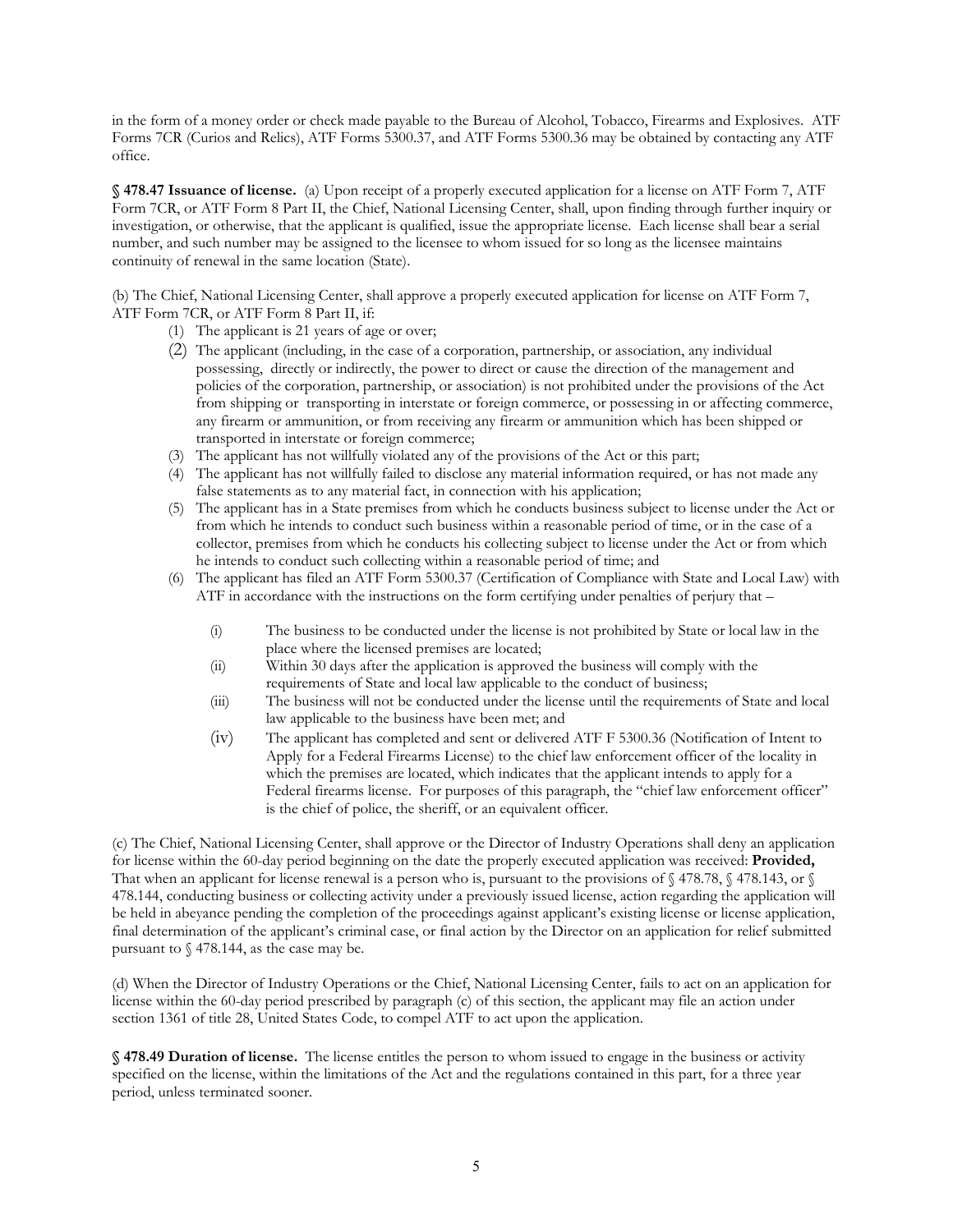in the form of a money order or check made payable to the Bureau of Alcohol, Tobacco, Firearms and Explosives. ATF Forms 7CR (Curios and Relics), ATF Forms 5300.37, and ATF Forms 5300.36 may be obtained by contacting any ATF office.

**§ 478.47 Issuance of license.** (a) Upon receipt of a properly executed application for a license on ATF Form 7, ATF Form 7CR, or ATF Form 8 Part II, the Chief, National Licensing Center, shall, upon finding through further inquiry or investigation, or otherwise, that the applicant is qualified, issue the appropriate license. Each license shall bear a serial number, and such number may be assigned to the licensee to whom issued for so long as the licensee maintains continuity of renewal in the same location (State).

(b) The Chief, National Licensing Center, shall approve a properly executed application for license on ATF Form 7, ATF Form 7CR, or ATF Form 8 Part II, if:

1. The applicant is 21 years of age or over;
2. The applicant (including, in the case of a corporation, partnership, or association, any individual possessing, directly or indirectly, the power to direct or cause the direction of the management and policies of the corporation, partnership, or association) is not prohibited under the provisions of the Act from shipping or transporting in interstate or foreign commerce, or possessing in or affecting commerce, any firearm or ammunition, or from receiving any firearm or ammunition which has been shipped or transported in interstate or foreign commerce;
3. The applicant has not willfully violated any of the provisions of the Act or this part;
4. The applicant has not willfully failed to disclose any material information required, or has not made any false statements as to any material fact, in connection with his application;
5. The applicant has in a State premises from which he conducts business subject to license under the Act or from which he intends to conduct such business within a reasonable period of time, or in the case of a collector, premises from which he conducts his collecting subject to license under the Act or from which he intends to conduct such collecting within a reasonable period of time; and
6. The applicant has filed an ATF Form 5300.37 (Certification of Compliance with State and Local Law) with ATF in accordance with the instructions on the form certifying under penalties of perjury that –
   - (i) The business to be conducted under the license is not prohibited by State or local law in the place where the licensed premises are located;
   - (ii) Within 30 days after the application is approved the business will comply with the requirements of State and local law applicable to the conduct of business;
   - (iii) The business will not be conducted under the license until the requirements of State and local law applicable to the business have been met; and
   - (iv) The applicant has completed and sent or delivered ATF F 5300.36 (Notification of Intent to Apply for a Federal Firearms License) to the chief law enforcement officer of the locality in which the premises are located, which indicates that the applicant intends to apply for a Federal firearms license. For purposes of this paragraph, the "chief law enforcement officer" is the chief of police, the sheriff, or an equivalent officer.

(c) The Chief, National Licensing Center, shall approve or the Director of Industry Operations shall deny an application for license within the 60-day period beginning on the date the properly executed application was received: **Provided,** That when an applicant for license renewal is a person who is, pursuant to the provisions of § 478.78, § 478.143, or § 478.144, conducting business or collecting activity under a previously issued license, action regarding the application will be held in abeyance pending the completion of the proceedings against applicant's existing license or license application, final determination of the applicant's criminal case, or final action by the Director on an application for relief submitted pursuant to § 478.144, as the case may be.

(d) When the Director of Industry Operations or the Chief, National Licensing Center, fails to act on an application for license within the 60-day period prescribed by paragraph (c) of this section, the applicant may file an action under section 1361 of title 28, United States Code, to compel ATF to act upon the application.

**§ 478.49 Duration of license.** The license entitles the person to whom issued to engage in the business or activity specified on the license, within the limitations of the Act and the regulations contained in this part, for a three year period, unless terminated sooner.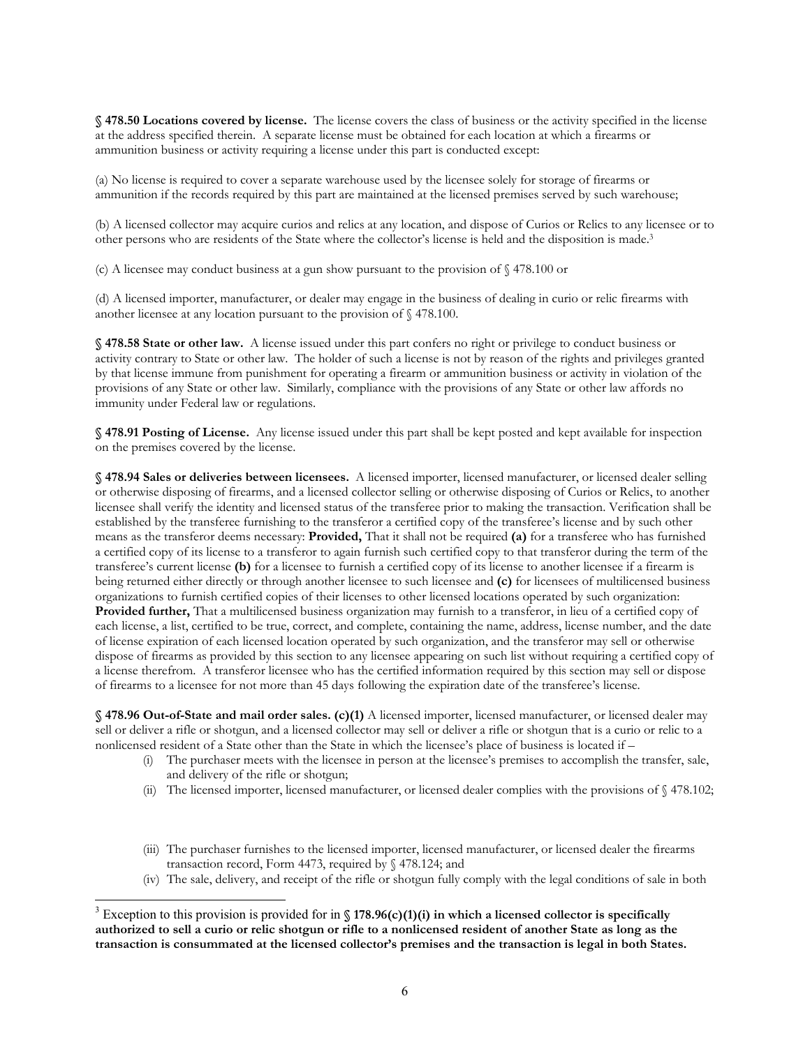**§ 478.50 Locations covered by license.** The license covers the class of business or the activity specified in the license at the address specified therein. A separate license must be obtained for each location at which a firearms or ammunition business or activity requiring a license under this part is conducted except:

(a) No license is required to cover a separate warehouse used by the licensee solely for storage of firearms or ammunition if the records required by this part are maintained at the licensed premises served by such warehouse;

(b) A licensed collector may acquire curios and relics at any location, and dispose of Curios or Relics to any licensee or to other persons who are residents of the State where the collector's license is held and the disposition is made.[3]

(c) A licensee may conduct business at a gun show pursuant to the provision of § 478.100 or

(d) A licensed importer, manufacturer, or dealer may engage in the business of dealing in curio or relic firearms with another licensee at any location pursuant to the provision of § 478.100.

**§ 478.58 State or other law.** A license issued under this part confers no right or privilege to conduct business or activity contrary to State or other law. The holder of such a license is not by reason of the rights and privileges granted by that license immune from punishment for operating a firearm or ammunition business or activity in violation of the provisions of any State or other law. Similarly, compliance with the provisions of any State or other law affords no immunity under Federal law or regulations.

**§ 478.91 Posting of License.** Any license issued under this part shall be kept posted and kept available for inspection on the premises covered by the license.

**§ 478.94 Sales or deliveries between licensees.** A licensed importer, licensed manufacturer, or licensed dealer selling or otherwise disposing of firearms, and a licensed collector selling or otherwise disposing of Curios or Relics, to another licensee shall verify the identity and licensed status of the transferee prior to making the transaction. Verification shall be established by the transferee furnishing to the transferor a certified copy of the transferee's license and by such other means as the transferor deems necessary: **Provided,** That it shall not be required **(a)** for a transferee who has furnished a certified copy of its license to a transferor to again furnish such certified copy to that transferor during the term of the transferee's current license **(b)** for a licensee to furnish a certified copy of its license to another licensee if a firearm is being returned either directly or through another licensee to such licensee and **(c)** for licensees of multilicensed business organizations to furnish certified copies of their licenses to other licensed locations operated by such organization: **Provided further,** That a multilicensed business organization may furnish to a transferor, in lieu of a certified copy of each license, a list, certified to be true, correct, and complete, containing the name, address, license number, and the date of license expiration of each licensed location operated by such organization, and the transferor may sell or otherwise dispose of firearms as provided by this section to any licensee appearing on such list without requiring a certified copy of a license therefrom. A transferor licensee who has the certified information required by this section may sell or dispose of firearms to a licensee for not more than 45 days following the expiration date of the transferee's license.

**§ 478.96 Out-of-State and mail order sales. (c)(1)** A licensed importer, licensed manufacturer, or licensed dealer may sell or deliver a rifle or shotgun, and a licensed collector may sell or deliver a rifle or shotgun that is a curio or relic to a nonlicensed resident of a State other than the State in which the licensee's place of business is located if –

- (i) The purchaser meets with the licensee in person at the licensee's premises to accomplish the transfer, sale, and delivery of the rifle or shotgun;
- (ii) The licensed importer, licensed manufacturer, or licensed dealer complies with the provisions of § 478.102;
- (iii) The purchaser furnishes to the licensed importer, licensed manufacturer, or licensed dealer the firearms transaction record, Form 4473, required by § 478.124; and
- (iv) The sale, delivery, and receipt of the rifle or shotgun fully comply with the legal conditions of sale in both

[3] Exception to this provision is provided for in **§ 178.96(c)(1)(i) in which a licensed collector is specifically authorized to sell a curio or relic shotgun or rifle to a nonlicensed resident of another State as long as the transaction is consummated at the licensed collector's premises and the transaction is legal in both States.**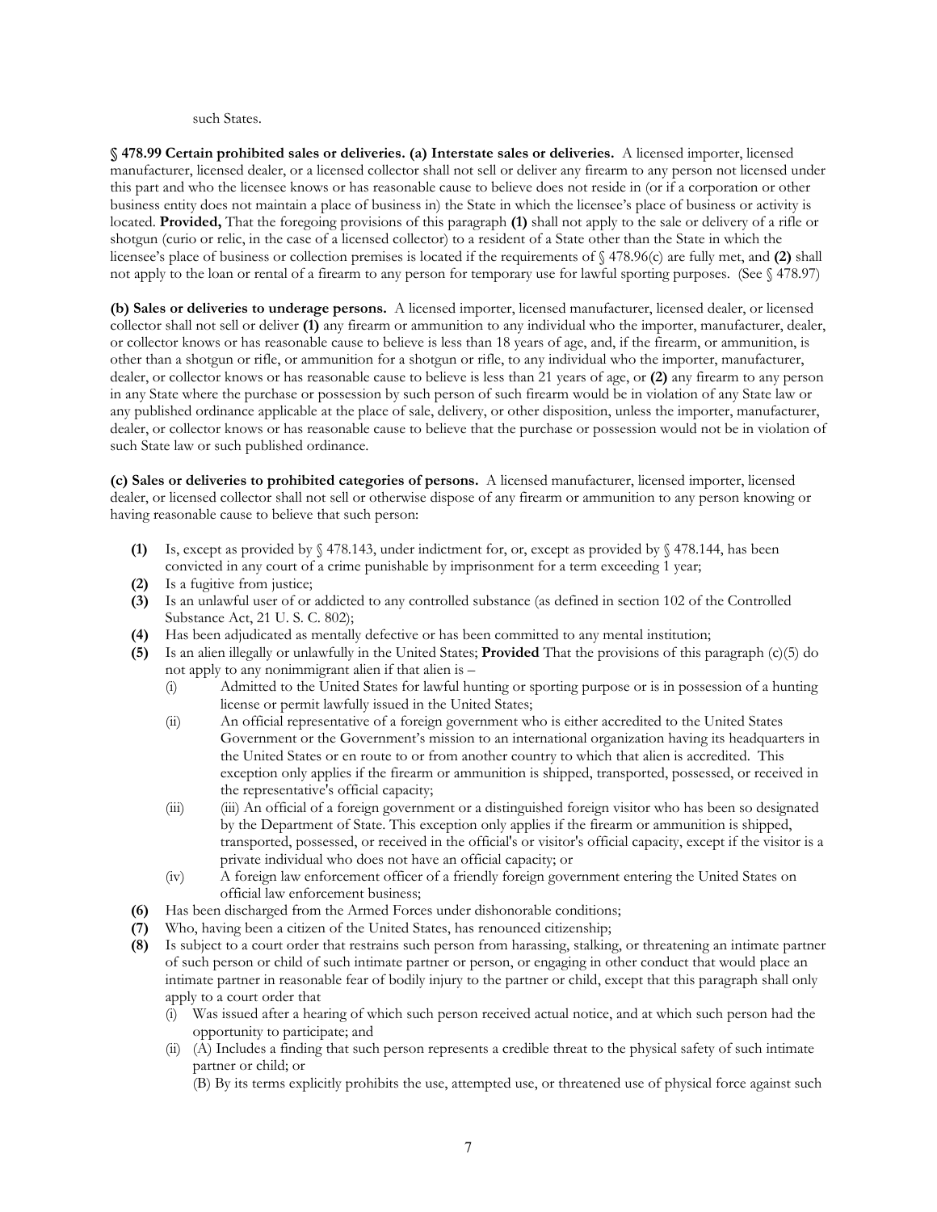such States.

**§ 478.99 Certain prohibited sales or deliveries. (a) Interstate sales or deliveries.** A licensed importer, licensed manufacturer, licensed dealer, or a licensed collector shall not sell or deliver any firearm to any person not licensed under this part and who the licensee knows or has reasonable cause to believe does not reside in (or if a corporation or other business entity does not maintain a place of business in) the State in which the licensee's place of business or activity is located. **Provided,** That the foregoing provisions of this paragraph **(1)** shall not apply to the sale or delivery of a rifle or shotgun (curio or relic, in the case of a licensed collector) to a resident of a State other than the State in which the licensee's place of business or collection premises is located if the requirements of § 478.96(c) are fully met, and **(2)** shall not apply to the loan or rental of a firearm to any person for temporary use for lawful sporting purposes. (See § 478.97)

**(b) Sales or deliveries to underage persons.** A licensed importer, licensed manufacturer, licensed dealer, or licensed collector shall not sell or deliver **(1)** any firearm or ammunition to any individual who the importer, manufacturer, dealer, or collector knows or has reasonable cause to believe is less than 18 years of age, and, if the firearm, or ammunition, is other than a shotgun or rifle, or ammunition for a shotgun or rifle, to any individual who the importer, manufacturer, dealer, or collector knows or has reasonable cause to believe is less than 21 years of age, or **(2)** any firearm to any person in any State where the purchase or possession by such person of such firearm would be in violation of any State law or any published ordinance applicable at the place of sale, delivery, or other disposition, unless the importer, manufacturer, dealer, or collector knows or has reasonable cause to believe that the purchase or possession would not be in violation of such State law or such published ordinance.

**(c) Sales or deliveries to prohibited categories of persons.** A licensed manufacturer, licensed importer, licensed dealer, or licensed collector shall not sell or otherwise dispose of any firearm or ammunition to any person knowing or having reasonable cause to believe that such person:

- **(1)** Is, except as provided by § 478.143, under indictment for, or, except as provided by § 478.144, has been convicted in any court of a crime punishable by imprisonment for a term exceeding 1 year;
- **(2)** Is a fugitive from justice;
- **(3)** Is an unlawful user of or addicted to any controlled substance (as defined in section 102 of the Controlled Substance Act, 21 U. S. C. 802);
- **(4)** Has been adjudicated as mentally defective or has been committed to any mental institution;
- **(5)** Is an alien illegally or unlawfully in the United States; **Provided** That the provisions of this paragraph (c)(5) do not apply to any nonimmigrant alien if that alien is –
  - (i) Admitted to the United States for lawful hunting or sporting purpose or is in possession of a hunting license or permit lawfully issued in the United States;
  - (ii) An official representative of a foreign government who is either accredited to the United States Government or the Government's mission to an international organization having its headquarters in the United States or en route to or from another country to which that alien is accredited. This exception only applies if the firearm or ammunition is shipped, transported, possessed, or received in the representative's official capacity;
  - (iii) (iii) An official of a foreign government or a distinguished foreign visitor who has been so designated by the Department of State. This exception only applies if the firearm or ammunition is shipped, transported, possessed, or received in the official's or visitor's official capacity, except if the visitor is a private individual who does not have an official capacity; or
  - (iv) A foreign law enforcement officer of a friendly foreign government entering the United States on official law enforcement business;
- **(6)** Has been discharged from the Armed Forces under dishonorable conditions;
- **(7)** Who, having been a citizen of the United States, has renounced citizenship;
- **(8)** Is subject to a court order that restrains such person from harassing, stalking, or threatening an intimate partner of such person or child of such intimate partner or person, or engaging in other conduct that would place an intimate partner in reasonable fear of bodily injury to the partner or child, except that this paragraph shall only apply to a court order that
  - (i) Was issued after a hearing of which such person received actual notice, and at which such person had the opportunity to participate; and
  - (ii) (A) Includes a finding that such person represents a credible threat to the physical safety of such intimate partner or child; or

    (B) By its terms explicitly prohibits the use, attempted use, or threatened use of physical force against such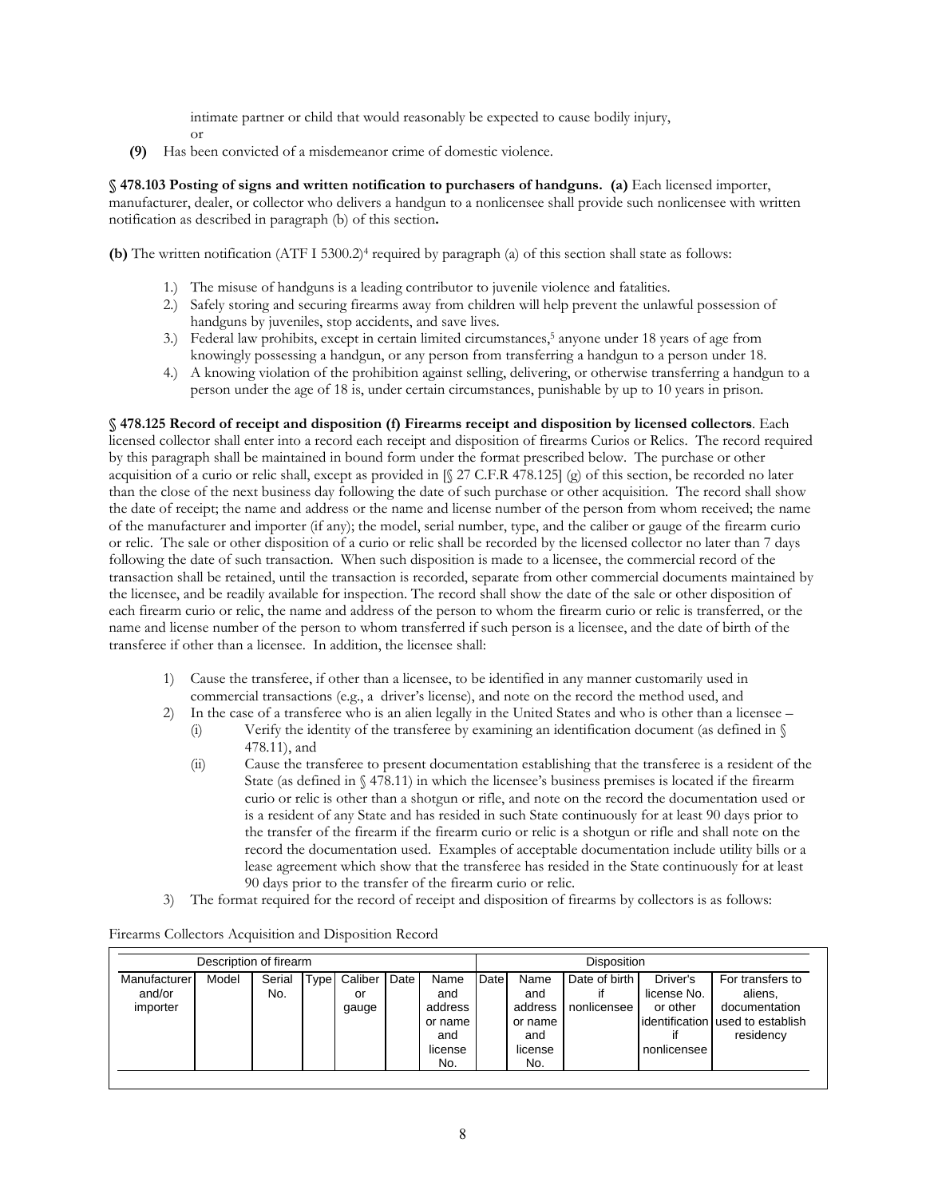intimate partner or child that would reasonably be expected to cause bodily injury, or

**(9)** Has been convicted of a misdemeanor crime of domestic violence.

**§ 478.103 Posting of signs and written notification to purchasers of handguns. (a)** Each licensed importer, manufacturer, dealer, or collector who delivers a handgun to a nonlicensee shall provide such nonlicensee with written notification as described in paragraph (b) of this section**.**

**(b)** The written notification (ATF I 5300.2)[4] required by paragraph (a) of this section shall state as follows:

1.) The misuse of handguns is a leading contributor to juvenile violence and fatalities.
2.) Safely storing and securing firearms away from children will help prevent the unlawful possession of handguns by juveniles, stop accidents, and save lives.
3.) Federal law prohibits, except in certain limited circumstances,[5] anyone under 18 years of age from knowingly possessing a handgun, or any person from transferring a handgun to a person under 18.
4.) A knowing violation of the prohibition against selling, delivering, or otherwise transferring a handgun to a person under the age of 18 is, under certain circumstances, punishable by up to 10 years in prison.

**§ 478.125 Record of receipt and disposition (f) Firearms receipt and disposition by licensed collectors**. Each licensed collector shall enter into a record each receipt and disposition of firearms Curios or Relics. The record required by this paragraph shall be maintained in bound form under the format prescribed below. The purchase or other acquisition of a curio or relic shall, except as provided in [§ 27 C.F.R 478.125] (g) of this section, be recorded no later than the close of the next business day following the date of such purchase or other acquisition. The record shall show the date of receipt; the name and address or the name and license number of the person from whom received; the name of the manufacturer and importer (if any); the model, serial number, type, and the caliber or gauge of the firearm curio or relic. The sale or other disposition of a curio or relic shall be recorded by the licensed collector no later than 7 days following the date of such transaction. When such disposition is made to a licensee, the commercial record of the transaction shall be retained, until the transaction is recorded, separate from other commercial documents maintained by the licensee, and be readily available for inspection. The record shall show the date of the sale or other disposition of each firearm curio or relic, the name and address of the person to whom the firearm curio or relic is transferred, or the name and license number of the person to whom transferred if such person is a licensee, and the date of birth of the transferee if other than a licensee. In addition, the licensee shall:

1) Cause the transferee, if other than a licensee, to be identified in any manner customarily used in commercial transactions (e.g., a driver's license), and note on the record the method used, and
2) In the case of a transferee who is an alien legally in the United States and who is other than a licensee –
   (i) Verify the identity of the transferee by examining an identification document (as defined in § 478.11), and
   (ii) Cause the transferee to present documentation establishing that the transferee is a resident of the State (as defined in § 478.11) in which the licensee's business premises is located if the firearm curio or relic is other than a shotgun or rifle, and note on the record the documentation used or is a resident of any State and has resided in such State continuously for at least 90 days prior to the transfer of the firearm if the firearm curio or relic is a shotgun or rifle and shall note on the record the documentation used. Examples of acceptable documentation include utility bills or a lease agreement which show that the transferee has resided in the State continuously for at least 90 days prior to the transfer of the firearm curio or relic.
3) The format required for the record of receipt and disposition of firearms by collectors is as follows:

Firearms Collectors Acquisition and Disposition Record

| Description of firearm | | | | | | | Disposition | | | | |
|---|---|---|---|---|---|---|---|---|---|---|---|
| Manufacturer and/or importer | Model | Serial No. | Type | Caliber or gauge | Date | Name and address or name and license No. | Date | Name and address or name and license No. | Date of birth if nonlicensee | Driver's license No. or other identification if nonlicensee | For transfers to aliens, documentation used to establish residency |
| | | | | | | | | | | | |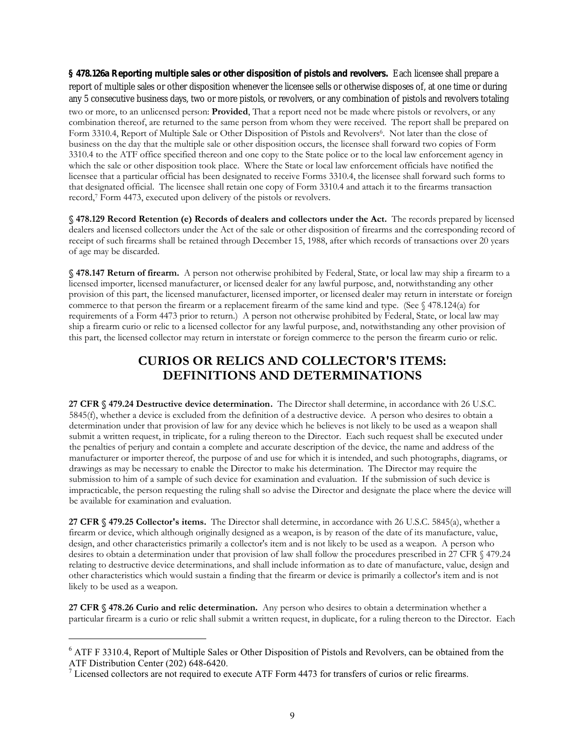**§ 478.126a Reporting multiple sales or other disposition of pistols and revolvers.** Each licensee shall prepare a report of multiple sales or other disposition whenever the licensee sells or otherwise disposes of, at one time or during any 5 consecutive business days, two or more pistols, or revolvers, or any combination of pistols and revolvers totaling two or more, to an unlicensed person: **Provided**, That a report need not be made where pistols or revolvers, or any combination thereof, are returned to the same person from whom they were received. The report shall be prepared on Form 3310.4, Report of Multiple Sale or Other Disposition of Pistols and Revolvers[6]. Not later than the close of business on the day that the multiple sale or other disposition occurs, the licensee shall forward two copies of Form 3310.4 to the ATF office specified thereon and one copy to the State police or to the local law enforcement agency in which the sale or other disposition took place. Where the State or local law enforcement officials have notified the licensee that a particular official has been designated to receive Forms 3310.4, the licensee shall forward such forms to that designated official. The licensee shall retain one copy of Form 3310.4 and attach it to the firearms transaction record,[7] Form 4473, executed upon delivery of the pistols or revolvers.

**§ 478.129 Record Retention (e) Records of dealers and collectors under the Act.** The records prepared by licensed dealers and licensed collectors under the Act of the sale or other disposition of firearms and the corresponding record of receipt of such firearms shall be retained through December 15, 1988, after which records of transactions over 20 years of age may be discarded.

**§ 478.147 Return of firearm.** A person not otherwise prohibited by Federal, State, or local law may ship a firearm to a licensed importer, licensed manufacturer, or licensed dealer for any lawful purpose, and, notwithstanding any other provision of this part, the licensed manufacturer, licensed importer, or licensed dealer may return in interstate or foreign commerce to that person the firearm or a replacement firearm of the same kind and type. (See § 478.124(a) for requirements of a Form 4473 prior to return.) A person not otherwise prohibited by Federal, State, or local law may ship a firearm curio or relic to a licensed collector for any lawful purpose, and, notwithstanding any other provision of this part, the licensed collector may return in interstate or foreign commerce to the person the firearm curio or relic.

## CURIOS OR RELICS AND COLLECTOR'S ITEMS: DEFINITIONS AND DETERMINATIONS

**27 CFR § 479.24 Destructive device determination.** The Director shall determine, in accordance with 26 U.S.C. 5845(f), whether a device is excluded from the definition of a destructive device. A person who desires to obtain a determination under that provision of law for any device which he believes is not likely to be used as a weapon shall submit a written request, in triplicate, for a ruling thereon to the Director. Each such request shall be executed under the penalties of perjury and contain a complete and accurate description of the device, the name and address of the manufacturer or importer thereof, the purpose of and use for which it is intended, and such photographs, diagrams, or drawings as may be necessary to enable the Director to make his determination. The Director may require the submission to him of a sample of such device for examination and evaluation. If the submission of such device is impracticable, the person requesting the ruling shall so advise the Director and designate the place where the device will be available for examination and evaluation.

**27 CFR § 479.25 Collector's items.** The Director shall determine, in accordance with 26 U.S.C. 5845(a), whether a firearm or device, which although originally designed as a weapon, is by reason of the date of its manufacture, value, design, and other characteristics primarily a collector's item and is not likely to be used as a weapon. A person who desires to obtain a determination under that provision of law shall follow the procedures prescribed in 27 CFR § 479.24 relating to destructive device determinations, and shall include information as to date of manufacture, value, design and other characteristics which would sustain a finding that the firearm or device is primarily a collector's item and is not likely to be used as a weapon.

**27 CFR § 478.26 Curio and relic determination.** Any person who desires to obtain a determination whether a particular firearm is a curio or relic shall submit a written request, in duplicate, for a ruling thereon to the Director. Each

---

[6] ATF F 3310.4, Report of Multiple Sales or Other Disposition of Pistols and Revolvers, can be obtained from the ATF Distribution Center (202) 648-6420.

[7] Licensed collectors are not required to execute ATF Form 4473 for transfers of curios or relic firearms.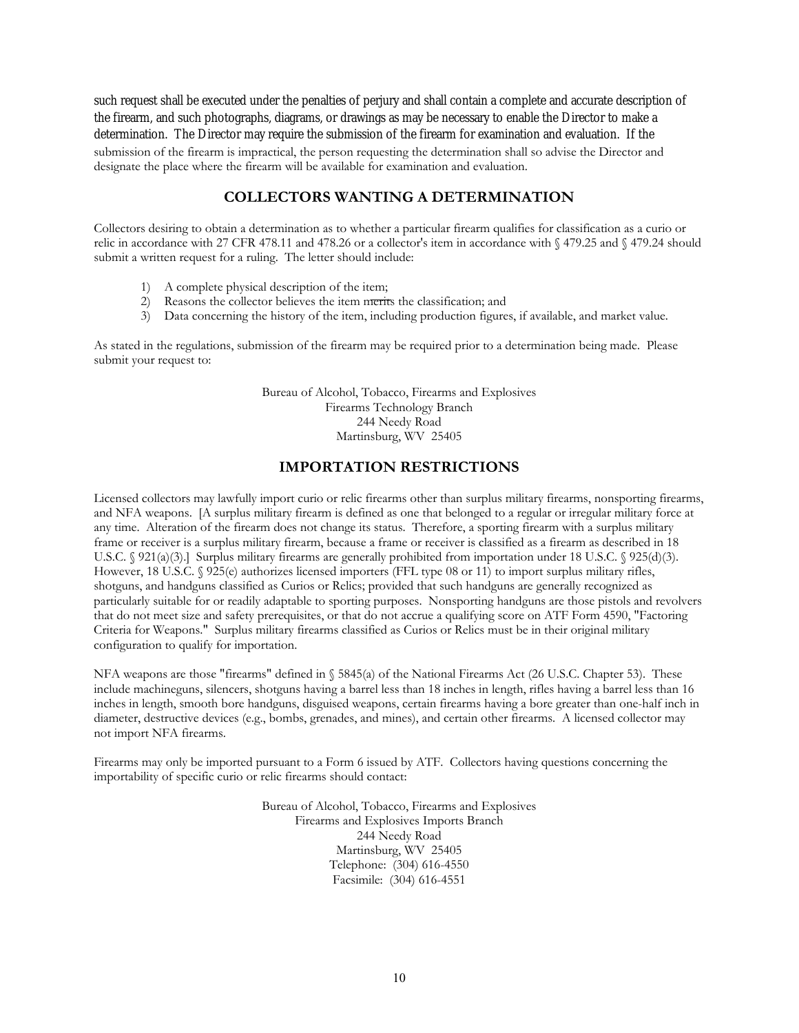such request shall be executed under the penalties of perjury and shall contain a complete and accurate description of the firearm, and such photographs, diagrams, or drawings as may be necessary to enable the Director to make a determination. The Director may require the submission of the firearm for examination and evaluation. If the submission of the firearm is impractical, the person requesting the determination shall so advise the Director and designate the place where the firearm will be available for examination and evaluation.

## COLLECTORS WANTING A DETERMINATION

Collectors desiring to obtain a determination as to whether a particular firearm qualifies for classification as a curio or relic in accordance with 27 CFR 478.11 and 478.26 or a collector's item in accordance with § 479.25 and § 479.24 should submit a written request for a ruling. The letter should include:

1) A complete physical description of the item;
2) Reasons the collector believes the item merits the classification; and
3) Data concerning the history of the item, including production figures, if available, and market value.

As stated in the regulations, submission of the firearm may be required prior to a determination being made. Please submit your request to:

Bureau of Alcohol, Tobacco, Firearms and Explosives
Firearms Technology Branch
244 Needy Road
Martinsburg, WV 25405

## IMPORTATION RESTRICTIONS

Licensed collectors may lawfully import curio or relic firearms other than surplus military firearms, nonsporting firearms, and NFA weapons. [A surplus military firearm is defined as one that belonged to a regular or irregular military force at any time. Alteration of the firearm does not change its status. Therefore, a sporting firearm with a surplus military frame or receiver is a surplus military firearm, because a frame or receiver is classified as a firearm as described in 18 U.S.C. § 921(a)(3).] Surplus military firearms are generally prohibited from importation under 18 U.S.C. § 925(d)(3). However, 18 U.S.C. § 925(e) authorizes licensed importers (FFL type 08 or 11) to import surplus military rifles, shotguns, and handguns classified as Curios or Relics; provided that such handguns are generally recognized as particularly suitable for or readily adaptable to sporting purposes. Nonsporting handguns are those pistols and revolvers that do not meet size and safety prerequisites, or that do not accrue a qualifying score on ATF Form 4590, "Factoring Criteria for Weapons." Surplus military firearms classified as Curios or Relics must be in their original military configuration to qualify for importation.

NFA weapons are those "firearms" defined in § 5845(a) of the National Firearms Act (26 U.S.C. Chapter 53). These include machineguns, silencers, shotguns having a barrel less than 18 inches in length, rifles having a barrel less than 16 inches in length, smooth bore handguns, disguised weapons, certain firearms having a bore greater than one-half inch in diameter, destructive devices (e.g., bombs, grenades, and mines), and certain other firearms. A licensed collector may not import NFA firearms.

Firearms may only be imported pursuant to a Form 6 issued by ATF. Collectors having questions concerning the importability of specific curio or relic firearms should contact:

Bureau of Alcohol, Tobacco, Firearms and Explosives
Firearms and Explosives Imports Branch
244 Needy Road
Martinsburg, WV 25405
Telephone: (304) 616-4550
Facsimile: (304) 616-4551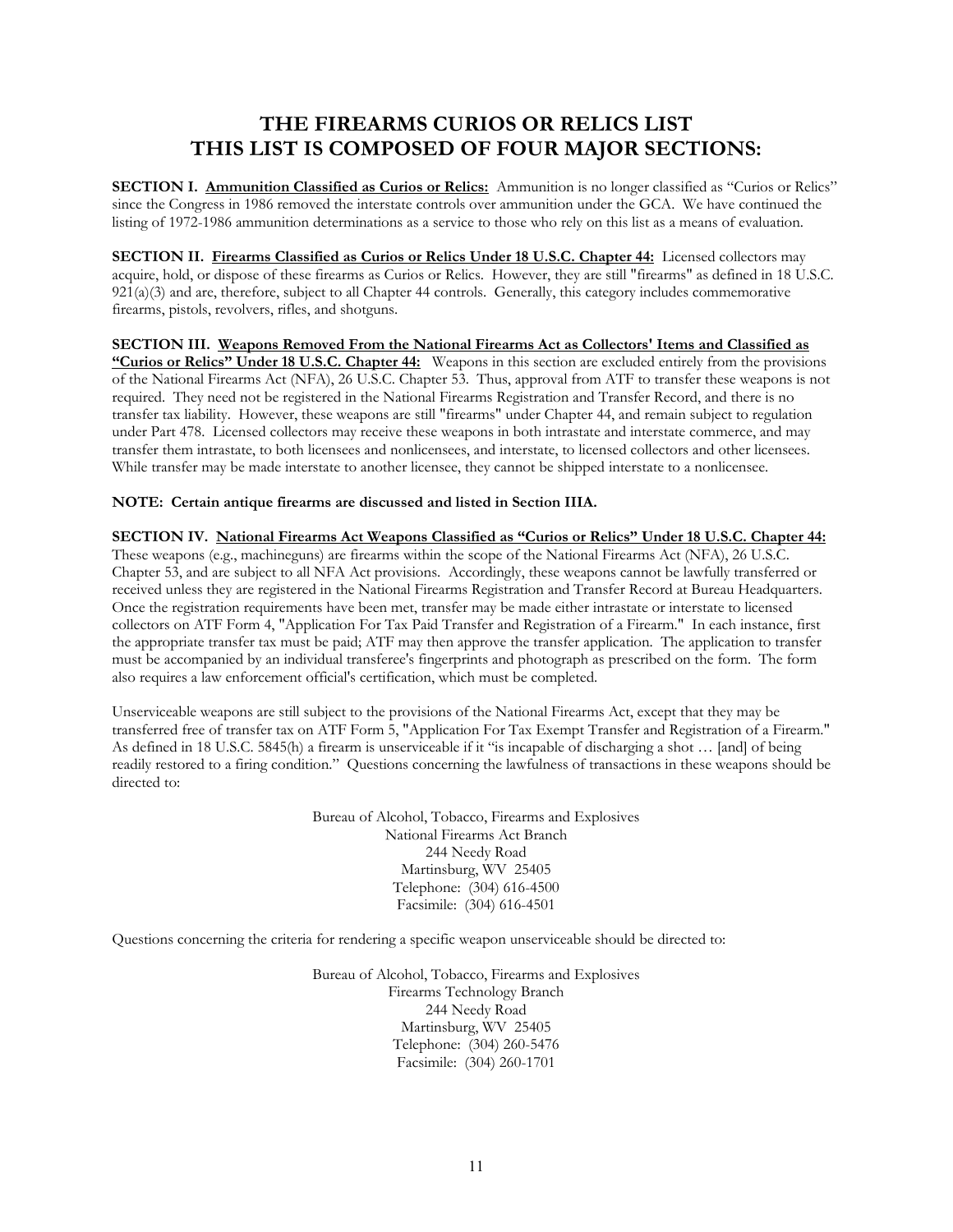# THE FIREARMS CURIOS OR RELICS LIST
# THIS LIST IS COMPOSED OF FOUR MAJOR SECTIONS:

**SECTION I. <u>Ammunition Classified as Curios or Relics:</u>** Ammunition is no longer classified as "Curios or Relics" since the Congress in 1986 removed the interstate controls over ammunition under the GCA. We have continued the listing of 1972-1986 ammunition determinations as a service to those who rely on this list as a means of evaluation.

**SECTION II. <u>Firearms Classified as Curios or Relics Under 18 U.S.C. Chapter 44:</u>** Licensed collectors may acquire, hold, or dispose of these firearms as Curios or Relics. However, they are still "firearms" as defined in 18 U.S.C. 921(a)(3) and are, therefore, subject to all Chapter 44 controls. Generally, this category includes commemorative firearms, pistols, revolvers, rifles, and shotguns.

**SECTION III. <u>Weapons Removed From the National Firearms Act as Collectors' Items and Classified as "Curios or Relics" Under 18 U.S.C. Chapter 44:</u>** Weapons in this section are excluded entirely from the provisions of the National Firearms Act (NFA), 26 U.S.C. Chapter 53. Thus, approval from ATF to transfer these weapons is not required. They need not be registered in the National Firearms Registration and Transfer Record, and there is no transfer tax liability. However, these weapons are still "firearms" under Chapter 44, and remain subject to regulation under Part 478. Licensed collectors may receive these weapons in both intrastate and interstate commerce, and may transfer them intrastate, to both licensees and nonlicensees, and interstate, to licensed collectors and other licensees. While transfer may be made interstate to another licensee, they cannot be shipped interstate to a nonlicensee.

**NOTE: Certain antique firearms are discussed and listed in Section IIIA.**

**SECTION IV. <u>National Firearms Act Weapons Classified as "Curios or Relics" Under 18 U.S.C. Chapter 44:</u>** These weapons (e.g., machineguns) are firearms within the scope of the National Firearms Act (NFA), 26 U.S.C. Chapter 53, and are subject to all NFA Act provisions. Accordingly, these weapons cannot be lawfully transferred or received unless they are registered in the National Firearms Registration and Transfer Record at Bureau Headquarters. Once the registration requirements have been met, transfer may be made either intrastate or interstate to licensed collectors on ATF Form 4, "Application For Tax Paid Transfer and Registration of a Firearm." In each instance, first the appropriate transfer tax must be paid; ATF may then approve the transfer application. The application to transfer must be accompanied by an individual transferee's fingerprints and photograph as prescribed on the form. The form also requires a law enforcement official's certification, which must be completed.

Unserviceable weapons are still subject to the provisions of the National Firearms Act, except that they may be transferred free of transfer tax on ATF Form 5, "Application For Tax Exempt Transfer and Registration of a Firearm." As defined in 18 U.S.C. 5845(h) a firearm is unserviceable if it "is incapable of discharging a shot … [and] of being readily restored to a firing condition." Questions concerning the lawfulness of transactions in these weapons should be directed to:

Bureau of Alcohol, Tobacco, Firearms and Explosives
National Firearms Act Branch
244 Needy Road
Martinsburg, WV 25405
Telephone: (304) 616-4500
Facsimile: (304) 616-4501

Questions concerning the criteria for rendering a specific weapon unserviceable should be directed to:

Bureau of Alcohol, Tobacco, Firearms and Explosives
Firearms Technology Branch
244 Needy Road
Martinsburg, WV 25405
Telephone: (304) 260-5476
Facsimile: (304) 260-1701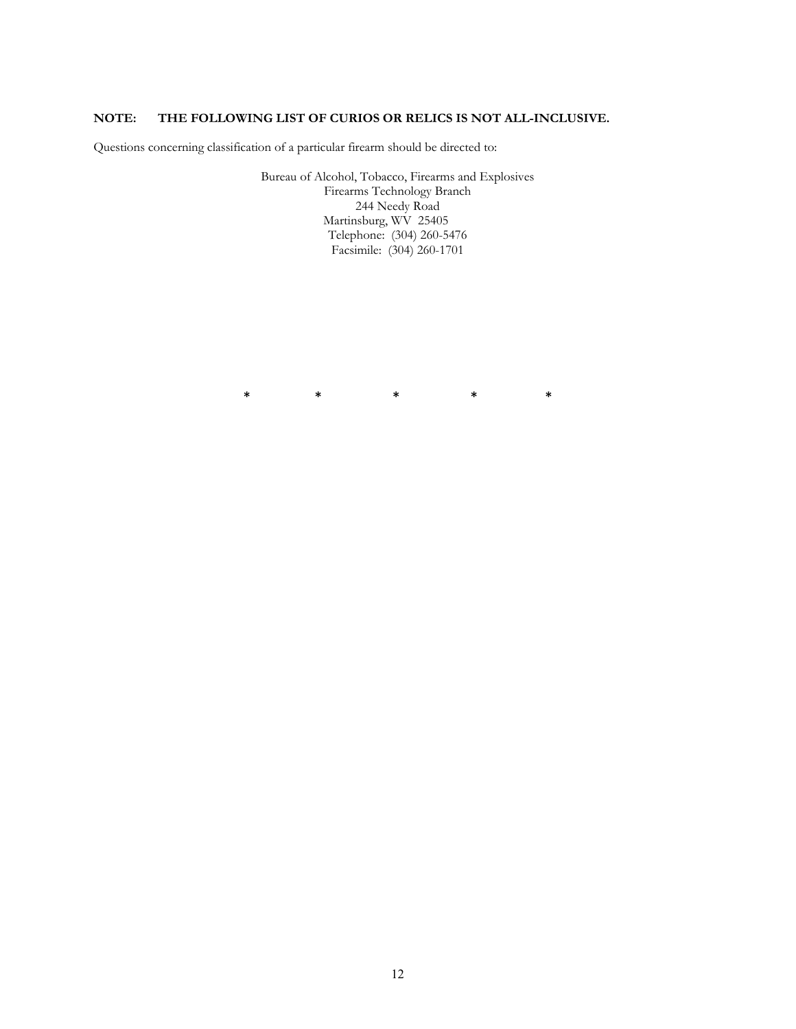**NOTE: THE FOLLOWING LIST OF CURIOS OR RELICS IS NOT ALL-INCLUSIVE.**

Questions concerning classification of a particular firearm should be directed to:

Bureau of Alcohol, Tobacco, Firearms and Explosives
Firearms Technology Branch
244 Needy Road
Martinsburg, WV 25405
Telephone: (304) 260-5476
Facsimile: (304) 260-1701

\* \* \* \* \*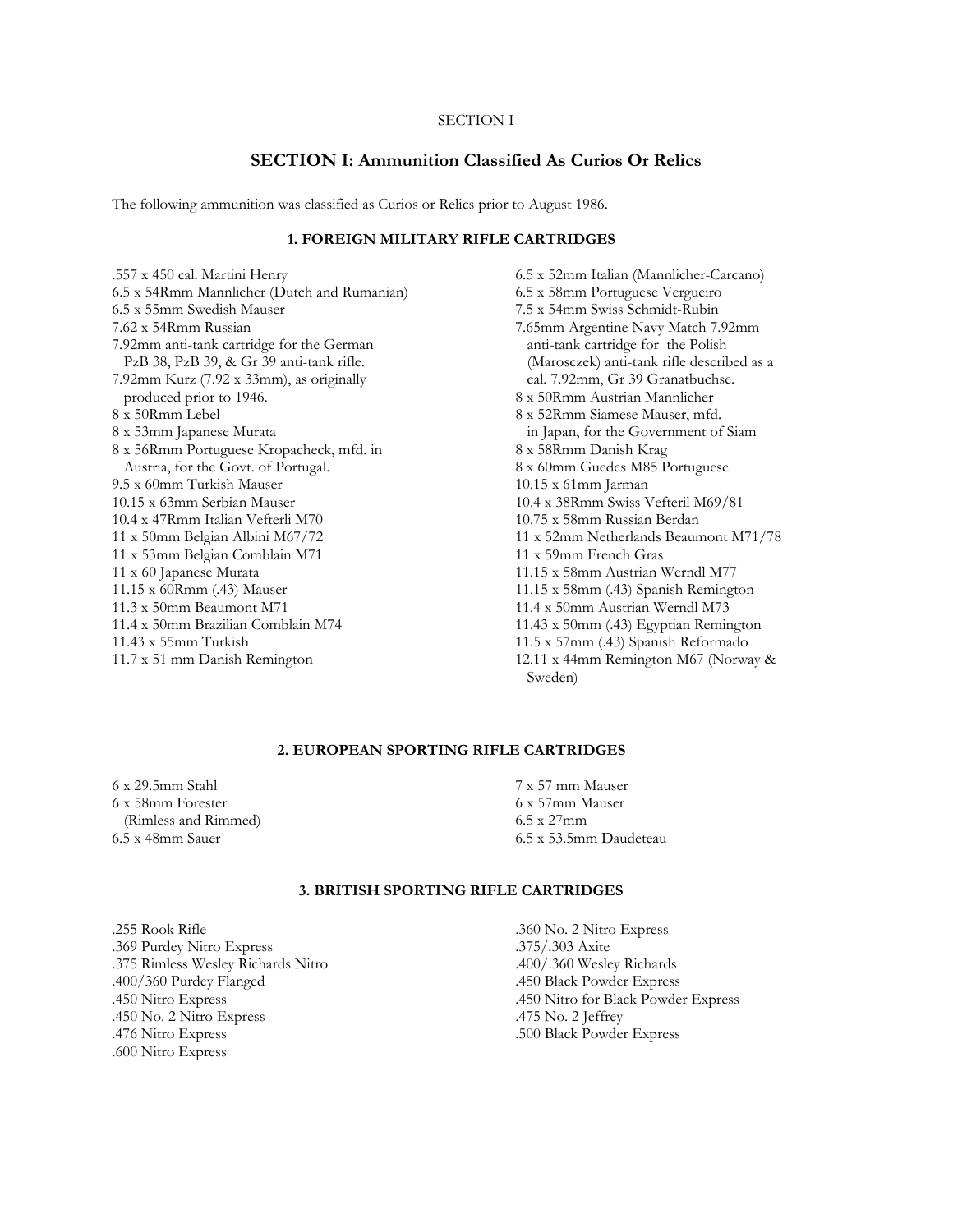# SECTION I: Ammunition Classified As Curios Or Relics

The following ammunition was classified as Curios or Relics prior to August 1986.

## 1. FOREIGN MILITARY RIFLE CARTRIDGES

.557 x 450 cal. Martini Henry
6.5 x 54Rmm Mannlicher (Dutch and Rumanian)
6.5 x 55mm Swedish Mauser
7.62 x 54Rmm Russian
7.92mm anti-tank cartridge for the German PzB 38, PzB 39, & Gr 39 anti-tank rifle.
7.92mm Kurz (7.92 x 33mm), as originally produced prior to 1946.
8 x 50Rmm Lebel
8 x 53mm Japanese Murata
8 x 56Rmm Portuguese Kropacheck, mfd. in Austria, for the Govt. of Portugal.
9.5 x 60mm Turkish Mauser
10.15 x 63mm Serbian Mauser
10.4 x 47Rmm Italian Vefterli M70
11 x 50mm Belgian Albini M67/72
11 x 53mm Belgian Comblain M71
11 x 60 Japanese Murata
11.15 x 60Rmm (.43) Mauser
11.3 x 50mm Beaumont M71
11.4 x 50mm Brazilian Comblain M74
11.43 x 55mm Turkish
11.7 x 51 mm Danish Remington
6.5 x 52mm Italian (Mannlicher-Carcano)
6.5 x 58mm Portuguese Vergueiro
7.5 x 54mm Swiss Schmidt-Rubin
7.65mm Argentine Navy Match 7.92mm anti-tank cartridge for the Polish (Marosczek) anti-tank rifle described as a cal. 7.92mm, Gr 39 Granatbuchse.
8 x 50Rmm Austrian Mannlicher
8 x 52Rmm Siamese Mauser, mfd. in Japan, for the Government of Siam
8 x 58Rmm Danish Krag
8 x 60mm Guedes M85 Portuguese
10.15 x 61mm Jarman
10.4 x 38Rmm Swiss Vefteril M69/81
10.75 x 58mm Russian Berdan
11 x 52mm Netherlands Beaumont M71/78
11 x 59mm French Gras
11.15 x 58mm Austrian Werndl M77
11.15 x 58mm (.43) Spanish Remington
11.4 x 50mm Austrian Werndl M73
11.43 x 50mm (.43) Egyptian Remington
11.5 x 57mm (.43) Spanish Reformado
12.11 x 44mm Remington M67 (Norway & Sweden)

## 2. EUROPEAN SPORTING RIFLE CARTRIDGES

6 x 29.5mm Stahl
6 x 58mm Forester (Rimless and Rimmed)
6.5 x 48mm Sauer
7 x 57 mm Mauser
6 x 57mm Mauser
6.5 x 27mm
6.5 x 53.5mm Daudeteau

## 3. BRITISH SPORTING RIFLE CARTRIDGES

.255 Rook Rifle
.369 Purdey Nitro Express
.375 Rimless Wesley Richards Nitro
.400/360 Purdey Flanged
.450 Nitro Express
.450 No. 2 Nitro Express
.476 Nitro Express
.600 Nitro Express
.360 No. 2 Nitro Express
.375/.303 Axite
.400/.360 Wesley Richards
.450 Black Powder Express
.450 Nitro for Black Powder Express
.475 No. 2 Jeffrey
.500 Black Powder Express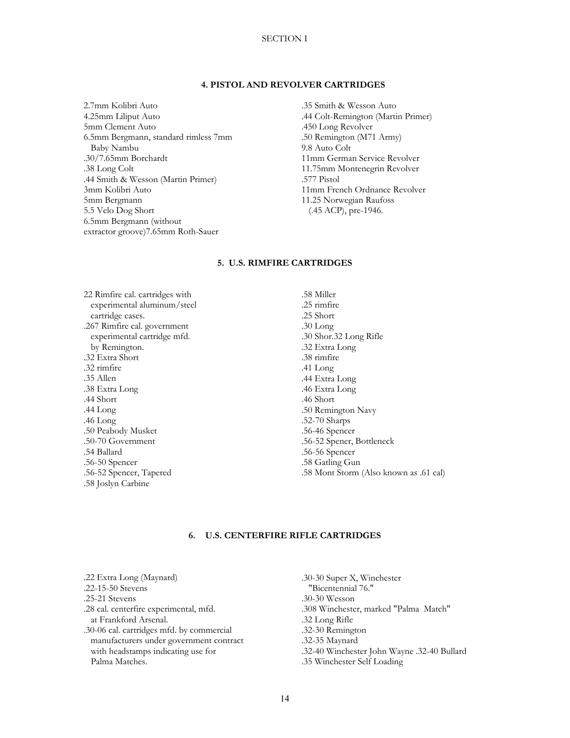## 4. PISTOL AND REVOLVER CARTRIDGES

2.7mm Kolibri Auto
4.25mm Liliput Auto
5mm Clement Auto
6.5mm Bergmann, standard rimless 7mm Baby Nambu
.30/7.65mm Borchardt
.38 Long Colt
.44 Smith & Wesson (Martin Primer)
3mm Kolibri Auto
5mm Bergmann
5.5 Velo Dog Short
6.5mm Bergmann (without extractor groove)7.65mm Roth-Sauer
.35 Smith & Wesson Auto
.44 Colt-Remington (Martin Primer)
.450 Long Revolver
.50 Remington (M71 Army)
9.8 Auto Colt
11mm German Service Revolver
11.75mm Montenegrin Revolver
.577 Pistol
11mm French Ordnance Revolver
11.25 Norwegian Raufoss (.45 ACP), pre-1946.

## 5. U.S. RIMFIRE CARTRIDGES

22 Rimfire cal. cartridges with experimental aluminum/steel cartridge cases.
.267 Rimfire cal. government experimental cartridge mfd. by Remington.
.32 Extra Short
.32 rimfire
.35 Allen
.38 Extra Long
.44 Short
.44 Long
.46 Long
.50 Peabody Musket
.50-70 Government
.54 Ballard
.56-50 Spencer
.56-52 Spencer, Tapered
.58 Joslyn Carbine
.58 Miller
.25 rimfire
.25 Short
.30 Long
.30 Shor.32 Long Rifle
.32 Extra Long
.38 rimfire
.41 Long
.44 Extra Long
.46 Extra Long
.46 Short
.50 Remington Navy
.52-70 Sharps
.56-46 Spencer
.56-52 Spener, Bottleneck
.56-56 Spencer
.58 Gatling Gun
.58 Mont Storm (Also known as .61 cal)

## 6. U.S. CENTERFIRE RIFLE CARTRIDGES

.22 Extra Long (Maynard)
.22-15-50 Stevens
.25-21 Stevens
.28 cal. centerfire experimental, mfd. at Frankford Arsenal.
.30-06 cal. cartridges mfd. by commercial manufacturers under government contract with headstamps indicating use for Palma Matches.
.30-30 Super X, Winchester "Bicentennial 76."
.30-30 Wesson
.308 Winchester, marked "Palma Match"
.32 Long Rifle
.32-30 Remington
.32-35 Maynard
.32-40 Winchester John Wayne .32-40 Bullard
.35 Winchester Self Loading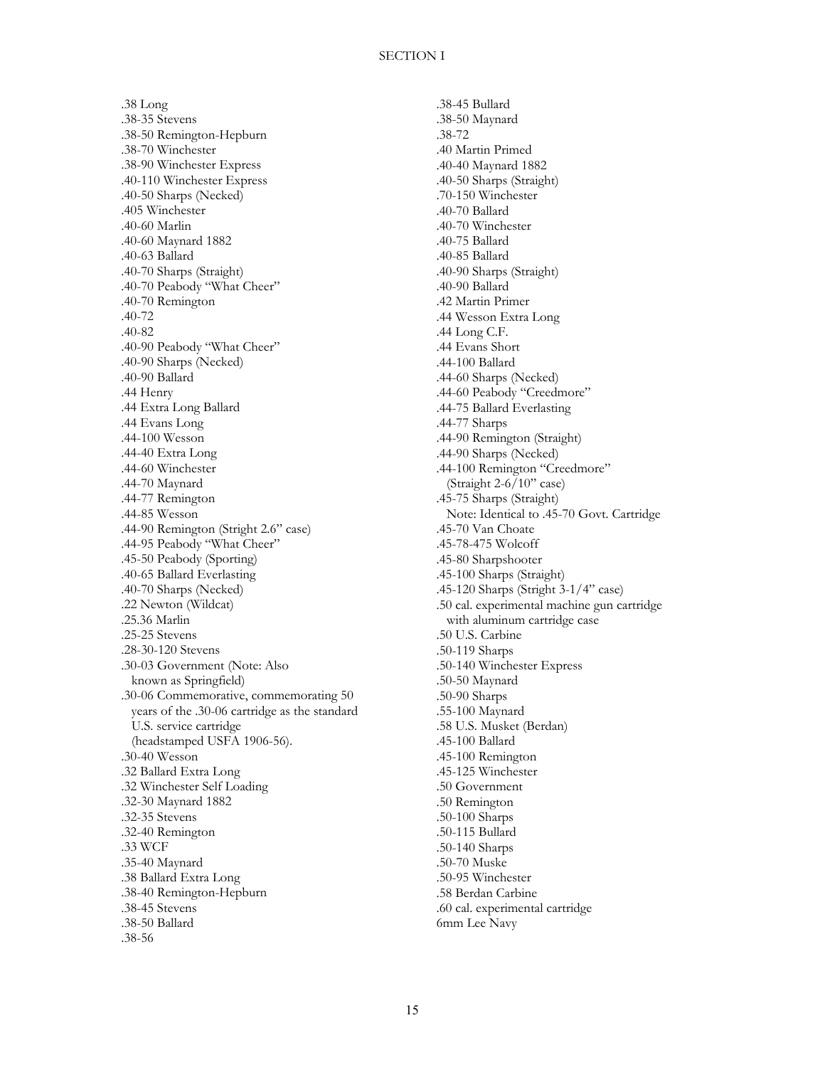.38 Long
.38-35 Stevens
.38-50 Remington-Hepburn
.38-70 Winchester
.38-90 Winchester Express
.40-110 Winchester Express
.40-50 Sharps (Necked)
.405 Winchester
.40-60 Marlin
.40-60 Maynard 1882
.40-63 Ballard
.40-70 Sharps (Straight)
.40-70 Peabody "What Cheer"
.40-70 Remington
.40-72
.40-82
.40-90 Peabody "What Cheer"
.40-90 Sharps (Necked)
.40-90 Ballard
.44 Henry
.44 Extra Long Ballard
.44 Evans Long
.44-100 Wesson
.44-40 Extra Long
.44-60 Winchester
.44-70 Maynard
.44-77 Remington
.44-85 Wesson
.44-90 Remington (Stright 2.6" case)
.44-95 Peabody "What Cheer"
.45-50 Peabody (Sporting)
.40-65 Ballard Everlasting
.40-70 Sharps (Necked)
.22 Newton (Wildcat)
.25.36 Marlin
.25-25 Stevens
.28-30-120 Stevens
.30-03 Government (Note: Also known as Springfield)
.30-06 Commemorative, commemorating 50 years of the .30-06 cartridge as the standard U.S. service cartridge (headstamped USFA 1906-56).
.30-40 Wesson
.32 Ballard Extra Long
.32 Winchester Self Loading
.32-30 Maynard 1882
.32-35 Stevens
.32-40 Remington
.33 WCF
.35-40 Maynard
.38 Ballard Extra Long
.38-40 Remington-Hepburn
.38-45 Stevens
.38-50 Ballard
.38-56
.38-45 Bullard
.38-50 Maynard
.38-72
.40 Martin Primed
.40-40 Maynard 1882
.40-50 Sharps (Straight)
.70-150 Winchester
.40-70 Ballard
.40-70 Winchester
.40-75 Ballard
.40-85 Ballard
.40-90 Sharps (Straight)
.40-90 Ballard
.42 Martin Primer
.44 Wesson Extra Long
.44 Long C.F.
.44 Evans Short
.44-100 Ballard
.44-60 Sharps (Necked)
.44-60 Peabody "Creedmore"
.44-75 Ballard Everlasting
.44-77 Sharps
.44-90 Remington (Straight)
.44-90 Sharps (Necked)
.44-100 Remington "Creedmore" (Straight 2-6/10" case)
.45-75 Sharps (Straight)
Note: Identical to .45-70 Govt. Cartridge
.45-70 Van Choate
.45-78-475 Wolcoff
.45-80 Sharpshooter
.45-100 Sharps (Straight)
.45-120 Sharps (Stright 3-1/4" case)
.50 cal. experimental machine gun cartridge with aluminum cartridge case
.50 U.S. Carbine
.50-119 Sharps
.50-140 Winchester Express
.50-50 Maynard
.50-90 Sharps
.55-100 Maynard
.58 U.S. Musket (Berdan)
.45-100 Ballard
.45-100 Remington
.45-125 Winchester
.50 Government
.50 Remington
.50-100 Sharps
.50-115 Bullard
.50-140 Sharps
.50-70 Muske
.50-95 Winchester
.58 Berdan Carbine
.60 cal. experimental cartridge
6mm Lee Navy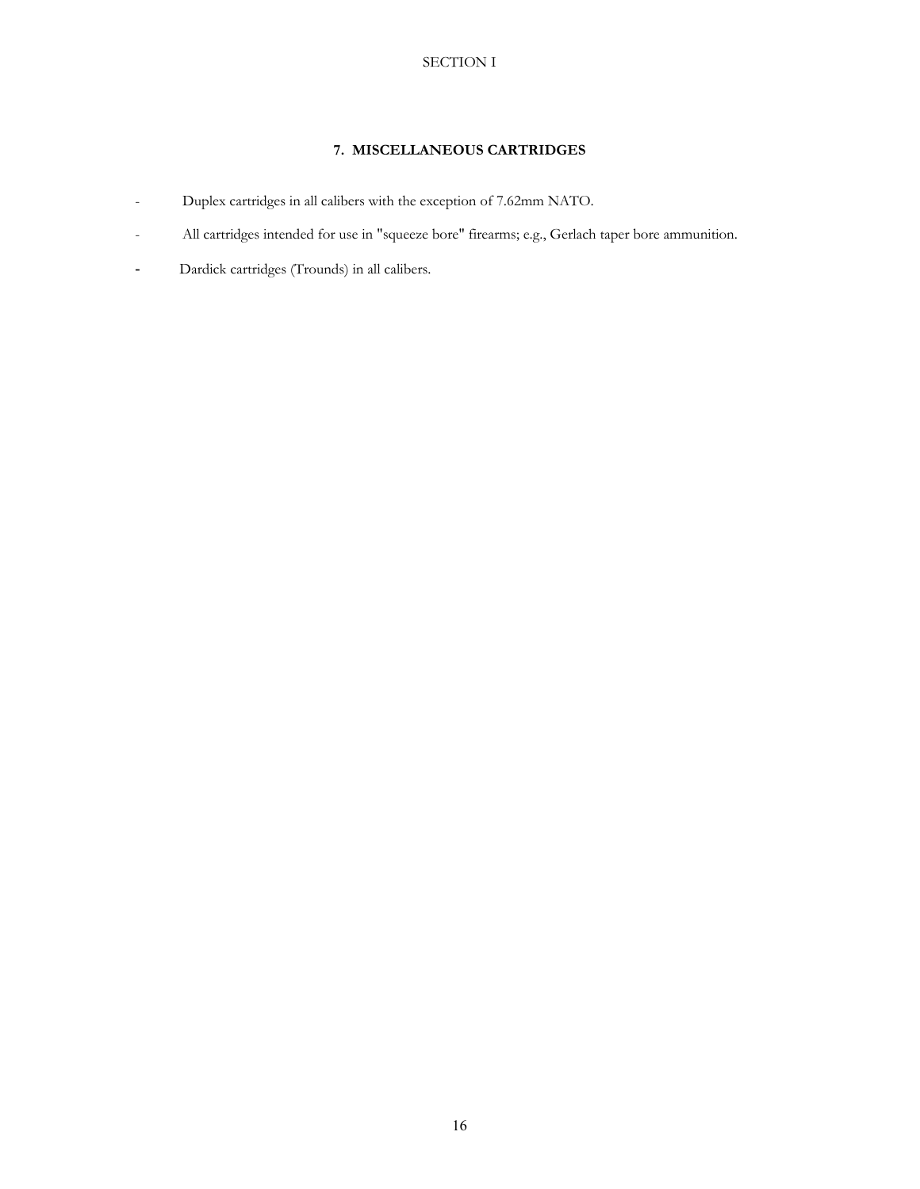SECTION I

## 7. MISCELLANEOUS CARTRIDGES

- Duplex cartridges in all calibers with the exception of 7.62mm NATO.
- All cartridges intended for use in "squeeze bore" firearms; e.g., Gerlach taper bore ammunition.
- Dardick cartridges (Trounds) in all calibers.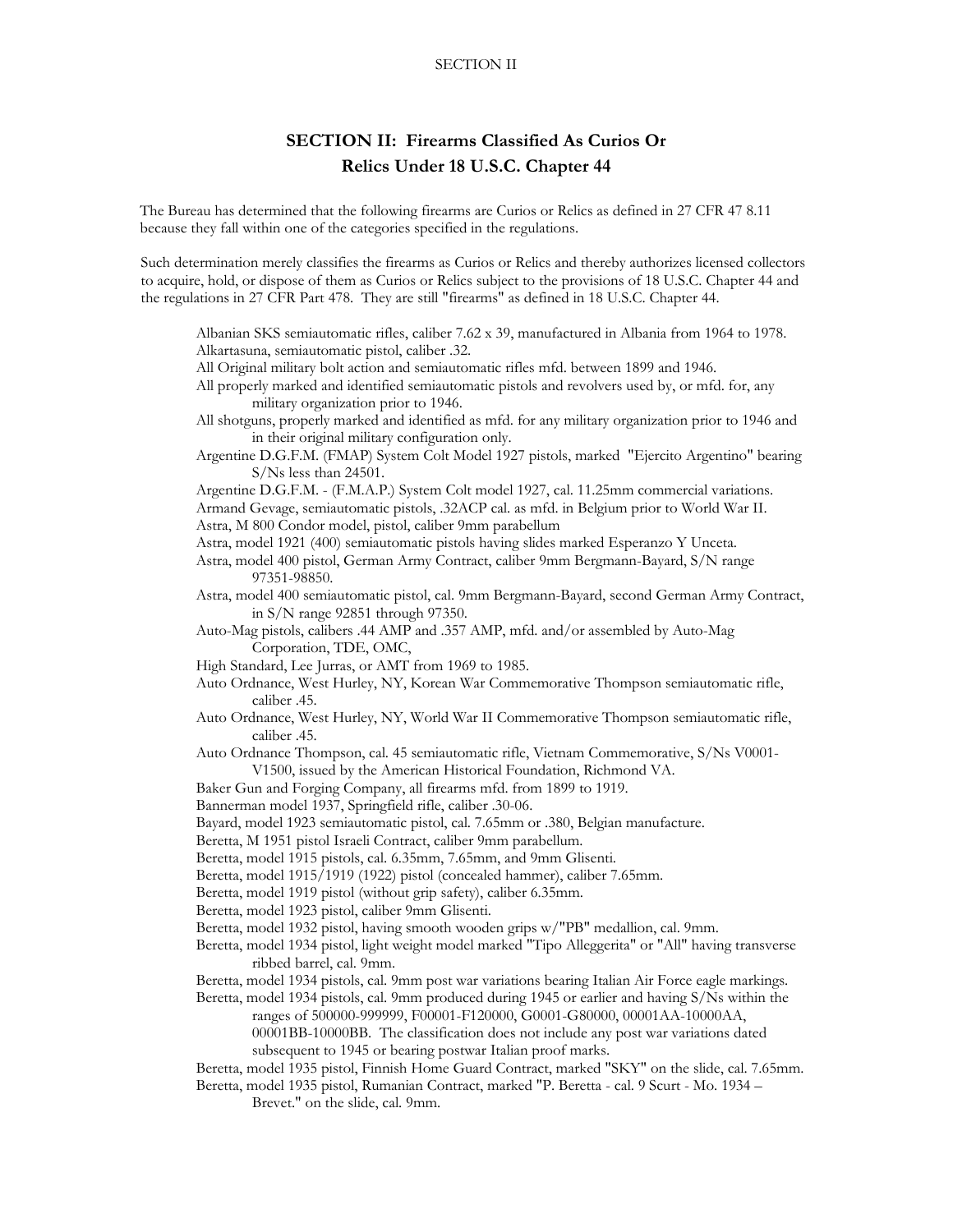## SECTION II: Firearms Classified As Curios Or Relics Under 18 U.S.C. Chapter 44

The Bureau has determined that the following firearms are Curios or Relics as defined in 27 CFR 47 8.11 because they fall within one of the categories specified in the regulations.

Such determination merely classifies the firearms as Curios or Relics and thereby authorizes licensed collectors to acquire, hold, or dispose of them as Curios or Relics subject to the provisions of 18 U.S.C. Chapter 44 and the regulations in 27 CFR Part 478. They are still "firearms" as defined in 18 U.S.C. Chapter 44.

- Albanian SKS semiautomatic rifles, caliber 7.62 x 39, manufactured in Albania from 1964 to 1978.
- Alkartasuna, semiautomatic pistol, caliber .32.
- All Original military bolt action and semiautomatic rifles mfd. between 1899 and 1946.
- All properly marked and identified semiautomatic pistols and revolvers used by, or mfd. for, any military organization prior to 1946.
- All shotguns, properly marked and identified as mfd. for any military organization prior to 1946 and in their original military configuration only.
- Argentine D.G.F.M. (FMAP) System Colt Model 1927 pistols, marked "Ejercito Argentino" bearing S/Ns less than 24501.
- Argentine D.G.F.M. - (F.M.A.P.) System Colt model 1927, cal. 11.25mm commercial variations.
- Armand Gevage, semiautomatic pistols, .32ACP cal. as mfd. in Belgium prior to World War II.
- Astra, M 800 Condor model, pistol, caliber 9mm parabellum
- Astra, model 1921 (400) semiautomatic pistols having slides marked Esperanzo Y Unceta.
- Astra, model 400 pistol, German Army Contract, caliber 9mm Bergmann-Bayard, S/N range 97351-98850.
- Astra, model 400 semiautomatic pistol, cal. 9mm Bergmann-Bayard, second German Army Contract, in S/N range 92851 through 97350.
- Auto-Mag pistols, calibers .44 AMP and .357 AMP, mfd. and/or assembled by Auto-Mag Corporation, TDE, OMC,
- High Standard, Lee Jurras, or AMT from 1969 to 1985.
- Auto Ordnance, West Hurley, NY, Korean War Commemorative Thompson semiautomatic rifle, caliber .45.
- Auto Ordnance, West Hurley, NY, World War II Commemorative Thompson semiautomatic rifle, caliber .45.
- Auto Ordnance Thompson, cal. 45 semiautomatic rifle, Vietnam Commemorative, S/Ns V0001-V1500, issued by the American Historical Foundation, Richmond VA.
- Baker Gun and Forging Company, all firearms mfd. from 1899 to 1919.
- Bannerman model 1937, Springfield rifle, caliber .30-06.
- Bayard, model 1923 semiautomatic pistol, cal. 7.65mm or .380, Belgian manufacture.
- Beretta, M 1951 pistol Israeli Contract, caliber 9mm parabellum.
- Beretta, model 1915 pistols, cal. 6.35mm, 7.65mm, and 9mm Glisenti.
- Beretta, model 1915/1919 (1922) pistol (concealed hammer), caliber 7.65mm.
- Beretta, model 1919 pistol (without grip safety), caliber 6.35mm.
- Beretta, model 1923 pistol, caliber 9mm Glisenti.
- Beretta, model 1932 pistol, having smooth wooden grips w/"PB" medallion, cal. 9mm.
- Beretta, model 1934 pistol, light weight model marked "Tipo Alleggerita" or "All" having transverse ribbed barrel, cal. 9mm.
- Beretta, model 1934 pistols, cal. 9mm post war variations bearing Italian Air Force eagle markings.
- Beretta, model 1934 pistols, cal. 9mm produced during 1945 or earlier and having S/Ns within the ranges of 500000-999999, F00001-F120000, G0001-G80000, 00001AA-10000AA, 00001BB-10000BB. The classification does not include any post war variations dated subsequent to 1945 or bearing postwar Italian proof marks.
- Beretta, model 1935 pistol, Finnish Home Guard Contract, marked "SKY" on the slide, cal. 7.65mm.
- Beretta, model 1935 pistol, Rumanian Contract, marked "P. Beretta - cal. 9 Scurt - Mo. 1934 – Brevet." on the slide, cal. 9mm.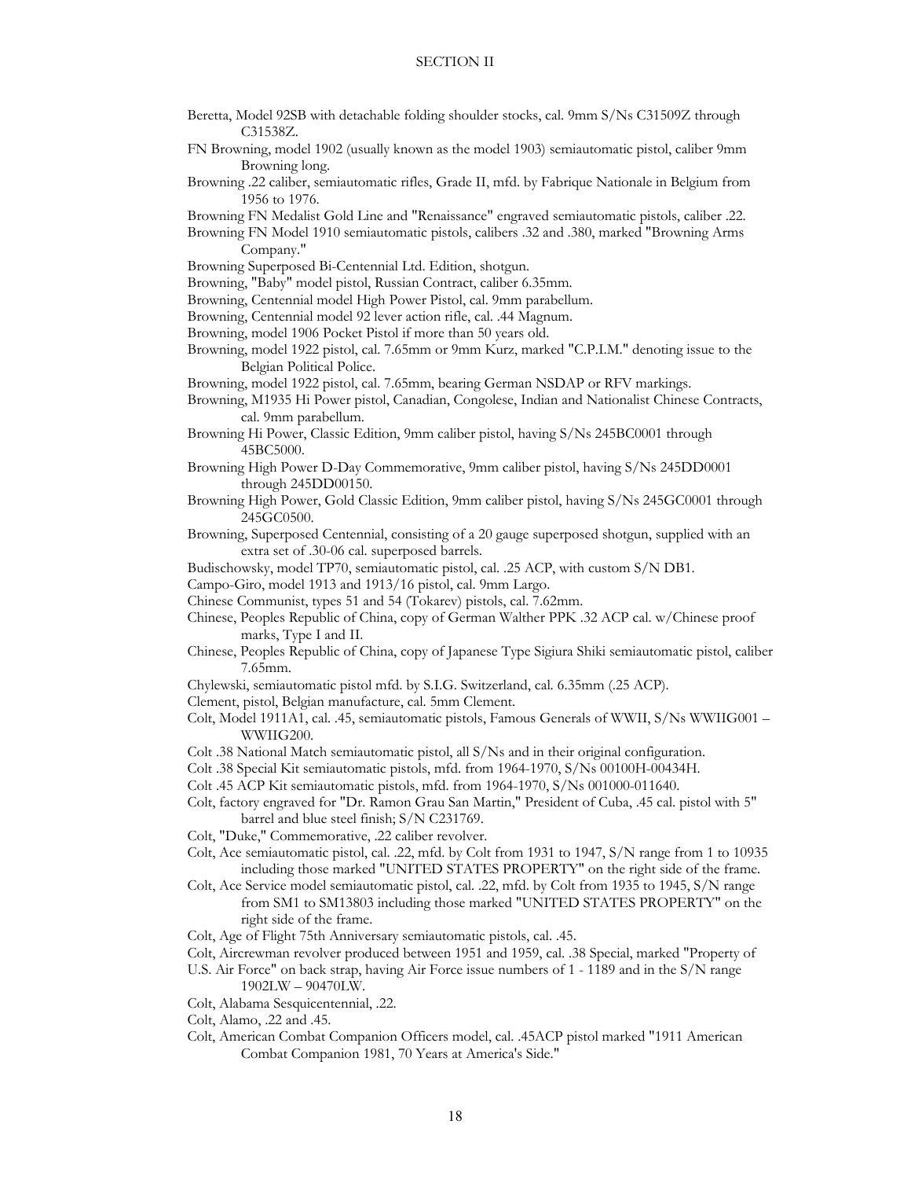SECTION II

Beretta, Model 92SB with detachable folding shoulder stocks, cal. 9mm S/Ns C31509Z through C31538Z.

FN Browning, model 1902 (usually known as the model 1903) semiautomatic pistol, caliber 9mm Browning long.

Browning .22 caliber, semiautomatic rifles, Grade II, mfd. by Fabrique Nationale in Belgium from 1956 to 1976.

Browning FN Medalist Gold Line and "Renaissance" engraved semiautomatic pistols, caliber .22.

Browning FN Model 1910 semiautomatic pistols, calibers .32 and .380, marked "Browning Arms Company."

Browning Superposed Bi-Centennial Ltd. Edition, shotgun.

Browning, "Baby" model pistol, Russian Contract, caliber 6.35mm.

Browning, Centennial model High Power Pistol, cal. 9mm parabellum.

Browning, Centennial model 92 lever action rifle, cal. .44 Magnum.

Browning, model 1906 Pocket Pistol if more than 50 years old.

Browning, model 1922 pistol, cal. 7.65mm or 9mm Kurz, marked "C.P.I.M." denoting issue to the Belgian Political Police.

Browning, model 1922 pistol, cal. 7.65mm, bearing German NSDAP or RFV markings.

Browning, M1935 Hi Power pistol, Canadian, Congolese, Indian and Nationalist Chinese Contracts, cal. 9mm parabellum.

Browning Hi Power, Classic Edition, 9mm caliber pistol, having S/Ns 245BC0001 through 45BC5000.

Browning High Power D-Day Commemorative, 9mm caliber pistol, having S/Ns 245DD0001 through 245DD00150.

Browning High Power, Gold Classic Edition, 9mm caliber pistol, having S/Ns 245GC0001 through 245GC0500.

Browning, Superposed Centennial, consisting of a 20 gauge superposed shotgun, supplied with an extra set of .30-06 cal. superposed barrels.

Budischowsky, model TP70, semiautomatic pistol, cal. .25 ACP, with custom S/N DB1.

Campo-Giro, model 1913 and 1913/16 pistol, cal. 9mm Largo.

Chinese Communist, types 51 and 54 (Tokarev) pistols, cal. 7.62mm.

Chinese, Peoples Republic of China, copy of German Walther PPK .32 ACP cal. w/Chinese proof marks, Type I and II.

Chinese, Peoples Republic of China, copy of Japanese Type Sigiura Shiki semiautomatic pistol, caliber 7.65mm.

Chylewski, semiautomatic pistol mfd. by S.I.G. Switzerland, cal. 6.35mm (.25 ACP).

Clement, pistol, Belgian manufacture, cal. 5mm Clement.

Colt, Model 1911A1, cal. .45, semiautomatic pistols, Famous Generals of WWII, S/Ns WWIIG001 – WWIIG200.

Colt .38 National Match semiautomatic pistol, all S/Ns and in their original configuration.

Colt .38 Special Kit semiautomatic pistols, mfd. from 1964-1970, S/Ns 00100H-00434H.

Colt .45 ACP Kit semiautomatic pistols, mfd. from 1964-1970, S/Ns 001000-011640.

Colt, factory engraved for "Dr. Ramon Grau San Martin," President of Cuba, .45 cal. pistol with 5" barrel and blue steel finish; S/N C231769.

Colt, "Duke," Commemorative, .22 caliber revolver.

Colt, Ace semiautomatic pistol, cal. .22, mfd. by Colt from 1931 to 1947, S/N range from 1 to 10935 including those marked "UNITED STATES PROPERTY" on the right side of the frame.

Colt, Ace Service model semiautomatic pistol, cal. .22, mfd. by Colt from 1935 to 1945, S/N range from SM1 to SM13803 including those marked "UNITED STATES PROPERTY" on the right side of the frame.

Colt, Age of Flight 75th Anniversary semiautomatic pistols, cal. .45.

Colt, Aircrewman revolver produced between 1951 and 1959, cal. .38 Special, marked "Property of U.S. Air Force" on back strap, having Air Force issue numbers of 1 - 1189 and in the S/N range 1902LW – 90470LW.

Colt, Alabama Sesquicentennial, .22.

Colt, Alamo, .22 and .45.

Colt, American Combat Companion Officers model, cal. .45ACP pistol marked "1911 American Combat Companion 1981, 70 Years at America's Side."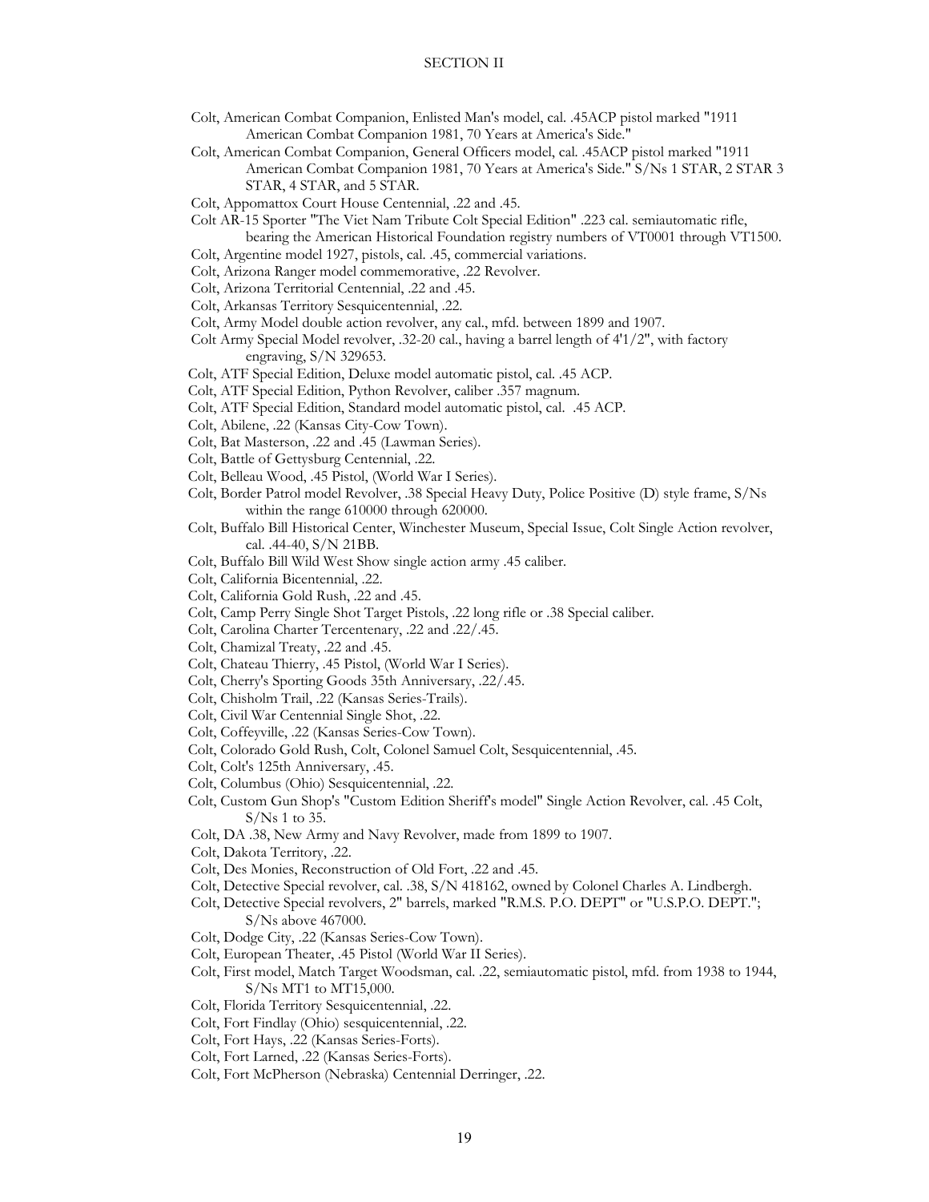## SECTION II

Colt, American Combat Companion, Enlisted Man's model, cal. .45ACP pistol marked "1911 American Combat Companion 1981, 70 Years at America's Side."

Colt, American Combat Companion, General Officers model, cal. .45ACP pistol marked "1911 American Combat Companion 1981, 70 Years at America's Side." S/Ns 1 STAR, 2 STAR 3 STAR, 4 STAR, and 5 STAR.

Colt, Appomattox Court House Centennial, .22 and .45.

Colt AR-15 Sporter "The Viet Nam Tribute Colt Special Edition" .223 cal. semiautomatic rifle, bearing the American Historical Foundation registry numbers of VT0001 through VT1500.

Colt, Argentine model 1927, pistols, cal. .45, commercial variations.

Colt, Arizona Ranger model commemorative, .22 Revolver.

Colt, Arizona Territorial Centennial, .22 and .45.

Colt, Arkansas Territory Sesquicentennial, .22.

Colt, Army Model double action revolver, any cal., mfd. between 1899 and 1907.

Colt Army Special Model revolver, .32-20 cal., having a barrel length of 4'1/2", with factory engraving, S/N 329653.

Colt, ATF Special Edition, Deluxe model automatic pistol, cal. .45 ACP.

Colt, ATF Special Edition, Python Revolver, caliber .357 magnum.

Colt, ATF Special Edition, Standard model automatic pistol, cal. .45 ACP.

Colt, Abilene, .22 (Kansas City-Cow Town).

Colt, Bat Masterson, .22 and .45 (Lawman Series).

Colt, Battle of Gettysburg Centennial, .22.

Colt, Belleau Wood, .45 Pistol, (World War I Series).

Colt, Border Patrol model Revolver, .38 Special Heavy Duty, Police Positive (D) style frame, S/Ns within the range 610000 through 620000.

Colt, Buffalo Bill Historical Center, Winchester Museum, Special Issue, Colt Single Action revolver, cal. .44-40, S/N 21BB.

Colt, Buffalo Bill Wild West Show single action army .45 caliber.

Colt, California Bicentennial, .22.

Colt, California Gold Rush, .22 and .45.

Colt, Camp Perry Single Shot Target Pistols, .22 long rifle or .38 Special caliber.

Colt, Carolina Charter Tercentenary, .22 and .22/.45.

Colt, Chamizal Treaty, .22 and .45.

Colt, Chateau Thierry, .45 Pistol, (World War I Series).

Colt, Cherry's Sporting Goods 35th Anniversary, .22/.45.

Colt, Chisholm Trail, .22 (Kansas Series-Trails).

Colt, Civil War Centennial Single Shot, .22.

Colt, Coffeyville, .22 (Kansas Series-Cow Town).

Colt, Colorado Gold Rush, Colt, Colonel Samuel Colt, Sesquicentennial, .45.

Colt, Colt's 125th Anniversary, .45.

Colt, Columbus (Ohio) Sesquicentennial, .22.

Colt, Custom Gun Shop's "Custom Edition Sheriff's model" Single Action Revolver, cal. .45 Colt, S/Ns 1 to 35.

Colt, DA .38, New Army and Navy Revolver, made from 1899 to 1907.

Colt, Dakota Territory, .22.

Colt, Des Monies, Reconstruction of Old Fort, .22 and .45.

Colt, Detective Special revolver, cal. .38, S/N 418162, owned by Colonel Charles A. Lindbergh.

Colt, Detective Special revolvers, 2" barrels, marked "R.M.S. P.O. DEPT" or "U.S.P.O. DEPT."; S/Ns above 467000.

Colt, Dodge City, .22 (Kansas Series-Cow Town).

Colt, European Theater, .45 Pistol (World War II Series).

Colt, First model, Match Target Woodsman, cal. .22, semiautomatic pistol, mfd. from 1938 to 1944, S/Ns MT1 to MT15,000.

Colt, Florida Territory Sesquicentennial, .22.

Colt, Fort Findlay (Ohio) sesquicentennial, .22.

Colt, Fort Hays, .22 (Kansas Series-Forts).

Colt, Fort Larned, .22 (Kansas Series-Forts).

Colt, Fort McPherson (Nebraska) Centennial Derringer, .22.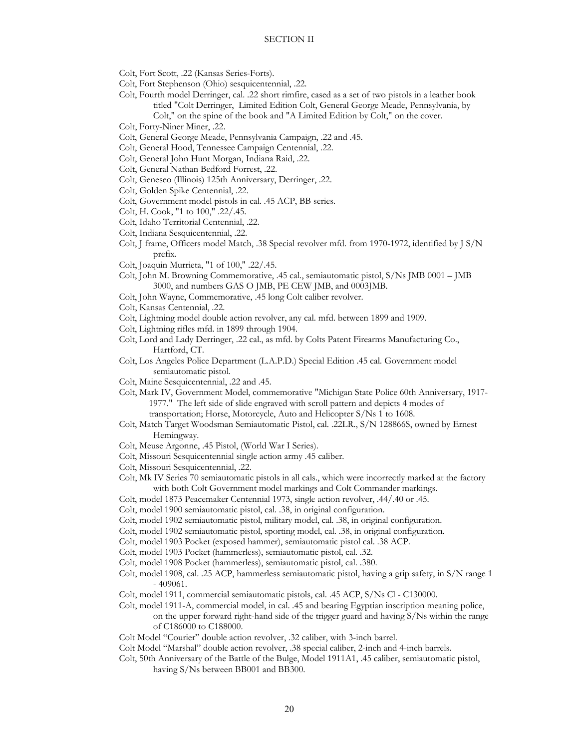Colt, Fort Scott, .22 (Kansas Series-Forts).

Colt, Fort Stephenson (Ohio) sesquicentennial, .22.

Colt, Fourth model Derringer, cal. .22 short rimfire, cased as a set of two pistols in a leather book titled "Colt Derringer, Limited Edition Colt, General George Meade, Pennsylvania, by Colt," on the spine of the book and "A Limited Edition by Colt," on the cover.

Colt, Forty-Niner Miner, .22.

Colt, General George Meade, Pennsylvania Campaign, .22 and .45.

Colt, General Hood, Tennessee Campaign Centennial, .22.

Colt, General John Hunt Morgan, Indiana Raid, .22.

Colt, General Nathan Bedford Forrest, .22.

Colt, Geneseo (Illinois) 125th Anniversary, Derringer, .22.

Colt, Golden Spike Centennial, .22.

Colt, Government model pistols in cal. .45 ACP, BB series.

Colt, H. Cook, "1 to 100," .22/.45.

Colt, Idaho Territorial Centennial, .22.

Colt, Indiana Sesquicentennial, .22.

Colt, J frame, Officers model Match, .38 Special revolver mfd. from 1970-1972, identified by J S/N prefix.

Colt, Joaquin Murrieta, "1 of 100," .22/.45.

Colt, John M. Browning Commemorative, .45 cal., semiautomatic pistol, S/Ns JMB 0001 – JMB 3000, and numbers GAS O JMB, PE CEW JMB, and 0003JMB.

Colt, John Wayne, Commemorative, .45 long Colt caliber revolver.

Colt, Kansas Centennial, .22.

Colt, Lightning model double action revolver, any cal. mfd. between 1899 and 1909.

Colt, Lightning rifles mfd. in 1899 through 1904.

Colt, Lord and Lady Derringer, .22 cal., as mfd. by Colts Patent Firearms Manufacturing Co., Hartford, CT.

Colt, Los Angeles Police Department (L.A.P.D.) Special Edition .45 cal. Government model semiautomatic pistol.

Colt, Maine Sesquicentennial, .22 and .45.

Colt, Mark IV, Government Model, commemorative "Michigan State Police 60th Anniversary, 1917-1977." The left side of slide engraved with scroll pattern and depicts 4 modes of transportation; Horse, Motorcycle, Auto and Helicopter S/Ns 1 to 1608.

Colt, Match Target Woodsman Semiautomatic Pistol, cal. .22LR., S/N 128866S, owned by Ernest Hemingway.

Colt, Meuse Argonne, .45 Pistol, (World War I Series).

Colt, Missouri Sesquicentennial single action army .45 caliber.

Colt, Missouri Sesquicentennial, .22.

Colt, Mk IV Series 70 semiautomatic pistols in all cals., which were incorrectly marked at the factory with both Colt Government model markings and Colt Commander markings.

Colt, model 1873 Peacemaker Centennial 1973, single action revolver, .44/.40 or .45.

Colt, model 1900 semiautomatic pistol, cal. .38, in original configuration.

Colt, model 1902 semiautomatic pistol, military model, cal. .38, in original configuration.

Colt, model 1902 semiautomatic pistol, sporting model, cal. .38, in original configuration.

Colt, model 1903 Pocket (exposed hammer), semiautomatic pistol cal. .38 ACP.

Colt, model 1903 Pocket (hammerless), semiautomatic pistol, cal. .32.

Colt, model 1908 Pocket (hammerless), semiautomatic pistol, cal. .380.

Colt, model 1908, cal. .25 ACP, hammerless semiautomatic pistol, having a grip safety, in S/N range 1 - 409061.

Colt, model 1911, commercial semiautomatic pistols, cal. .45 ACP, S/Ns Cl - C130000.

Colt, model 1911-A, commercial model, in cal. .45 and bearing Egyptian inscription meaning police, on the upper forward right-hand side of the trigger guard and having S/Ns within the range of C186000 to C188000.

Colt Model "Courier" double action revolver, .32 caliber, with 3-inch barrel.

Colt Model "Marshal" double action revolver, .38 special caliber, 2-inch and 4-inch barrels.

Colt, 50th Anniversary of the Battle of the Bulge, Model 1911A1, .45 caliber, semiautomatic pistol, having S/Ns between BB001 and BB300.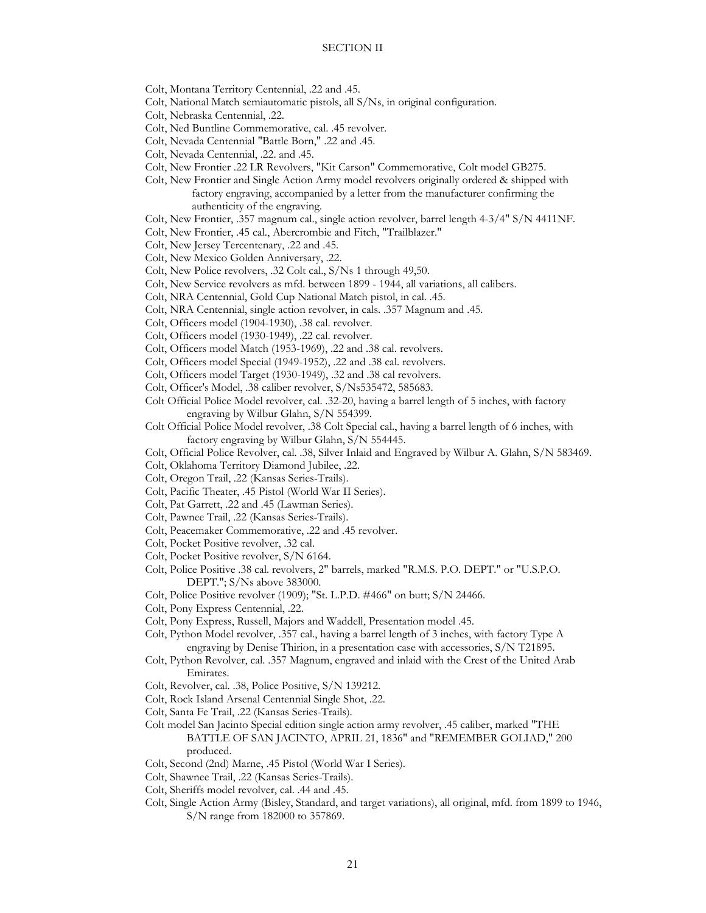## SECTION II

Colt, Montana Territory Centennial, .22 and .45.

Colt, National Match semiautomatic pistols, all S/Ns, in original configuration.

Colt, Nebraska Centennial, .22.

Colt, Ned Buntline Commemorative, cal. .45 revolver.

Colt, Nevada Centennial "Battle Born," .22 and .45.

Colt, Nevada Centennial, .22. and .45.

Colt, New Frontier .22 LR Revolvers, "Kit Carson" Commemorative, Colt model GB275.

Colt, New Frontier and Single Action Army model revolvers originally ordered & shipped with factory engraving, accompanied by a letter from the manufacturer confirming the authenticity of the engraving.

Colt, New Frontier, .357 magnum cal., single action revolver, barrel length 4-3/4" S/N 4411NF.

Colt, New Frontier, .45 cal., Abercrombie and Fitch, "Trailblazer."

Colt, New Jersey Tercentenary, .22 and .45.

Colt, New Mexico Golden Anniversary, .22.

Colt, New Police revolvers, .32 Colt cal., S/Ns 1 through 49,50.

Colt, New Service revolvers as mfd. between 1899 - 1944, all variations, all calibers.

Colt, NRA Centennial, Gold Cup National Match pistol, in cal. .45.

Colt, NRA Centennial, single action revolver, in cals. .357 Magnum and .45.

Colt, Officers model (1904-1930), .38 cal. revolver.

Colt, Officers model (1930-1949), .22 cal. revolver.

Colt, Officers model Match (1953-1969), .22 and .38 cal. revolvers.

Colt, Officers model Special (1949-1952), .22 and .38 cal. revolvers.

Colt, Officers model Target (1930-1949), .32 and .38 cal revolvers.

Colt, Officer's Model, .38 caliber revolver, S/Ns535472, 585683.

Colt Official Police Model revolver, cal. .32-20, having a barrel length of 5 inches, with factory engraving by Wilbur Glahn, S/N 554399.

Colt Official Police Model revolver, .38 Colt Special cal., having a barrel length of 6 inches, with factory engraving by Wilbur Glahn, S/N 554445.

Colt, Official Police Revolver, cal. .38, Silver Inlaid and Engraved by Wilbur A. Glahn, S/N 583469.

Colt, Oklahoma Territory Diamond Jubilee, .22.

Colt, Oregon Trail, .22 (Kansas Series-Trails).

Colt, Pacific Theater, .45 Pistol (World War II Series).

Colt, Pat Garrett, .22 and .45 (Lawman Series).

Colt, Pawnee Trail, .22 (Kansas Series-Trails).

Colt, Peacemaker Commemorative, .22 and .45 revolver.

Colt, Pocket Positive revolver, .32 cal.

Colt, Pocket Positive revolver, S/N 6164.

Colt, Police Positive .38 cal. revolvers, 2" barrels, marked "R.M.S. P.O. DEPT." or "U.S.P.O. DEPT."; S/Ns above 383000.

Colt, Police Positive revolver (1909); "St. L.P.D. #466" on butt; S/N 24466.

Colt, Pony Express Centennial, .22.

Colt, Pony Express, Russell, Majors and Waddell, Presentation model .45.

Colt, Python Model revolver, .357 cal., having a barrel length of 3 inches, with factory Type A engraving by Denise Thirion, in a presentation case with accessories, S/N T21895.

Colt, Python Revolver, cal. .357 Magnum, engraved and inlaid with the Crest of the United Arab Emirates.

Colt, Revolver, cal. .38, Police Positive, S/N 139212.

Colt, Rock Island Arsenal Centennial Single Shot, .22.

Colt, Santa Fe Trail, .22 (Kansas Series-Trails).

Colt model San Jacinto Special edition single action army revolver, .45 caliber, marked "THE BATTLE OF SAN JACINTO, APRIL 21, 1836" and "REMEMBER GOLIAD," 200 produced.

Colt, Second (2nd) Marne, .45 Pistol (World War I Series).

Colt, Shawnee Trail, .22 (Kansas Series-Trails).

Colt, Sheriffs model revolver, cal. .44 and .45.

Colt, Single Action Army (Bisley, Standard, and target variations), all original, mfd. from 1899 to 1946, S/N range from 182000 to 357869.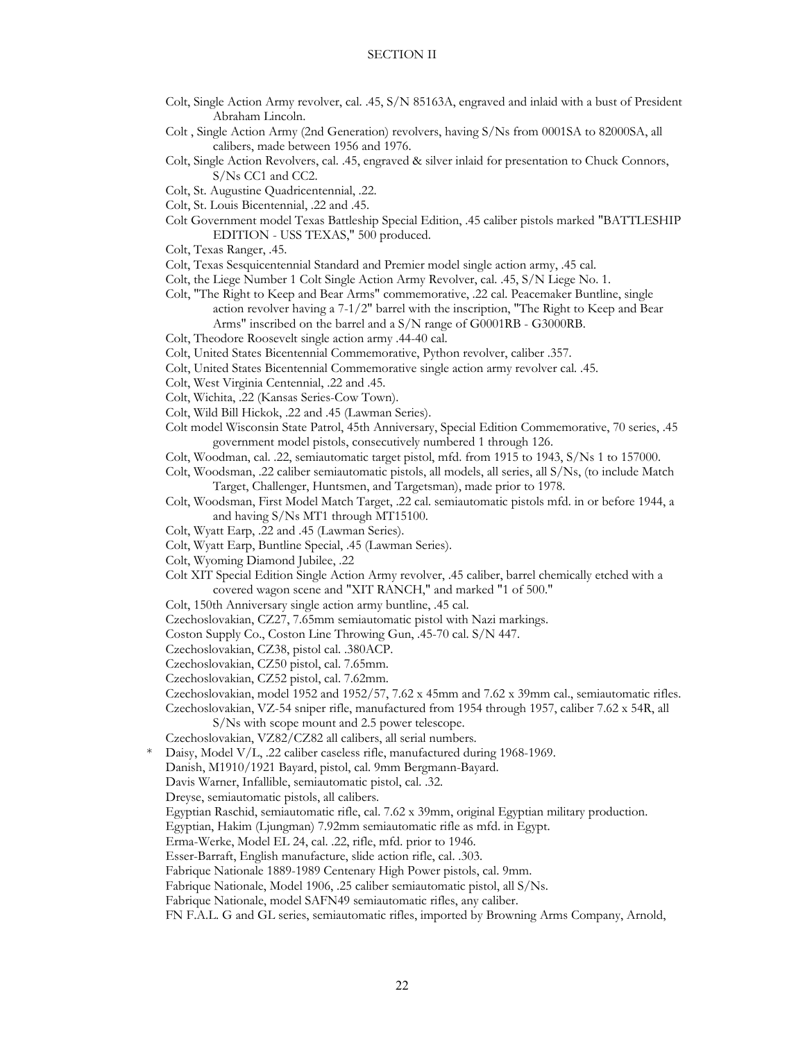Colt, Single Action Army revolver, cal. .45, S/N 85163A, engraved and inlaid with a bust of President Abraham Lincoln.

Colt , Single Action Army (2nd Generation) revolvers, having S/Ns from 0001SA to 82000SA, all calibers, made between 1956 and 1976.

Colt, Single Action Revolvers, cal. .45, engraved & silver inlaid for presentation to Chuck Connors, S/Ns CC1 and CC2.

Colt, St. Augustine Quadricentennial, .22.

Colt, St. Louis Bicentennial, .22 and .45.

Colt Government model Texas Battleship Special Edition, .45 caliber pistols marked "BATTLESHIP EDITION - USS TEXAS," 500 produced.

Colt, Texas Ranger, .45.

Colt, Texas Sesquicentennial Standard and Premier model single action army, .45 cal.

Colt, the Liege Number 1 Colt Single Action Army Revolver, cal. .45, S/N Liege No. 1.

Colt, "The Right to Keep and Bear Arms" commemorative, .22 cal. Peacemaker Buntline, single action revolver having a 7-1/2" barrel with the inscription, "The Right to Keep and Bear Arms" inscribed on the barrel and a S/N range of G0001RB - G3000RB.

Colt, Theodore Roosevelt single action army .44-40 cal.

Colt, United States Bicentennial Commemorative, Python revolver, caliber .357.

Colt, United States Bicentennial Commemorative single action army revolver cal. .45.

Colt, West Virginia Centennial, .22 and .45.

Colt, Wichita, .22 (Kansas Series-Cow Town).

Colt, Wild Bill Hickok, .22 and .45 (Lawman Series).

Colt model Wisconsin State Patrol, 45th Anniversary, Special Edition Commemorative, 70 series, .45 government model pistols, consecutively numbered 1 through 126.

Colt, Woodman, cal. .22, semiautomatic target pistol, mfd. from 1915 to 1943, S/Ns 1 to 157000.

Colt, Woodsman, .22 caliber semiautomatic pistols, all models, all series, all S/Ns, (to include Match Target, Challenger, Huntsmen, and Targetsman), made prior to 1978.

Colt, Woodsman, First Model Match Target, .22 cal. semiautomatic pistols mfd. in or before 1944, a and having S/Ns MT1 through MT15100.

Colt, Wyatt Earp, .22 and .45 (Lawman Series).

Colt, Wyatt Earp, Buntline Special, .45 (Lawman Series).

Colt, Wyoming Diamond Jubilee, .22

Colt XIT Special Edition Single Action Army revolver, .45 caliber, barrel chemically etched with a covered wagon scene and "XIT RANCH," and marked "1 of 500."

Colt, 150th Anniversary single action army buntline, .45 cal.

Czechoslovakian, CZ27, 7.65mm semiautomatic pistol with Nazi markings.

Coston Supply Co., Coston Line Throwing Gun, .45-70 cal. S/N 447.

Czechoslovakian, CZ38, pistol cal. .380ACP.

Czechoslovakian, CZ50 pistol, cal. 7.65mm.

Czechoslovakian, CZ52 pistol, cal. 7.62mm.

Czechoslovakian, model 1952 and 1952/57, 7.62 x 45mm and 7.62 x 39mm cal., semiautomatic rifles.

Czechoslovakian, VZ-54 sniper rifle, manufactured from 1954 through 1957, caliber 7.62 x 54R, all S/Ns with scope mount and 2.5 power telescope.

Czechoslovakian, VZ82/CZ82 all calibers, all serial numbers.

\* Daisy, Model V/L, .22 caliber caseless rifle, manufactured during 1968-1969.

Danish, M1910/1921 Bayard, pistol, cal. 9mm Bergmann-Bayard.

Davis Warner, Infallible, semiautomatic pistol, cal. .32.

Dreyse, semiautomatic pistols, all calibers.

Egyptian Raschid, semiautomatic rifle, cal. 7.62 x 39mm, original Egyptian military production.

Egyptian, Hakim (Ljungman) 7.92mm semiautomatic rifle as mfd. in Egypt.

Erma-Werke, Model EL 24, cal. .22, rifle, mfd. prior to 1946.

Esser-Barraft, English manufacture, slide action rifle, cal. .303.

Fabrique Nationale 1889-1989 Centenary High Power pistols, cal. 9mm.

Fabrique Nationale, Model 1906, .25 caliber semiautomatic pistol, all S/Ns.

Fabrique Nationale, model SAFN49 semiautomatic rifles, any caliber.

FN F.A.L. G and GL series, semiautomatic rifles, imported by Browning Arms Company, Arnold,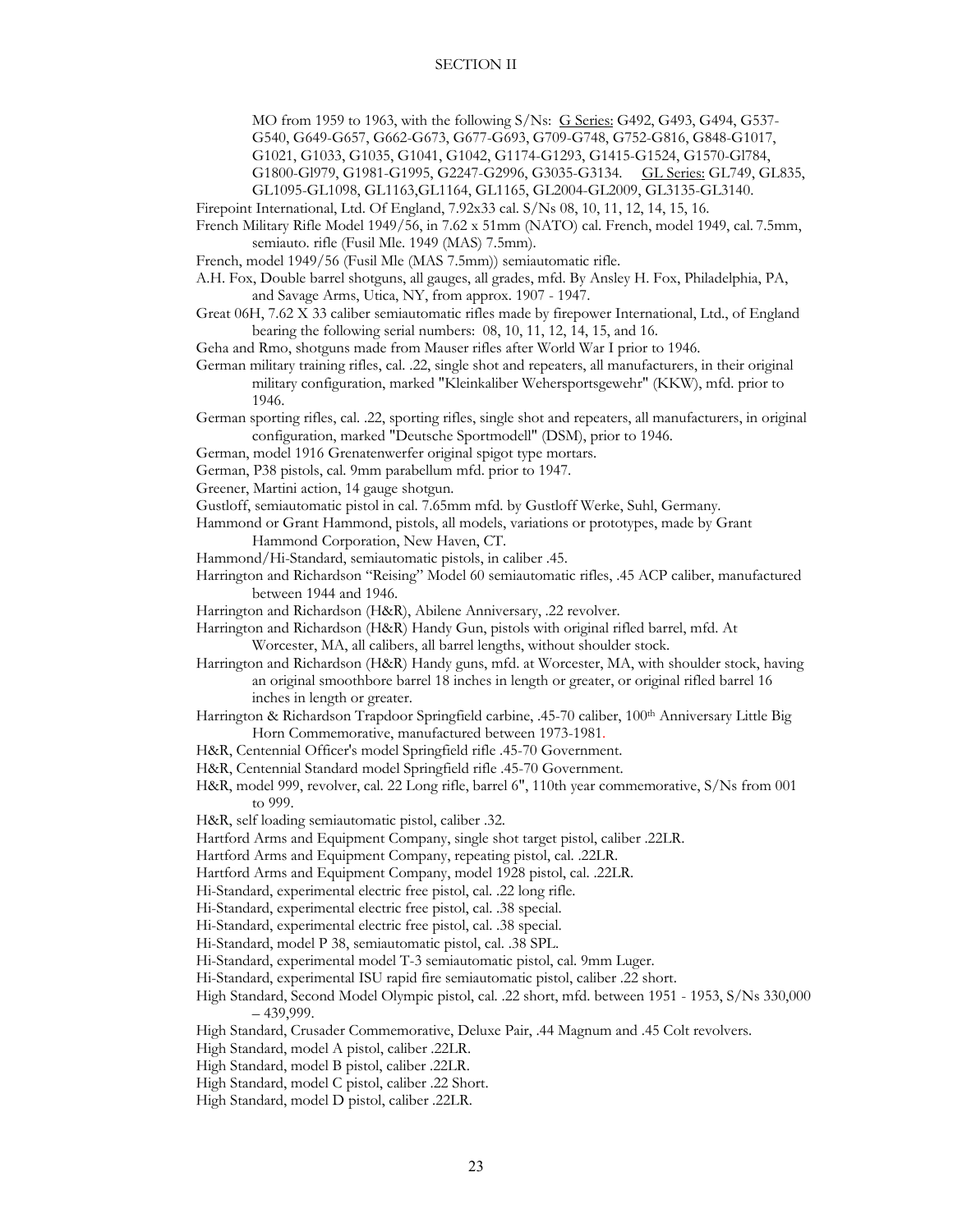MO from 1959 to 1963, with the following S/Ns: G Series: G492, G493, G494, G537-G540, G649-G657, G662-G673, G677-G693, G709-G748, G752-G816, G848-G1017, G1021, G1033, G1035, G1041, G1042, G1174-G1293, G1415-G1524, G1570-Gl784, G1800-Gl979, G1981-G1995, G2247-G2996, G3035-G3134. GL Series: GL749, GL835, GL1095-GL1098, GL1163,GL1164, GL1165, GL2004-GL2009, GL3135-GL3140.

Firepoint International, Ltd. Of England, 7.92x33 cal. S/Ns 08, 10, 11, 12, 14, 15, 16.

French Military Rifle Model 1949/56, in 7.62 x 51mm (NATO) cal. French, model 1949, cal. 7.5mm, semiauto. rifle (Fusil Mle. 1949 (MAS) 7.5mm).

French, model 1949/56 (Fusil Mle (MAS 7.5mm)) semiautomatic rifle.

A.H. Fox, Double barrel shotguns, all gauges, all grades, mfd. By Ansley H. Fox, Philadelphia, PA, and Savage Arms, Utica, NY, from approx. 1907 - 1947.

Great 06H, 7.62 X 33 caliber semiautomatic rifles made by firepower International, Ltd., of England bearing the following serial numbers: 08, 10, 11, 12, 14, 15, and 16.

Geha and Rmo, shotguns made from Mauser rifles after World War I prior to 1946.

German military training rifles, cal. .22, single shot and repeaters, all manufacturers, in their original military configuration, marked "Kleinkaliber Wehersportsgewehr" (KKW), mfd. prior to 1946.

German sporting rifles, cal. .22, sporting rifles, single shot and repeaters, all manufacturers, in original configuration, marked "Deutsche Sportmodell" (DSM), prior to 1946.

German, model 1916 Grenatenwerfer original spigot type mortars.

German, P38 pistols, cal. 9mm parabellum mfd. prior to 1947.

Greener, Martini action, 14 gauge shotgun.

Gustloff, semiautomatic pistol in cal. 7.65mm mfd. by Gustloff Werke, Suhl, Germany.

Hammond or Grant Hammond, pistols, all models, variations or prototypes, made by Grant Hammond Corporation, New Haven, CT.

Hammond/Hi-Standard, semiautomatic pistols, in caliber .45.

Harrington and Richardson "Reising" Model 60 semiautomatic rifles, .45 ACP caliber, manufactured between 1944 and 1946.

Harrington and Richardson (H&R), Abilene Anniversary, .22 revolver.

Harrington and Richardson (H&R) Handy Gun, pistols with original rifled barrel, mfd. At Worcester, MA, all calibers, all barrel lengths, without shoulder stock.

Harrington and Richardson (H&R) Handy guns, mfd. at Worcester, MA, with shoulder stock, having an original smoothbore barrel 18 inches in length or greater, or original rifled barrel 16 inches in length or greater.

Harrington & Richardson Trapdoor Springfield carbine, .45-70 caliber, 100th Anniversary Little Big Horn Commemorative, manufactured between 1973-1981.

H&R, Centennial Officer's model Springfield rifle .45-70 Government.

H&R, Centennial Standard model Springfield rifle .45-70 Government.

H&R, model 999, revolver, cal. 22 Long rifle, barrel 6", 110th year commemorative, S/Ns from 001 to 999.

H&R, self loading semiautomatic pistol, caliber .32.

Hartford Arms and Equipment Company, single shot target pistol, caliber .22LR.

Hartford Arms and Equipment Company, repeating pistol, cal. .22LR.

Hartford Arms and Equipment Company, model 1928 pistol, cal. .22LR.

Hi-Standard, experimental electric free pistol, cal. .22 long rifle.

Hi-Standard, experimental electric free pistol, cal. .38 special.

Hi-Standard, experimental electric free pistol, cal. .38 special.

Hi-Standard, model P 38, semiautomatic pistol, cal. .38 SPL.

Hi-Standard, experimental model T-3 semiautomatic pistol, cal. 9mm Luger.

Hi-Standard, experimental ISU rapid fire semiautomatic pistol, caliber .22 short.

High Standard, Second Model Olympic pistol, cal. .22 short, mfd. between 1951 - 1953, S/Ns 330,000 – 439,999.

High Standard, Crusader Commemorative, Deluxe Pair, .44 Magnum and .45 Colt revolvers.

High Standard, model A pistol, caliber .22LR.

High Standard, model B pistol, caliber .22LR.

High Standard, model C pistol, caliber .22 Short.

High Standard, model D pistol, caliber .22LR.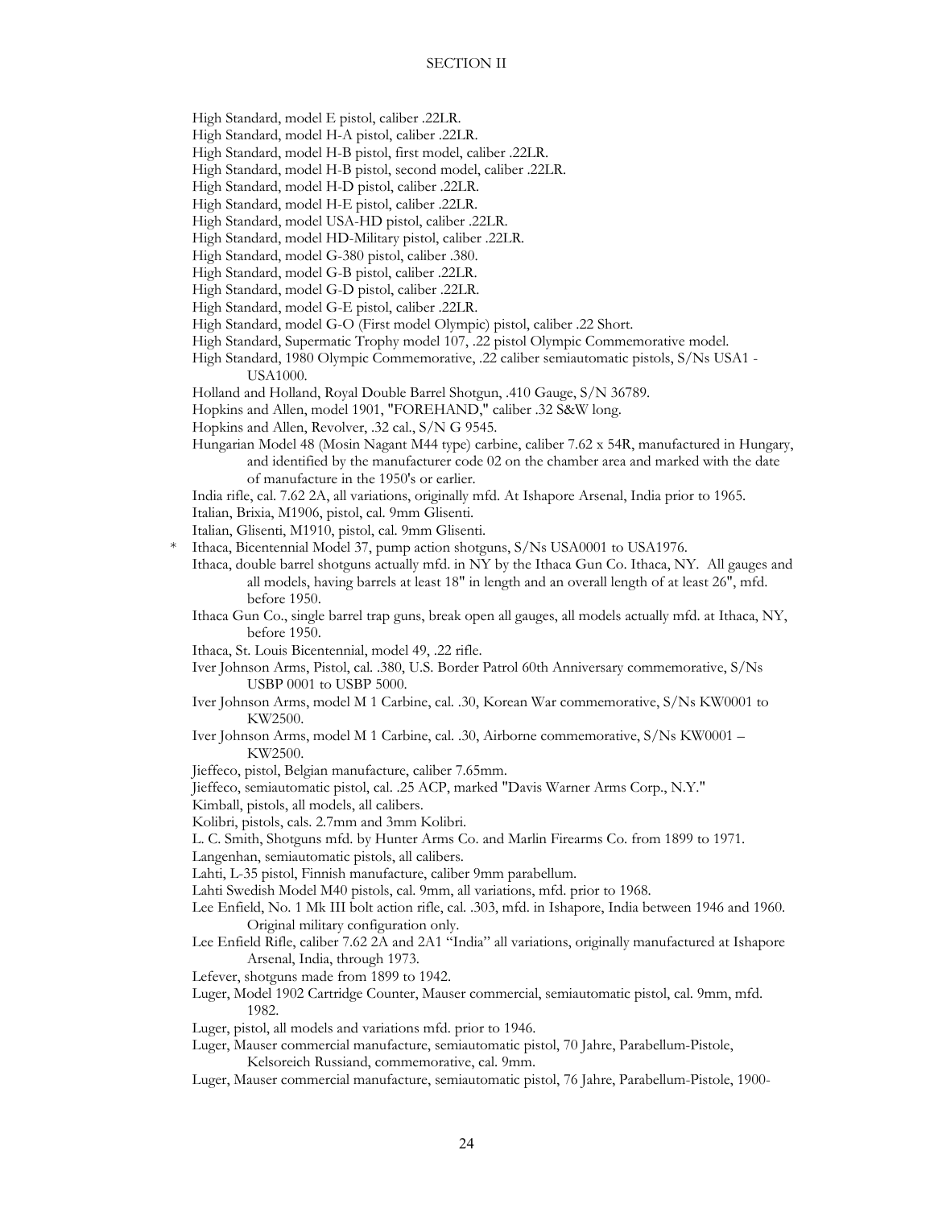High Standard, model E pistol, caliber .22LR.
High Standard, model H-A pistol, caliber .22LR.
High Standard, model H-B pistol, first model, caliber .22LR.
High Standard, model H-B pistol, second model, caliber .22LR.
High Standard, model H-D pistol, caliber .22LR.
High Standard, model H-E pistol, caliber .22LR.
High Standard, model USA-HD pistol, caliber .22LR.
High Standard, model HD-Military pistol, caliber .22LR.
High Standard, model G-380 pistol, caliber .380.
High Standard, model G-B pistol, caliber .22LR.
High Standard, model G-D pistol, caliber .22LR.
High Standard, model G-E pistol, caliber .22LR.
High Standard, model G-O (First model Olympic) pistol, caliber .22 Short.
High Standard, Supermatic Trophy model 107, .22 pistol Olympic Commemorative model.
High Standard, 1980 Olympic Commemorative, .22 caliber semiautomatic pistols, S/Ns USA1 - USA1000.
Holland and Holland, Royal Double Barrel Shotgun, .410 Gauge, S/N 36789.
Hopkins and Allen, model 1901, "FOREHAND," caliber .32 S&W long.
Hopkins and Allen, Revolver, .32 cal., S/N G 9545.
Hungarian Model 48 (Mosin Nagant M44 type) carbine, caliber 7.62 x 54R, manufactured in Hungary, and identified by the manufacturer code 02 on the chamber area and marked with the date of manufacture in the 1950's or earlier.
India rifle, cal. 7.62 2A, all variations, originally mfd. At Ishapore Arsenal, India prior to 1965.
Italian, Brixia, M1906, pistol, cal. 9mm Glisenti.
Italian, Glisenti, M1910, pistol, cal. 9mm Glisenti.
\* Ithaca, Bicentennial Model 37, pump action shotguns, S/Ns USA0001 to USA1976.
Ithaca, double barrel shotguns actually mfd. in NY by the Ithaca Gun Co. Ithaca, NY. All gauges and all models, having barrels at least 18" in length and an overall length of at least 26", mfd. before 1950.
Ithaca Gun Co., single barrel trap guns, break open all gauges, all models actually mfd. at Ithaca, NY, before 1950.
Ithaca, St. Louis Bicentennial, model 49, .22 rifle.
Iver Johnson Arms, Pistol, cal. .380, U.S. Border Patrol 60th Anniversary commemorative, S/Ns USBP 0001 to USBP 5000.
Iver Johnson Arms, model M 1 Carbine, cal. .30, Korean War commemorative, S/Ns KW0001 to KW2500.
Iver Johnson Arms, model M 1 Carbine, cal. .30, Airborne commemorative, S/Ns KW0001 – KW2500.
Jieffeco, pistol, Belgian manufacture, caliber 7.65mm.
Jieffeco, semiautomatic pistol, cal. .25 ACP, marked "Davis Warner Arms Corp., N.Y."
Kimball, pistols, all models, all calibers.
Kolibri, pistols, cals. 2.7mm and 3mm Kolibri.
L. C. Smith, Shotguns mfd. by Hunter Arms Co. and Marlin Firearms Co. from 1899 to 1971.
Langenhan, semiautomatic pistols, all calibers.
Lahti, L-35 pistol, Finnish manufacture, caliber 9mm parabellum.
Lahti Swedish Model M40 pistols, cal. 9mm, all variations, mfd. prior to 1968.
Lee Enfield, No. 1 Mk III bolt action rifle, cal. .303, mfd. in Ishapore, India between 1946 and 1960. Original military configuration only.
Lee Enfield Rifle, caliber 7.62 2A and 2A1 "India" all variations, originally manufactured at Ishapore Arsenal, India, through 1973.
Lefever, shotguns made from 1899 to 1942.
Luger, Model 1902 Cartridge Counter, Mauser commercial, semiautomatic pistol, cal. 9mm, mfd. 1982.
Luger, pistol, all models and variations mfd. prior to 1946.
Luger, Mauser commercial manufacture, semiautomatic pistol, 70 Jahre, Parabellum-Pistole, Kelsoreich Russiand, commemorative, cal. 9mm.
Luger, Mauser commercial manufacture, semiautomatic pistol, 76 Jahre, Parabellum-Pistole, 1900-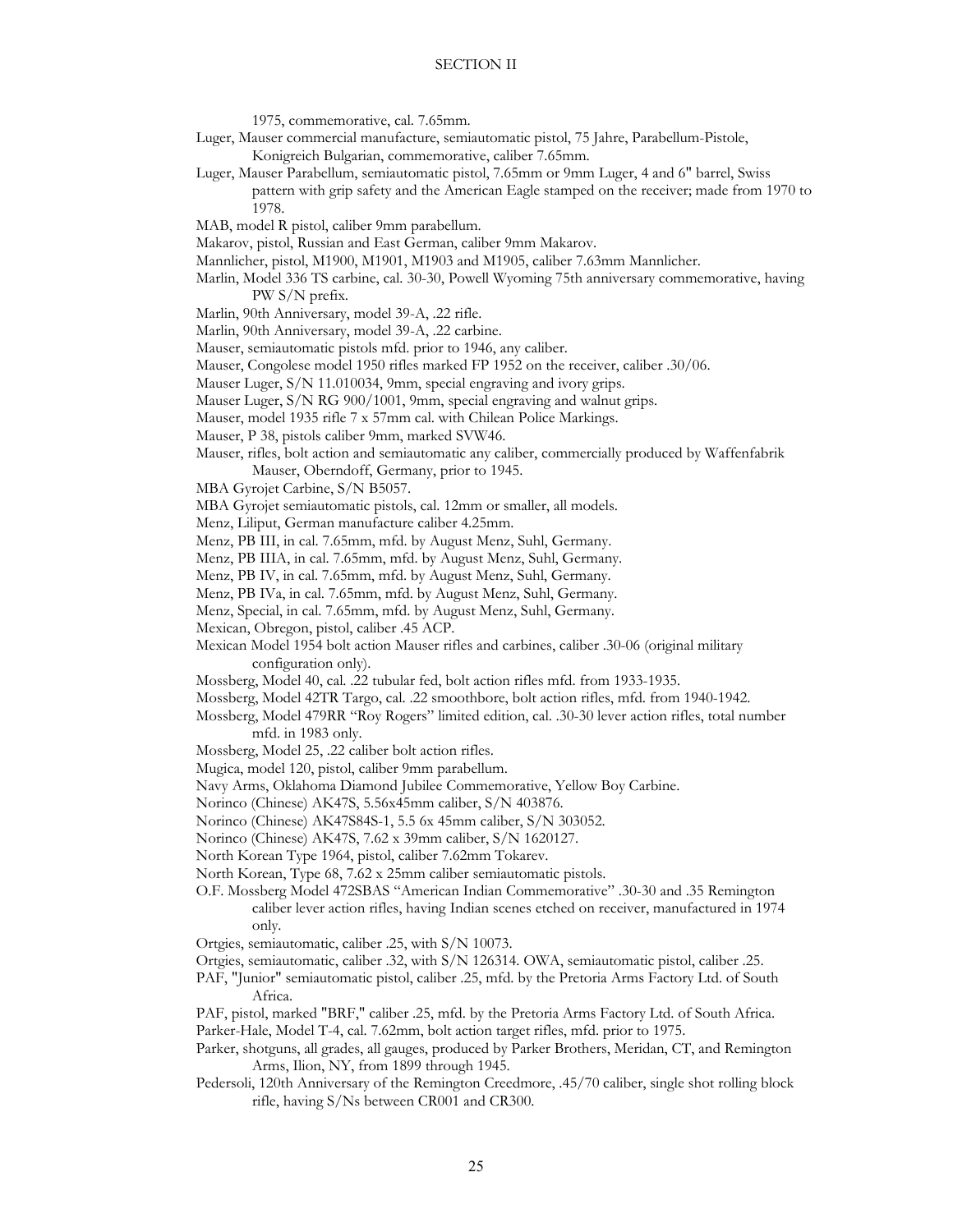1975, commemorative, cal. 7.65mm.

Luger, Mauser commercial manufacture, semiautomatic pistol, 75 Jahre, Parabellum-Pistole, Konigreich Bulgarian, commemorative, caliber 7.65mm.

Luger, Mauser Parabellum, semiautomatic pistol, 7.65mm or 9mm Luger, 4 and 6" barrel, Swiss pattern with grip safety and the American Eagle stamped on the receiver; made from 1970 to 1978.

MAB, model R pistol, caliber 9mm parabellum.

Makarov, pistol, Russian and East German, caliber 9mm Makarov.

Mannlicher, pistol, M1900, M1901, M1903 and M1905, caliber 7.63mm Mannlicher.

Marlin, Model 336 TS carbine, cal. 30-30, Powell Wyoming 75th anniversary commemorative, having PW S/N prefix.

Marlin, 90th Anniversary, model 39-A, .22 rifle.

Marlin, 90th Anniversary, model 39-A, .22 carbine.

Mauser, semiautomatic pistols mfd. prior to 1946, any caliber.

Mauser, Congolese model 1950 rifles marked FP 1952 on the receiver, caliber .30/06.

Mauser Luger, S/N 11.010034, 9mm, special engraving and ivory grips.

Mauser Luger, S/N RG 900/1001, 9mm, special engraving and walnut grips.

Mauser, model 1935 rifle 7 x 57mm cal. with Chilean Police Markings.

Mauser, P 38, pistols caliber 9mm, marked SVW46.

Mauser, rifles, bolt action and semiautomatic any caliber, commercially produced by Waffenfabrik Mauser, Oberndoff, Germany, prior to 1945.

MBA Gyrojet Carbine, S/N B5057.

MBA Gyrojet semiautomatic pistols, cal. 12mm or smaller, all models.

Menz, Liliput, German manufacture caliber 4.25mm.

Menz, PB III, in cal. 7.65mm, mfd. by August Menz, Suhl, Germany.

Menz, PB IIIA, in cal. 7.65mm, mfd. by August Menz, Suhl, Germany.

Menz, PB IV, in cal. 7.65mm, mfd. by August Menz, Suhl, Germany.

Menz, PB IVa, in cal. 7.65mm, mfd. by August Menz, Suhl, Germany.

Menz, Special, in cal. 7.65mm, mfd. by August Menz, Suhl, Germany.

Mexican, Obregon, pistol, caliber .45 ACP.

Mexican Model 1954 bolt action Mauser rifles and carbines, caliber .30-06 (original military configuration only).

Mossberg, Model 40, cal. .22 tubular fed, bolt action rifles mfd. from 1933-1935.

Mossberg, Model 42TR Targo, cal. .22 smoothbore, bolt action rifles, mfd. from 1940-1942.

Mossberg, Model 479RR "Roy Rogers" limited edition, cal. .30-30 lever action rifles, total number mfd. in 1983 only.

Mossberg, Model 25, .22 caliber bolt action rifles.

Mugica, model 120, pistol, caliber 9mm parabellum.

Navy Arms, Oklahoma Diamond Jubilee Commemorative, Yellow Boy Carbine.

Norinco (Chinese) AK47S, 5.56x45mm caliber, S/N 403876.

Norinco (Chinese) AK47S84S-1, 5.5 6x 45mm caliber, S/N 303052.

Norinco (Chinese) AK47S, 7.62 x 39mm caliber, S/N 1620127.

North Korean Type 1964, pistol, caliber 7.62mm Tokarev.

North Korean, Type 68, 7.62 x 25mm caliber semiautomatic pistols.

O.F. Mossberg Model 472SBAS "American Indian Commemorative" .30-30 and .35 Remington caliber lever action rifles, having Indian scenes etched on receiver, manufactured in 1974 only.

Ortgies, semiautomatic, caliber .25, with S/N 10073.

Ortgies, semiautomatic, caliber .32, with S/N 126314. OWA, semiautomatic pistol, caliber .25.

PAF, "Junior" semiautomatic pistol, caliber .25, mfd. by the Pretoria Arms Factory Ltd. of South Africa.

PAF, pistol, marked "BRF," caliber .25, mfd. by the Pretoria Arms Factory Ltd. of South Africa.

Parker-Hale, Model T-4, cal. 7.62mm, bolt action target rifles, mfd. prior to 1975.

Parker, shotguns, all grades, all gauges, produced by Parker Brothers, Meridan, CT, and Remington Arms, Ilion, NY, from 1899 through 1945.

Pedersoli, 120th Anniversary of the Remington Creedmore, .45/70 caliber, single shot rolling block rifle, having S/Ns between CR001 and CR300.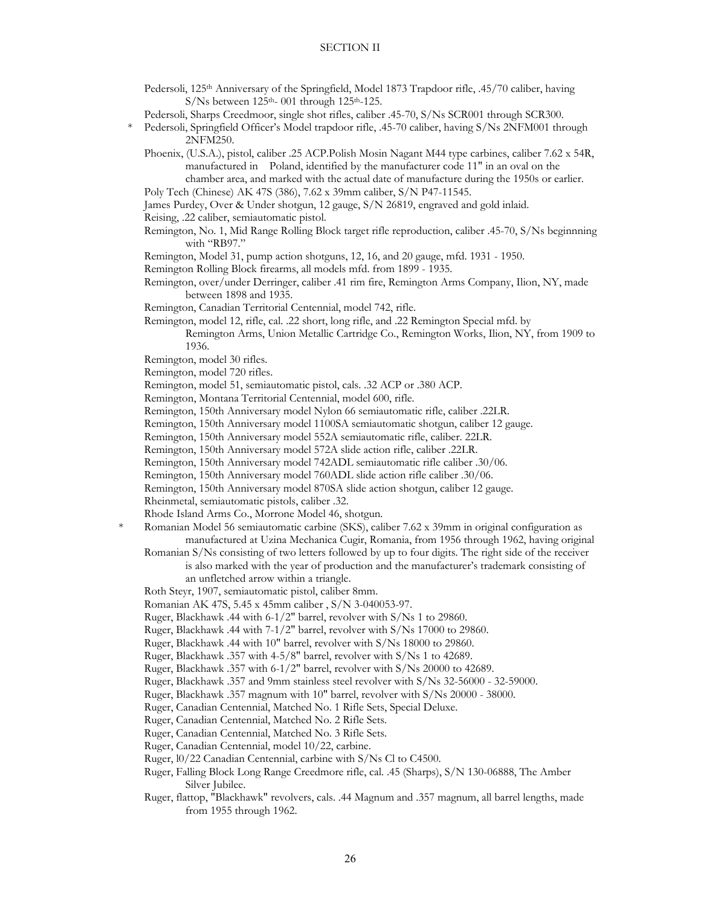## SECTION II

Pedersoli, 125th Anniversary of the Springfield, Model 1873 Trapdoor rifle, .45/70 caliber, having S/Ns between 125th- 001 through 125th-125.

Pedersoli, Sharps Creedmoor, single shot rifles, caliber .45-70, S/Ns SCR001 through SCR300.

\* Pedersoli, Springfield Officer's Model trapdoor rifle, .45-70 caliber, having S/Ns 2NFM001 through 2NFM250.

Phoenix, (U.S.A.), pistol, caliber .25 ACP.Polish Mosin Nagant M44 type carbines, caliber 7.62 x 54R, manufactured in Poland, identified by the manufacturer code 11" in an oval on the chamber area, and marked with the actual date of manufacture during the 1950s or earlier.

Poly Tech (Chinese) AK 47S (386), 7.62 x 39mm caliber, S/N P47-11545.

James Purdey, Over & Under shotgun, 12 gauge, S/N 26819, engraved and gold inlaid.

Reising, .22 caliber, semiautomatic pistol.

Remington, No. 1, Mid Range Rolling Block target rifle reproduction, caliber .45-70, S/Ns beginnning with "RB97."

Remington, Model 31, pump action shotguns, 12, 16, and 20 gauge, mfd. 1931 - 1950.

Remington Rolling Block firearms, all models mfd. from 1899 - 1935.

Remington, over/under Derringer, caliber .41 rim fire, Remington Arms Company, Ilion, NY, made between 1898 and 1935.

Remington, Canadian Territorial Centennial, model 742, rifle.

Remington, model 12, rifle, cal. .22 short, long rifle, and .22 Remington Special mfd. by Remington Arms, Union Metallic Cartridge Co., Remington Works, Ilion, NY, from 1909 to 1936.

Remington, model 30 rifles.

Remington, model 720 rifles.

Remington, model 51, semiautomatic pistol, cals. .32 ACP or .380 ACP.

Remington, Montana Territorial Centennial, model 600, rifle.

Remington, 150th Anniversary model Nylon 66 semiautomatic rifle, caliber .22LR.

Remington, 150th Anniversary model 1100SA semiautomatic shotgun, caliber 12 gauge.

Remington, 150th Anniversary model 552A semiautomatic rifle, caliber. 22LR.

Remington, 150th Anniversary model 572A slide action rifle, caliber .22LR.

Remington, 150th Anniversary model 742ADL semiautomatic rifle caliber .30/06.

Remington, 150th Anniversary model 760ADL slide action rifle caliber .30/06.

Remington, 150th Anniversary model 870SA slide action shotgun, caliber 12 gauge.

Rheinmetal, semiautomatic pistols, caliber .32.

Rhode Island Arms Co., Morrone Model 46, shotgun.

\* Romanian Model 56 semiautomatic carbine (SKS), caliber 7.62 x 39mm in original configuration as manufactured at Uzina Mechanica Cugir, Romania, from 1956 through 1962, having original Romanian S/Ns consisting of two letters followed by up to four digits. The right side of the receiver is also marked with the year of production and the manufacturer's trademark consisting of an unfletched arrow within a triangle.

Roth Steyr, 1907, semiautomatic pistol, caliber 8mm.

Romanian AK 47S, 5.45 x 45mm caliber , S/N 3-040053-97.

Ruger, Blackhawk .44 with 6-1/2" barrel, revolver with S/Ns 1 to 29860.

Ruger, Blackhawk .44 with 7-1/2" barrel, revolver with S/Ns 17000 to 29860.

Ruger, Blackhawk .44 with 10" barrel, revolver with S/Ns 18000 to 29860.

Ruger, Blackhawk .357 with 4-5/8" barrel, revolver with S/Ns 1 to 42689.

Ruger, Blackhawk .357 with 6-1/2" barrel, revolver with S/Ns 20000 to 42689.

Ruger, Blackhawk .357 and 9mm stainless steel revolver with S/Ns 32-56000 - 32-59000.

Ruger, Blackhawk .357 magnum with 10" barrel, revolver with S/Ns 20000 - 38000.

Ruger, Canadian Centennial, Matched No. 1 Rifle Sets, Special Deluxe.

Ruger, Canadian Centennial, Matched No. 2 Rifle Sets.

Ruger, Canadian Centennial, Matched No. 3 Rifle Sets.

Ruger, Canadian Centennial, model 10/22, carbine.

Ruger, l0/22 Canadian Centennial, carbine with S/Ns Cl to C4500.

Ruger, Falling Block Long Range Creedmore rifle, cal. .45 (Sharps), S/N 130-06888, The Amber Silver Jubilee.

Ruger, flattop, "Blackhawk" revolvers, cals. .44 Magnum and .357 magnum, all barrel lengths, made from 1955 through 1962.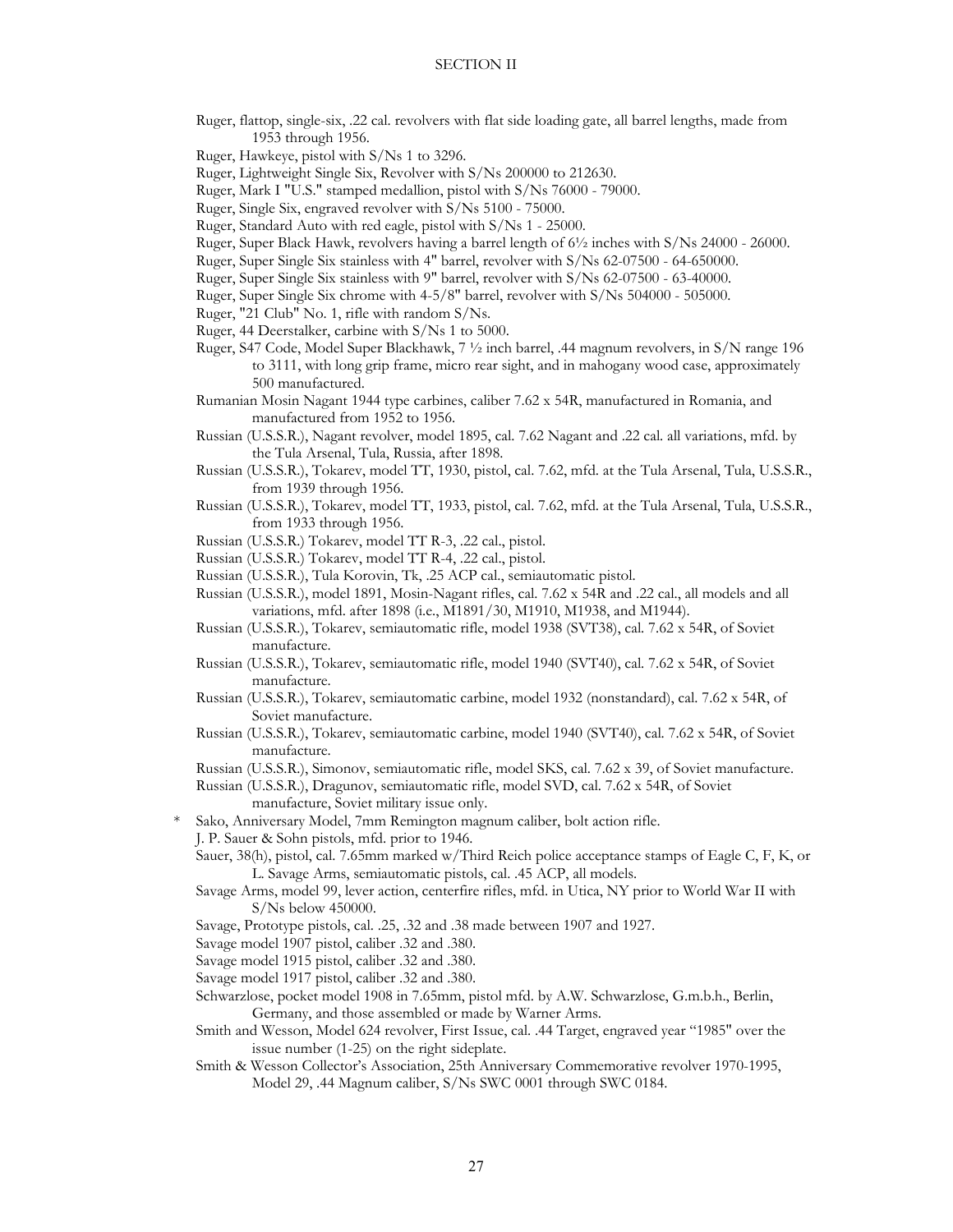Ruger, flattop, single-six, .22 cal. revolvers with flat side loading gate, all barrel lengths, made from 1953 through 1956.

Ruger, Hawkeye, pistol with S/Ns 1 to 3296.

Ruger, Lightweight Single Six, Revolver with S/Ns 200000 to 212630.

Ruger, Mark I "U.S." stamped medallion, pistol with S/Ns 76000 - 79000.

Ruger, Single Six, engraved revolver with S/Ns 5100 - 75000.

Ruger, Standard Auto with red eagle, pistol with S/Ns 1 - 25000.

Ruger, Super Black Hawk, revolvers having a barrel length of 6½ inches with S/Ns 24000 - 26000.

Ruger, Super Single Six stainless with 4" barrel, revolver with S/Ns 62-07500 - 64-650000.

Ruger, Super Single Six stainless with 9" barrel, revolver with S/Ns 62-07500 - 63-40000.

Ruger, Super Single Six chrome with 4-5/8" barrel, revolver with S/Ns 504000 - 505000.

Ruger, "21 Club" No. 1, rifle with random S/Ns.

Ruger, 44 Deerstalker, carbine with S/Ns 1 to 5000.

Ruger, S47 Code, Model Super Blackhawk, 7 ½ inch barrel, .44 magnum revolvers, in S/N range 196 to 3111, with long grip frame, micro rear sight, and in mahogany wood case, approximately 500 manufactured.

Rumanian Mosin Nagant 1944 type carbines, caliber 7.62 x 54R, manufactured in Romania, and manufactured from 1952 to 1956.

Russian (U.S.S.R.), Nagant revolver, model 1895, cal. 7.62 Nagant and .22 cal. all variations, mfd. by the Tula Arsenal, Tula, Russia, after 1898.

Russian (U.S.S.R.), Tokarev, model TT, 1930, pistol, cal. 7.62, mfd. at the Tula Arsenal, Tula, U.S.S.R., from 1939 through 1956.

Russian (U.S.S.R.), Tokarev, model TT, 1933, pistol, cal. 7.62, mfd. at the Tula Arsenal, Tula, U.S.S.R., from 1933 through 1956.

Russian (U.S.S.R.) Tokarev, model TT R-3, .22 cal., pistol.

Russian (U.S.S.R.) Tokarev, model TT R-4, .22 cal., pistol.

Russian (U.S.S.R.), Tula Korovin, Tk, .25 ACP cal., semiautomatic pistol.

Russian (U.S.S.R.), model 1891, Mosin-Nagant rifles, cal. 7.62 x 54R and .22 cal., all models and all variations, mfd. after 1898 (i.e., M1891/30, M1910, M1938, and M1944).

Russian (U.S.S.R.), Tokarev, semiautomatic rifle, model 1938 (SVT38), cal. 7.62 x 54R, of Soviet manufacture.

Russian (U.S.S.R.), Tokarev, semiautomatic rifle, model 1940 (SVT40), cal. 7.62 x 54R, of Soviet manufacture.

Russian (U.S.S.R.), Tokarev, semiautomatic carbine, model 1932 (nonstandard), cal. 7.62 x 54R, of Soviet manufacture.

Russian (U.S.S.R.), Tokarev, semiautomatic carbine, model 1940 (SVT40), cal. 7.62 x 54R, of Soviet manufacture.

Russian (U.S.S.R.), Simonov, semiautomatic rifle, model SKS, cal. 7.62 x 39, of Soviet manufacture.

Russian (U.S.S.R.), Dragunov, semiautomatic rifle, model SVD, cal. 7.62 x 54R, of Soviet manufacture, Soviet military issue only.

\* Sako, Anniversary Model, 7mm Remington magnum caliber, bolt action rifle.

J. P. Sauer & Sohn pistols, mfd. prior to 1946.

Sauer, 38(h), pistol, cal. 7.65mm marked w/Third Reich police acceptance stamps of Eagle C, F, K, or L. Savage Arms, semiautomatic pistols, cal. .45 ACP, all models.

Savage Arms, model 99, lever action, centerfire rifles, mfd. in Utica, NY prior to World War II with S/Ns below 450000.

Savage, Prototype pistols, cal. .25, .32 and .38 made between 1907 and 1927.

Savage model 1907 pistol, caliber .32 and .380.

Savage model 1915 pistol, caliber .32 and .380.

Savage model 1917 pistol, caliber .32 and .380.

Schwarzlose, pocket model 1908 in 7.65mm, pistol mfd. by A.W. Schwarzlose, G.m.b.h., Berlin, Germany, and those assembled or made by Warner Arms.

Smith and Wesson, Model 624 revolver, First Issue, cal. .44 Target, engraved year "1985" over the issue number (1-25) on the right sideplate.

Smith & Wesson Collector's Association, 25th Anniversary Commemorative revolver 1970-1995, Model 29, .44 Magnum caliber, S/Ns SWC 0001 through SWC 0184.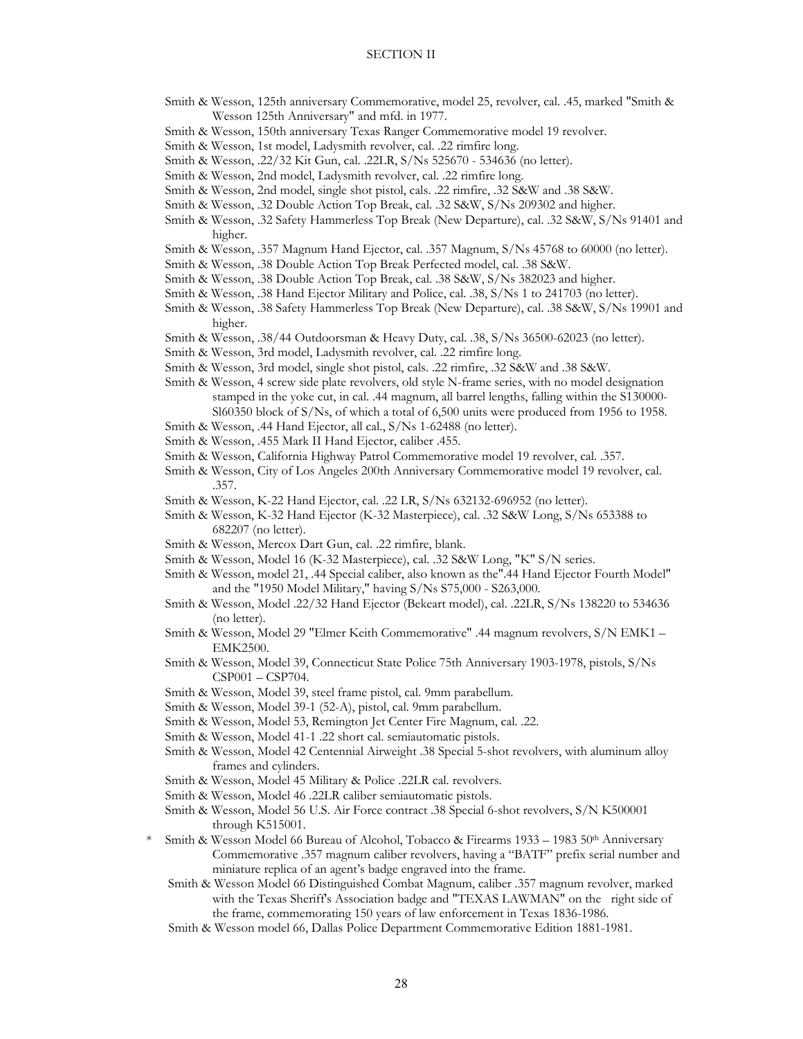## SECTION II

Smith & Wesson, 125th anniversary Commemorative, model 25, revolver, cal. .45, marked "Smith & Wesson 125th Anniversary" and mfd. in 1977.

Smith & Wesson, 150th anniversary Texas Ranger Commemorative model 19 revolver.

Smith & Wesson, 1st model, Ladysmith revolver, cal. .22 rimfire long.

Smith & Wesson, .22/32 Kit Gun, cal. .22LR, S/Ns 525670 - 534636 (no letter).

Smith & Wesson, 2nd model, Ladysmith revolver, cal. .22 rimfire long.

Smith & Wesson, 2nd model, single shot pistol, cals. .22 rimfire, .32 S&W and .38 S&W.

Smith & Wesson, .32 Double Action Top Break, cal. .32 S&W, S/Ns 209302 and higher.

Smith & Wesson, .32 Safety Hammerless Top Break (New Departure), cal. .32 S&W, S/Ns 91401 and higher.

Smith & Wesson, .357 Magnum Hand Ejector, cal. .357 Magnum, S/Ns 45768 to 60000 (no letter).

Smith & Wesson, .38 Double Action Top Break Perfected model, cal. .38 S&W.

Smith & Wesson, .38 Double Action Top Break, cal. .38 S&W, S/Ns 382023 and higher.

Smith & Wesson, .38 Hand Ejector Military and Police, cal. .38, S/Ns 1 to 241703 (no letter).

Smith & Wesson, .38 Safety Hammerless Top Break (New Departure), cal. .38 S&W, S/Ns 19901 and higher.

Smith & Wesson, .38/44 Outdoorsman & Heavy Duty, cal. .38, S/Ns 36500-62023 (no letter).

Smith & Wesson, 3rd model, Ladysmith revolver, cal. .22 rimfire long.

Smith & Wesson, 3rd model, single shot pistol, cals. .22 rimfire, .32 S&W and .38 S&W.

Smith & Wesson, 4 screw side plate revolvers, old style N-frame series, with no model designation stamped in the yoke cut, in cal. .44 magnum, all barrel lengths, falling within the S130000-Sl60350 block of S/Ns, of which a total of 6,500 units were produced from 1956 to 1958.

Smith & Wesson, .44 Hand Ejector, all cal., S/Ns 1-62488 (no letter).

Smith & Wesson, .455 Mark II Hand Ejector, caliber .455.

Smith & Wesson, California Highway Patrol Commemorative model 19 revolver, cal. .357.

Smith & Wesson, City of Los Angeles 200th Anniversary Commemorative model 19 revolver, cal. .357.

Smith & Wesson, K-22 Hand Ejector, cal. .22 LR, S/Ns 632132-696952 (no letter).

Smith & Wesson, K-32 Hand Ejector (K-32 Masterpiece), cal. .32 S&W Long, S/Ns 653388 to 682207 (no letter).

Smith & Wesson, Mercox Dart Gun, cal. .22 rimfire, blank.

Smith & Wesson, Model 16 (K-32 Masterpiece), cal. .32 S&W Long, "K" S/N series.

Smith & Wesson, model 21, .44 Special caliber, also known as the".44 Hand Ejector Fourth Model" and the "1950 Model Military," having S/Ns S75,000 - S263,000.

Smith & Wesson, Model .22/32 Hand Ejector (Bekeart model), cal. .22LR, S/Ns 138220 to 534636 (no letter).

Smith & Wesson, Model 29 "Elmer Keith Commemorative" .44 magnum revolvers, S/N EMK1 – EMK2500.

Smith & Wesson, Model 39, Connecticut State Police 75th Anniversary 1903-1978, pistols, S/Ns CSP001 – CSP704.

Smith & Wesson, Model 39, steel frame pistol, cal. 9mm parabellum.

Smith & Wesson, Model 39-1 (52-A), pistol, cal. 9mm parabellum.

Smith & Wesson, Model 53, Remington Jet Center Fire Magnum, cal. .22.

Smith & Wesson, Model 41-1 .22 short cal. semiautomatic pistols.

Smith & Wesson, Model 42 Centennial Airweight .38 Special 5-shot revolvers, with aluminum alloy frames and cylinders.

Smith & Wesson, Model 45 Military & Police .22LR cal. revolvers.

Smith & Wesson, Model 46 .22LR caliber semiautomatic pistols.

Smith & Wesson, Model 56 U.S. Air Force contract .38 Special 6-shot revolvers, S/N K500001 through K515001.

\* Smith & Wesson Model 66 Bureau of Alcohol, Tobacco & Firearms 1933 – 1983 50th Anniversary Commemorative .357 magnum caliber revolvers, having a "BATF" prefix serial number and miniature replica of an agent's badge engraved into the frame.

Smith & Wesson Model 66 Distinguished Combat Magnum, caliber .357 magnum revolver, marked with the Texas Sheriff's Association badge and "TEXAS LAWMAN" on the right side of the frame, commemorating 150 years of law enforcement in Texas 1836-1986.

Smith & Wesson model 66, Dallas Police Department Commemorative Edition 1881-1981.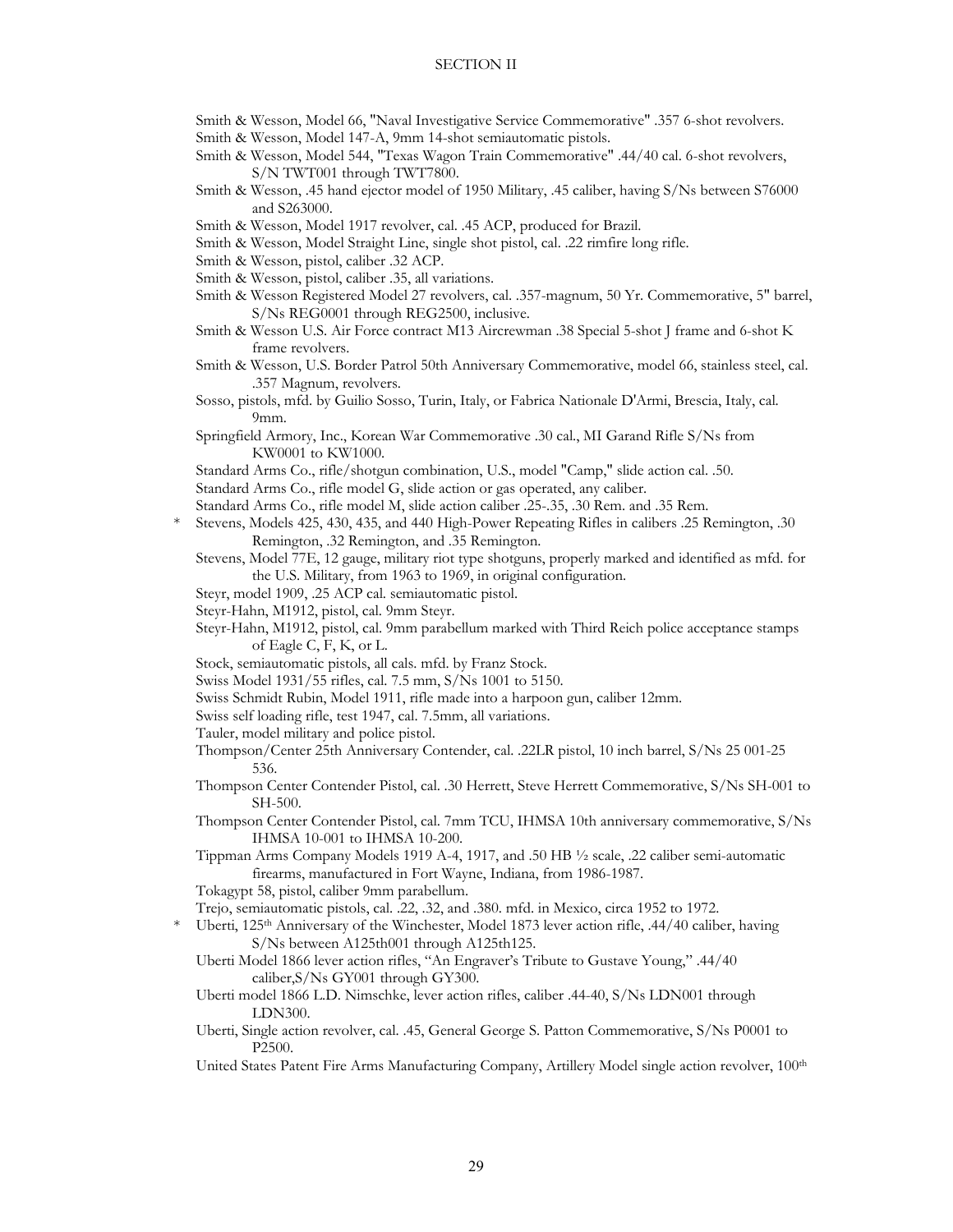Smith & Wesson, Model 66, "Naval Investigative Service Commemorative" .357 6-shot revolvers.

Smith & Wesson, Model 147-A, 9mm 14-shot semiautomatic pistols.

Smith & Wesson, Model 544, "Texas Wagon Train Commemorative" .44/40 cal. 6-shot revolvers, S/N TWT001 through TWT7800.

Smith & Wesson, .45 hand ejector model of 1950 Military, .45 caliber, having S/Ns between S76000 and S263000.

Smith & Wesson, Model 1917 revolver, cal. .45 ACP, produced for Brazil.

Smith & Wesson, Model Straight Line, single shot pistol, cal. .22 rimfire long rifle.

Smith & Wesson, pistol, caliber .32 ACP.

Smith & Wesson, pistol, caliber .35, all variations.

Smith & Wesson Registered Model 27 revolvers, cal. .357-magnum, 50 Yr. Commemorative, 5" barrel, S/Ns REG0001 through REG2500, inclusive.

Smith & Wesson U.S. Air Force contract M13 Aircrewman .38 Special 5-shot J frame and 6-shot K frame revolvers.

Smith & Wesson, U.S. Border Patrol 50th Anniversary Commemorative, model 66, stainless steel, cal. .357 Magnum, revolvers.

Sosso, pistols, mfd. by Guilio Sosso, Turin, Italy, or Fabrica Nationale D'Armi, Brescia, Italy, cal. 9mm.

Springfield Armory, Inc., Korean War Commemorative .30 cal., MI Garand Rifle S/Ns from KW0001 to KW1000.

Standard Arms Co., rifle/shotgun combination, U.S., model "Camp," slide action cal. .50.

Standard Arms Co., rifle model G, slide action or gas operated, any caliber.

Standard Arms Co., rifle model M, slide action caliber .25-.35, .30 Rem. and .35 Rem.

\* Stevens, Models 425, 430, 435, and 440 High-Power Repeating Rifles in calibers .25 Remington, .30 Remington, .32 Remington, and .35 Remington.

Stevens, Model 77E, 12 gauge, military riot type shotguns, properly marked and identified as mfd. for the U.S. Military, from 1963 to 1969, in original configuration.

Steyr, model 1909, .25 ACP cal. semiautomatic pistol.

Steyr-Hahn, M1912, pistol, cal. 9mm Steyr.

Steyr-Hahn, M1912, pistol, cal. 9mm parabellum marked with Third Reich police acceptance stamps of Eagle C, F, K, or L.

Stock, semiautomatic pistols, all cals. mfd. by Franz Stock.

Swiss Model 1931/55 rifles, cal. 7.5 mm, S/Ns 1001 to 5150.

Swiss Schmidt Rubin, Model 1911, rifle made into a harpoon gun, caliber 12mm.

Swiss self loading rifle, test 1947, cal. 7.5mm, all variations.

Tauler, model military and police pistol.

Thompson/Center 25th Anniversary Contender, cal. .22LR pistol, 10 inch barrel, S/Ns 25 001-25 536.

Thompson Center Contender Pistol, cal. .30 Herrett, Steve Herrett Commemorative, S/Ns SH-001 to SH-500.

Thompson Center Contender Pistol, cal. 7mm TCU, IHMSA 10th anniversary commemorative, S/Ns IHMSA 10-001 to IHMSA 10-200.

Tippman Arms Company Models 1919 A-4, 1917, and .50 HB ½ scale, .22 caliber semi-automatic firearms, manufactured in Fort Wayne, Indiana, from 1986-1987.

Tokagypt 58, pistol, caliber 9mm parabellum.

Trejo, semiautomatic pistols, cal. .22, .32, and .380. mfd. in Mexico, circa 1952 to 1972.

\* Uberti, 125th Anniversary of the Winchester, Model 1873 lever action rifle, .44/40 caliber, having S/Ns between A125th001 through A125th125.

Uberti Model 1866 lever action rifles, "An Engraver's Tribute to Gustave Young," .44/40 caliber,S/Ns GY001 through GY300.

Uberti model 1866 L.D. Nimschke, lever action rifles, caliber .44-40, S/Ns LDN001 through LDN300.

Uberti, Single action revolver, cal. .45, General George S. Patton Commemorative, S/Ns P0001 to P2500.

United States Patent Fire Arms Manufacturing Company, Artillery Model single action revolver, 100th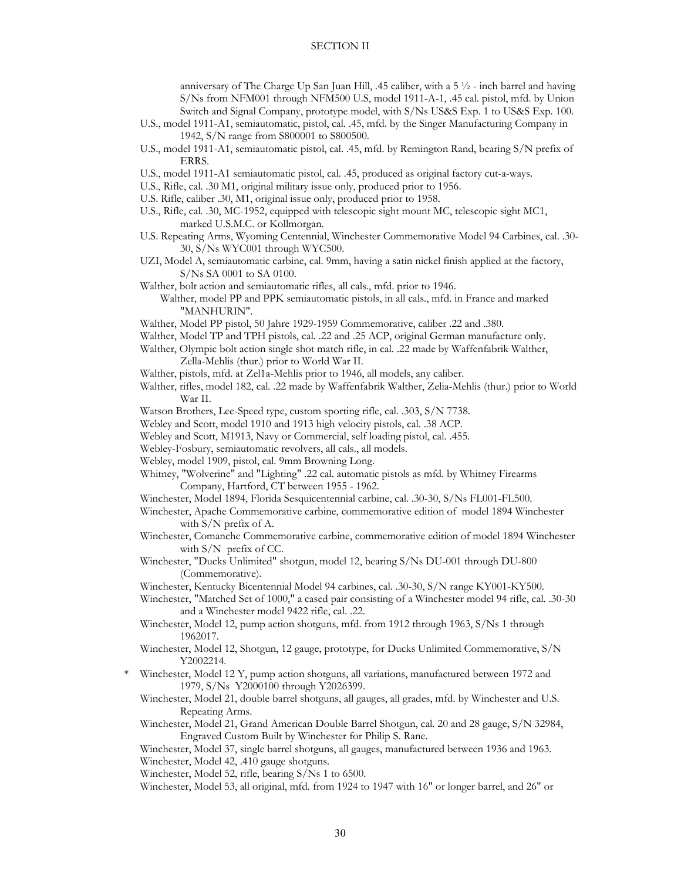anniversary of The Charge Up San Juan Hill, .45 caliber, with a 5 ½ - inch barrel and having S/Ns from NFM001 through NFM500 U.S, model 1911-A-1, .45 cal. pistol, mfd. by Union Switch and Signal Company, prototype model, with S/Ns US&S Exp. 1 to US&S Exp. 100.

U.S., model 1911-A1, semiautomatic, pistol, cal. .45, mfd. by the Singer Manufacturing Company in 1942, S/N range from S800001 to S800500.

U.S., model 1911-A1, semiautomatic pistol, cal. .45, mfd. by Remington Rand, bearing S/N prefix of ERRS.

U.S., model 1911-A1 semiautomatic pistol, cal. .45, produced as original factory cut-a-ways.

U.S., Rifle, cal. .30 M1, original military issue only, produced prior to 1956.

U.S. Rifle, caliber .30, M1, original issue only, produced prior to 1958.

U.S., Rifle, cal. .30, MC-1952, equipped with telescopic sight mount MC, telescopic sight MC1, marked U.S.M.C. or Kollmorgan.

U.S. Repeating Arms, Wyoming Centennial, Winchester Commemorative Model 94 Carbines, cal. .30-30, S/Ns WYC001 through WYC500.

UZI, Model A, semiautomatic carbine, cal. 9mm, having a satin nickel finish applied at the factory, S/Ns SA 0001 to SA 0100.

Walther, bolt action and semiautomatic rifles, all cals., mfd. prior to 1946.

Walther, model PP and PPK semiautomatic pistols, in all cals., mfd. in France and marked "MANHURIN".

Walther, Model PP pistol, 50 Jahre 1929-1959 Commemorative, caliber .22 and .380.

Walther, Model TP and TPH pistols, cal. .22 and .25 ACP, original German manufacture only.

Walther, Olympic bolt action single shot match rifle, in cal. .22 made by Waffenfabrik Walther, Zella-Mehlis (thur.) prior to World War II.

Walther, pistols, mfd. at Zel1a-Mehlis prior to 1946, all models, any caliber.

Walther, rifles, model 182, cal. .22 made by Waffenfabrik Walther, Zelia-Mehlis (thur.) prior to World War II.

Watson Brothers, Lee-Speed type, custom sporting rifle, cal. .303, S/N 7738.

Webley and Scott, model 1910 and 1913 high velocity pistols, cal. .38 ACP.

Webley and Scott, M1913, Navy or Commercial, self loading pistol, cal. .455.

Webley-Fosbury, semiautomatic revolvers, all cals., all models.

Webley, model 1909, pistol, cal. 9mm Browning Long.

Whitney, "Wolverine" and "Lighting" .22 cal. automatic pistols as mfd. by Whitney Firearms Company, Hartford, CT between 1955 - 1962.

Winchester, Model 1894, Florida Sesquicentennial carbine, cal. .30-30, S/Ns FL001-FL500.

Winchester, Apache Commemorative carbine, commemorative edition of model 1894 Winchester with S/N prefix of A.

Winchester, Comanche Commemorative carbine, commemorative edition of model 1894 Winchester with S/N prefix of CC.

Winchester, "Ducks Unlimited" shotgun, model 12, bearing S/Ns DU-001 through DU-800 (Commemorative).

Winchester, Kentucky Bicentennial Model 94 carbines, cal. .30-30, S/N range KY001-KY500.

Winchester, "Matched Set of 1000," a cased pair consisting of a Winchester model 94 rifle, cal. .30-30 and a Winchester model 9422 rifle, cal. .22.

Winchester, Model 12, pump action shotguns, mfd. from 1912 through 1963, S/Ns 1 through 1962017.

Winchester, Model 12, Shotgun, 12 gauge, prototype, for Ducks Unlimited Commemorative, S/N Y2002214.

\* Winchester, Model 12 Y, pump action shotguns, all variations, manufactured between 1972 and 1979, S/Ns Y2000100 through Y2026399.

Winchester, Model 21, double barrel shotguns, all gauges, all grades, mfd. by Winchester and U.S. Repeating Arms.

Winchester, Model 21, Grand American Double Barrel Shotgun, cal. 20 and 28 gauge, S/N 32984, Engraved Custom Built by Winchester for Philip S. Rane.

Winchester, Model 37, single barrel shotguns, all gauges, manufactured between 1936 and 1963.

Winchester, Model 42, .410 gauge shotguns.

Winchester, Model 52, rifle, bearing S/Ns 1 to 6500.

Winchester, Model 53, all original, mfd. from 1924 to 1947 with 16" or longer barrel, and 26" or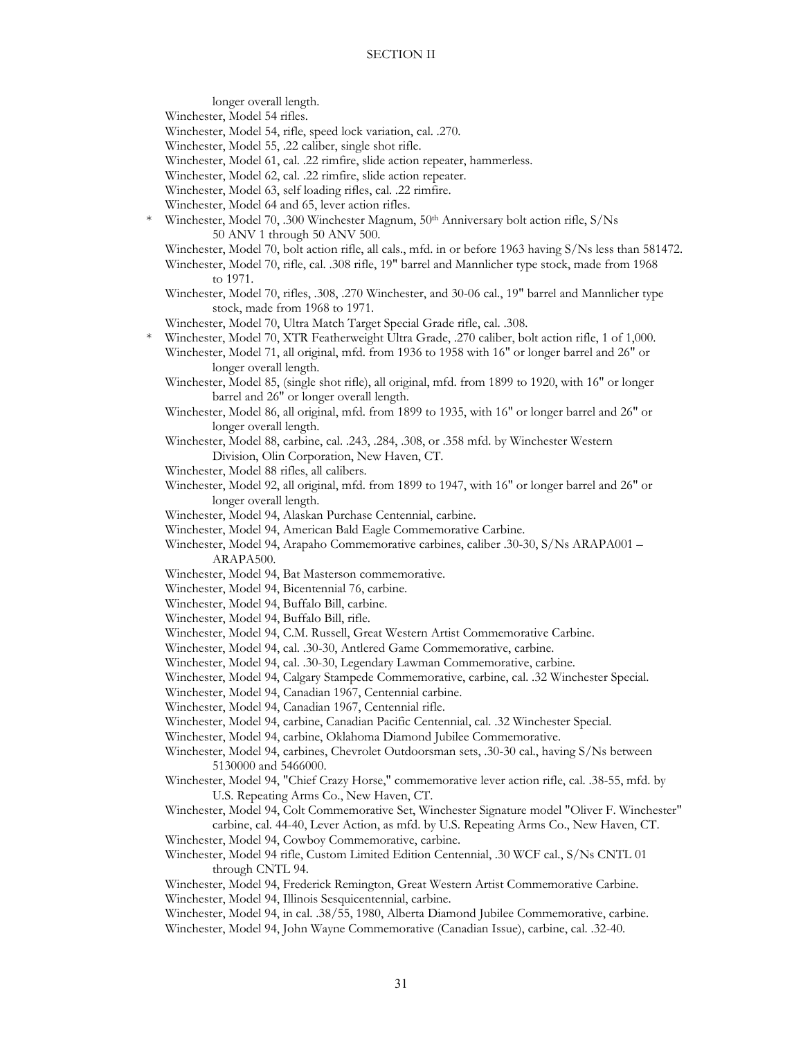longer overall length.

Winchester, Model 54 rifles.

Winchester, Model 54, rifle, speed lock variation, cal. .270.

Winchester, Model 55, .22 caliber, single shot rifle.

Winchester, Model 61, cal. .22 rimfire, slide action repeater, hammerless.

Winchester, Model 62, cal. .22 rimfire, slide action repeater.

Winchester, Model 63, self loading rifles, cal. .22 rimfire.

Winchester, Model 64 and 65, lever action rifles.

\* Winchester, Model 70, .300 Winchester Magnum, 50th Anniversary bolt action rifle, S/Ns 50 ANV 1 through 50 ANV 500.

Winchester, Model 70, bolt action rifle, all cals., mfd. in or before 1963 having S/Ns less than 581472.

Winchester, Model 70, rifle, cal. .308 rifle, 19" barrel and Mannlicher type stock, made from 1968 to 1971.

Winchester, Model 70, rifles, .308, .270 Winchester, and 30-06 cal., 19" barrel and Mannlicher type stock, made from 1968 to 1971.

Winchester, Model 70, Ultra Match Target Special Grade rifle, cal. .308.

\* Winchester, Model 70, XTR Featherweight Ultra Grade, .270 caliber, bolt action rifle, 1 of 1,000.

Winchester, Model 71, all original, mfd. from 1936 to 1958 with 16" or longer barrel and 26" or longer overall length.

Winchester, Model 85, (single shot rifle), all original, mfd. from 1899 to 1920, with 16" or longer barrel and 26" or longer overall length.

Winchester, Model 86, all original, mfd. from 1899 to 1935, with 16" or longer barrel and 26" or longer overall length.

Winchester, Model 88, carbine, cal. .243, .284, .308, or .358 mfd. by Winchester Western Division, Olin Corporation, New Haven, CT.

Winchester, Model 88 rifles, all calibers.

Winchester, Model 92, all original, mfd. from 1899 to 1947, with 16" or longer barrel and 26" or longer overall length.

Winchester, Model 94, Alaskan Purchase Centennial, carbine.

Winchester, Model 94, American Bald Eagle Commemorative Carbine.

Winchester, Model 94, Arapaho Commemorative carbines, caliber .30-30, S/Ns ARAPA001 – ARAPA500.

Winchester, Model 94, Bat Masterson commemorative.

Winchester, Model 94, Bicentennial 76, carbine.

Winchester, Model 94, Buffalo Bill, carbine.

Winchester, Model 94, Buffalo Bill, rifle.

Winchester, Model 94, C.M. Russell, Great Western Artist Commemorative Carbine.

Winchester, Model 94, cal. .30-30, Antlered Game Commemorative, carbine.

Winchester, Model 94, cal. .30-30, Legendary Lawman Commemorative, carbine.

Winchester, Model 94, Calgary Stampede Commemorative, carbine, cal. .32 Winchester Special.

Winchester, Model 94, Canadian 1967, Centennial carbine.

Winchester, Model 94, Canadian 1967, Centennial rifle.

Winchester, Model 94, carbine, Canadian Pacific Centennial, cal. .32 Winchester Special.

Winchester, Model 94, carbine, Oklahoma Diamond Jubilee Commemorative.

Winchester, Model 94, carbines, Chevrolet Outdoorsman sets, .30-30 cal., having S/Ns between 5130000 and 5466000.

Winchester, Model 94, "Chief Crazy Horse," commemorative lever action rifle, cal. .38-55, mfd. by U.S. Repeating Arms Co., New Haven, CT.

Winchester, Model 94, Colt Commemorative Set, Winchester Signature model "Oliver F. Winchester" carbine, cal. 44-40, Lever Action, as mfd. by U.S. Repeating Arms Co., New Haven, CT.

Winchester, Model 94, Cowboy Commemorative, carbine.

Winchester, Model 94 rifle, Custom Limited Edition Centennial, .30 WCF cal., S/Ns CNTL 01 through CNTL 94.

Winchester, Model 94, Frederick Remington, Great Western Artist Commemorative Carbine.

Winchester, Model 94, Illinois Sesquicentennial, carbine.

Winchester, Model 94, in cal. .38/55, 1980, Alberta Diamond Jubilee Commemorative, carbine.

Winchester, Model 94, John Wayne Commemorative (Canadian Issue), carbine, cal. .32-40.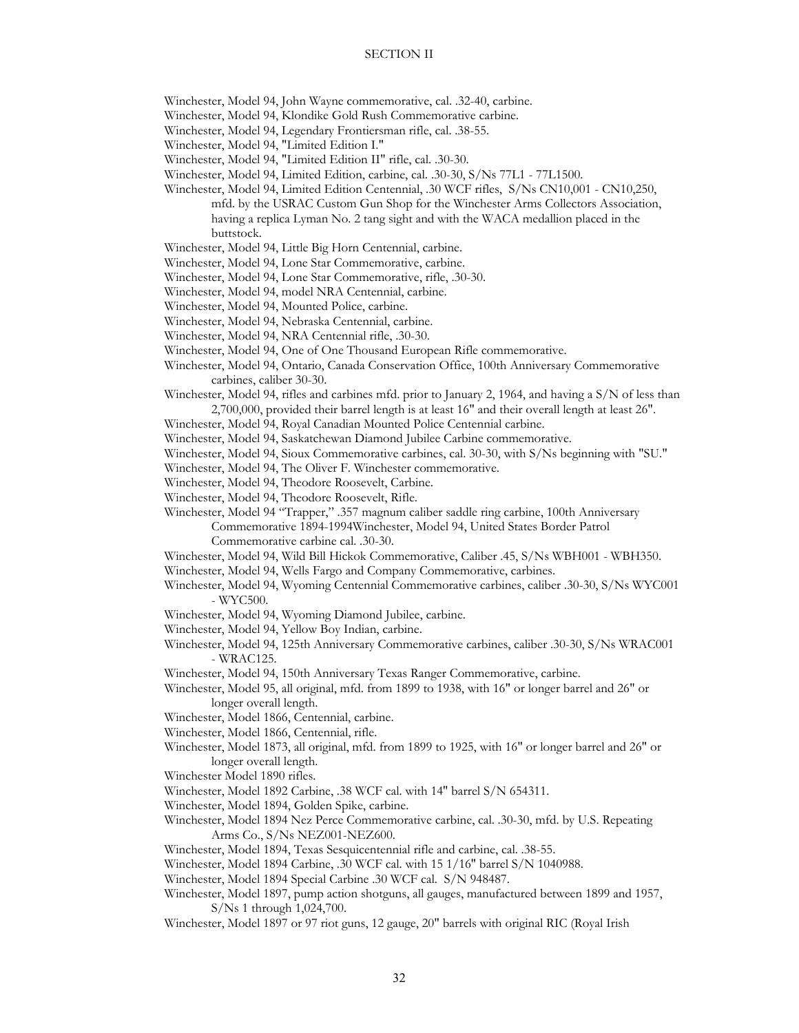SECTION II

Winchester, Model 94, John Wayne commemorative, cal. .32-40, carbine.

Winchester, Model 94, Klondike Gold Rush Commemorative carbine.

Winchester, Model 94, Legendary Frontiersman rifle, cal. .38-55.

Winchester, Model 94, "Limited Edition I."

Winchester, Model 94, "Limited Edition II" rifle, cal. .30-30.

Winchester, Model 94, Limited Edition, carbine, cal. .30-30, S/Ns 77L1 - 77L1500.

Winchester, Model 94, Limited Edition Centennial, .30 WCF rifles, S/Ns CN10,001 - CN10,250, mfd. by the USRAC Custom Gun Shop for the Winchester Arms Collectors Association, having a replica Lyman No. 2 tang sight and with the WACA medallion placed in the buttstock.

Winchester, Model 94, Little Big Horn Centennial, carbine.

Winchester, Model 94, Lone Star Commemorative, carbine.

Winchester, Model 94, Lone Star Commemorative, rifle, .30-30.

Winchester, Model 94, model NRA Centennial, carbine.

Winchester, Model 94, Mounted Police, carbine.

Winchester, Model 94, Nebraska Centennial, carbine.

Winchester, Model 94, NRA Centennial rifle, .30-30.

Winchester, Model 94, One of One Thousand European Rifle commemorative.

Winchester, Model 94, Ontario, Canada Conservation Office, 100th Anniversary Commemorative carbines, caliber 30-30.

Winchester, Model 94, rifles and carbines mfd. prior to January 2, 1964, and having a S/N of less than 2,700,000, provided their barrel length is at least 16" and their overall length at least 26".

Winchester, Model 94, Royal Canadian Mounted Police Centennial carbine.

Winchester, Model 94, Saskatchewan Diamond Jubilee Carbine commemorative.

Winchester, Model 94, Sioux Commemorative carbines, cal. 30-30, with S/Ns beginning with "SU."

Winchester, Model 94, The Oliver F. Winchester commemorative.

Winchester, Model 94, Theodore Roosevelt, Carbine.

Winchester, Model 94, Theodore Roosevelt, Rifle.

Winchester, Model 94 "Trapper," .357 magnum caliber saddle ring carbine, 100th Anniversary Commemorative 1894-1994Winchester, Model 94, United States Border Patrol Commemorative carbine cal. .30-30.

Winchester, Model 94, Wild Bill Hickok Commemorative, Caliber .45, S/Ns WBH001 - WBH350.

Winchester, Model 94, Wells Fargo and Company Commemorative, carbines.

Winchester, Model 94, Wyoming Centennial Commemorative carbines, caliber .30-30, S/Ns WYC001 - WYC500.

Winchester, Model 94, Wyoming Diamond Jubilee, carbine.

Winchester, Model 94, Yellow Boy Indian, carbine.

Winchester, Model 94, 125th Anniversary Commemorative carbines, caliber .30-30, S/Ns WRAC001 - WRAC125.

Winchester, Model 94, 150th Anniversary Texas Ranger Commemorative, carbine.

Winchester, Model 95, all original, mfd. from 1899 to 1938, with 16" or longer barrel and 26" or longer overall length.

Winchester, Model 1866, Centennial, carbine.

Winchester, Model 1866, Centennial, rifle.

Winchester, Model 1873, all original, mfd. from 1899 to 1925, with 16" or longer barrel and 26" or longer overall length.

Winchester Model 1890 rifles.

Winchester, Model 1892 Carbine, .38 WCF cal. with 14" barrel S/N 654311.

Winchester, Model 1894, Golden Spike, carbine.

Winchester, Model 1894 Nez Perce Commemorative carbine, cal. .30-30, mfd. by U.S. Repeating Arms Co., S/Ns NEZ001-NEZ600.

Winchester, Model 1894, Texas Sesquicentennial rifle and carbine, cal. .38-55.

Winchester, Model 1894 Carbine, .30 WCF cal. with 15 1/16" barrel S/N 1040988.

Winchester, Model 1894 Special Carbine .30 WCF cal. S/N 948487.

Winchester, Model 1897, pump action shotguns, all gauges, manufactured between 1899 and 1957, S/Ns 1 through 1,024,700.

Winchester, Model 1897 or 97 riot guns, 12 gauge, 20" barrels with original RIC (Royal Irish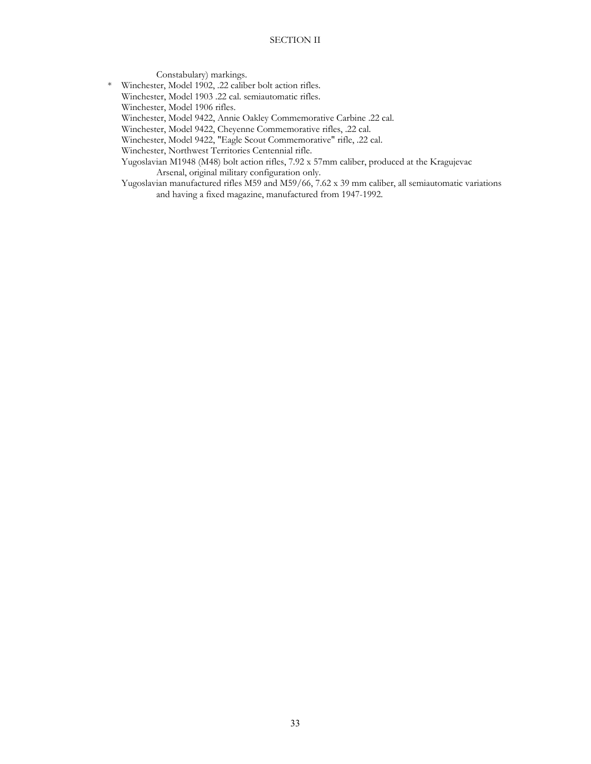Constabulary) markings.

\* Winchester, Model 1902, .22 caliber bolt action rifles.

Winchester, Model 1903 .22 cal. semiautomatic rifles.

Winchester, Model 1906 rifles.

Winchester, Model 9422, Annie Oakley Commemorative Carbine .22 cal.

Winchester, Model 9422, Cheyenne Commemorative rifles, .22 cal.

Winchester, Model 9422, "Eagle Scout Commemorative" rifle, .22 cal.

Winchester, Northwest Territories Centennial rifle.

Yugoslavian M1948 (M48) bolt action rifles, 7.92 x 57mm caliber, produced at the Kragujevac Arsenal, original military configuration only.

Yugoslavian manufactured rifles M59 and M59/66, 7.62 x 39 mm caliber, all semiautomatic variations and having a fixed magazine, manufactured from 1947-1992.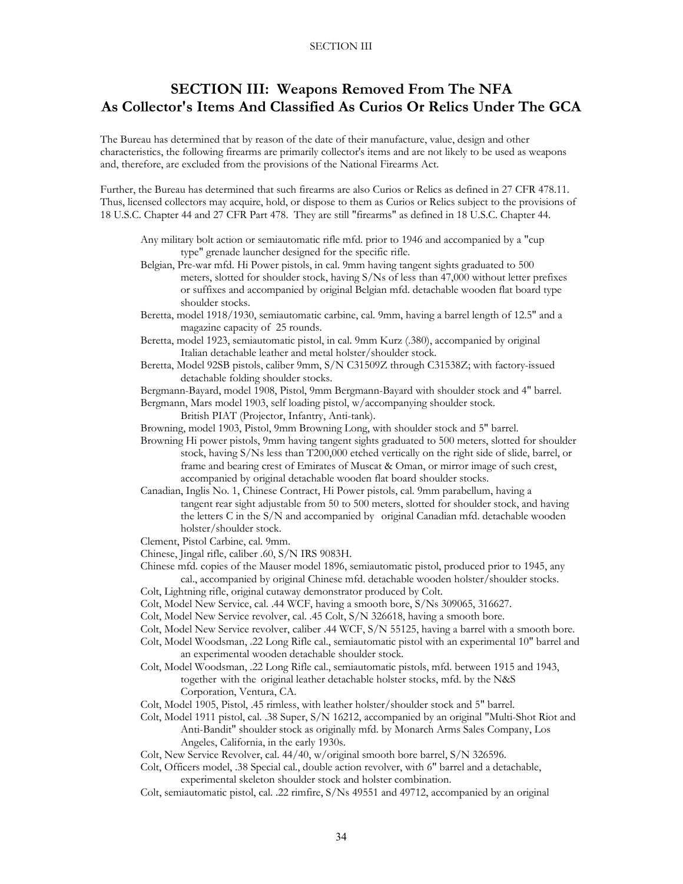## SECTION III: Weapons Removed From The NFA As Collector's Items And Classified As Curios Or Relics Under The GCA

The Bureau has determined that by reason of the date of their manufacture, value, design and other characteristics, the following firearms are primarily collector's items and are not likely to be used as weapons and, therefore, are excluded from the provisions of the National Firearms Act.

Further, the Bureau has determined that such firearms are also Curios or Relics as defined in 27 CFR 478.11. Thus, licensed collectors may acquire, hold, or dispose to them as Curios or Relics subject to the provisions of 18 U.S.C. Chapter 44 and 27 CFR Part 478. They are still "firearms" as defined in 18 U.S.C. Chapter 44.

Any military bolt action or semiautomatic rifle mfd. prior to 1946 and accompanied by a "cup type" grenade launcher designed for the specific rifle.

Belgian, Pre-war mfd. Hi Power pistols, in cal. 9mm having tangent sights graduated to 500 meters, slotted for shoulder stock, having S/Ns of less than 47,000 without letter prefixes or suffixes and accompanied by original Belgian mfd. detachable wooden flat board type shoulder stocks.

Beretta, model 1918/1930, semiautomatic carbine, cal. 9mm, having a barrel length of 12.5" and a magazine capacity of 25 rounds.

Beretta, model 1923, semiautomatic pistol, in cal. 9mm Kurz (.380), accompanied by original Italian detachable leather and metal holster/shoulder stock.

Beretta, Model 92SB pistols, caliber 9mm, S/N C31509Z through C31538Z; with factory-issued detachable folding shoulder stocks.

Bergmann-Bayard, model 1908, Pistol, 9mm Bergmann-Bayard with shoulder stock and 4" barrel.

Bergmann, Mars model 1903, self loading pistol, w/accompanying shoulder stock.

British PIAT (Projector, Infantry, Anti-tank).

Browning, model 1903, Pistol, 9mm Browning Long, with shoulder stock and 5" barrel.

Browning Hi power pistols, 9mm having tangent sights graduated to 500 meters, slotted for shoulder stock, having S/Ns less than T200,000 etched vertically on the right side of slide, barrel, or frame and bearing crest of Emirates of Muscat & Oman, or mirror image of such crest, accompanied by original detachable wooden flat board shoulder stocks.

Canadian, Inglis No. 1, Chinese Contract, Hi Power pistols, cal. 9mm parabellum, having a tangent rear sight adjustable from 50 to 500 meters, slotted for shoulder stock, and having the letters C in the S/N and accompanied by original Canadian mfd. detachable wooden holster/shoulder stock.

Clement, Pistol Carbine, cal. 9mm.

Chinese, Jingal rifle, caliber .60, S/N IRS 9083H.

Chinese mfd. copies of the Mauser model 1896, semiautomatic pistol, produced prior to 1945, any cal., accompanied by original Chinese mfd. detachable wooden holster/shoulder stocks.

Colt, Lightning rifle, original cutaway demonstrator produced by Colt.

Colt, Model New Service, cal. .44 WCF, having a smooth bore, S/Ns 309065, 316627.

Colt, Model New Service revolver, cal. .45 Colt, S/N 326618, having a smooth bore.

Colt, Model New Service revolver, caliber .44 WCF, S/N 55125, having a barrel with a smooth bore.

Colt, Model Woodsman, .22 Long Rifle cal., semiautomatic pistol with an experimental 10" barrel and an experimental wooden detachable shoulder stock.

Colt, Model Woodsman, .22 Long Rifle cal., semiautomatic pistols, mfd. between 1915 and 1943, together with the original leather detachable holster stocks, mfd. by the N&S Corporation, Ventura, CA.

Colt, Model 1905, Pistol, .45 rimless, with leather holster/shoulder stock and 5" barrel.

Colt, Model 1911 pistol, cal. .38 Super, S/N 16212, accompanied by an original "Multi-Shot Riot and Anti-Bandit" shoulder stock as originally mfd. by Monarch Arms Sales Company, Los Angeles, California, in the early 1930s.

Colt, New Service Revolver, cal. 44/40, w/original smooth bore barrel, S/N 326596.

Colt, Officers model, .38 Special cal., double action revolver, with 6" barrel and a detachable, experimental skeleton shoulder stock and holster combination.

Colt, semiautomatic pistol, cal. .22 rimfire, S/Ns 49551 and 49712, accompanied by an original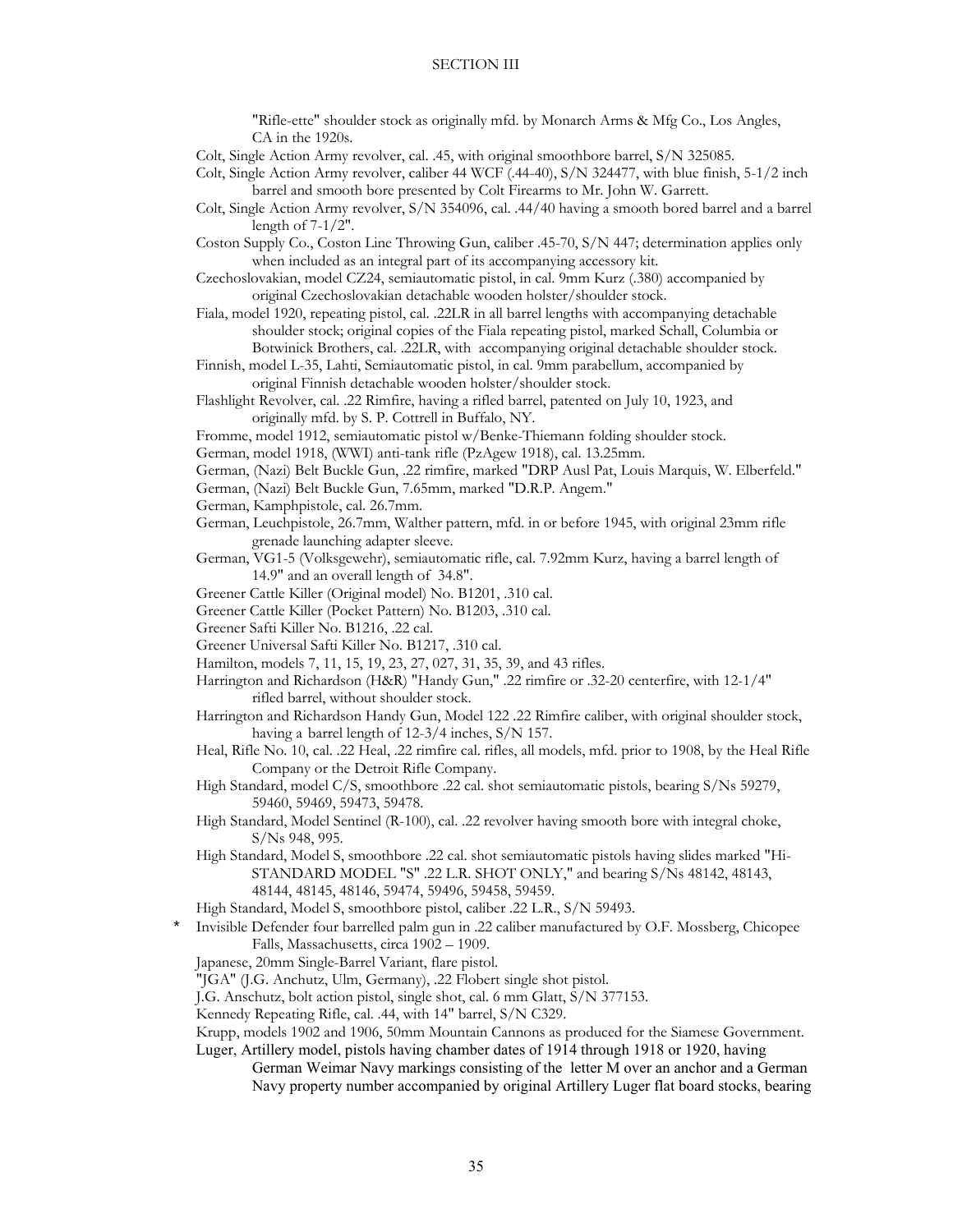"Rifle-ette" shoulder stock as originally mfd. by Monarch Arms & Mfg Co., Los Angles, CA in the 1920s.

Colt, Single Action Army revolver, cal. .45, with original smoothbore barrel, S/N 325085.

Colt, Single Action Army revolver, caliber 44 WCF (.44-40), S/N 324477, with blue finish, 5-1/2 inch barrel and smooth bore presented by Colt Firearms to Mr. John W. Garrett.

Colt, Single Action Army revolver, S/N 354096, cal. .44/40 having a smooth bored barrel and a barrel length of 7-1/2".

Coston Supply Co., Coston Line Throwing Gun, caliber .45-70, S/N 447; determination applies only when included as an integral part of its accompanying accessory kit.

Czechoslovakian, model CZ24, semiautomatic pistol, in cal. 9mm Kurz (.380) accompanied by original Czechoslovakian detachable wooden holster/shoulder stock.

Fiala, model 1920, repeating pistol, cal. .22LR in all barrel lengths with accompanying detachable shoulder stock; original copies of the Fiala repeating pistol, marked Schall, Columbia or Botwinick Brothers, cal. .22LR, with accompanying original detachable shoulder stock.

Finnish, model L-35, Lahti, Semiautomatic pistol, in cal. 9mm parabellum, accompanied by original Finnish detachable wooden holster/shoulder stock.

Flashlight Revolver, cal. .22 Rimfire, having a rifled barrel, patented on July 10, 1923, and originally mfd. by S. P. Cottrell in Buffalo, NY.

Fromme, model 1912, semiautomatic pistol w/Benke-Thiemann folding shoulder stock.

German, model 1918, (WWI) anti-tank rifle (PzAgew 1918), cal. 13.25mm.

German, (Nazi) Belt Buckle Gun, .22 rimfire, marked "DRP Ausl Pat, Louis Marquis, W. Elberfeld."

German, (Nazi) Belt Buckle Gun, 7.65mm, marked "D.R.P. Angem."

German, Kamphpistole, cal. 26.7mm.

German, Leuchpistole, 26.7mm, Walther pattern, mfd. in or before 1945, with original 23mm rifle grenade launching adapter sleeve.

German, VG1-5 (Volksgewehr), semiautomatic rifle, cal. 7.92mm Kurz, having a barrel length of 14.9" and an overall length of 34.8".

Greener Cattle Killer (Original model) No. B1201, .310 cal.

Greener Cattle Killer (Pocket Pattern) No. B1203, .310 cal.

Greener Safti Killer No. B1216, .22 cal.

Greener Universal Safti Killer No. B1217, .310 cal.

Hamilton, models 7, 11, 15, 19, 23, 27, 027, 31, 35, 39, and 43 rifles.

Harrington and Richardson (H&R) "Handy Gun," .22 rimfire or .32-20 centerfire, with 12-1/4" rifled barrel, without shoulder stock.

Harrington and Richardson Handy Gun, Model 122 .22 Rimfire caliber, with original shoulder stock, having a barrel length of 12-3/4 inches, S/N 157.

Heal, Rifle No. 10, cal. .22 Heal, .22 rimfire cal. rifles, all models, mfd. prior to 1908, by the Heal Rifle Company or the Detroit Rifle Company.

High Standard, model C/S, smoothbore .22 cal. shot semiautomatic pistols, bearing S/Ns 59279, 59460, 59469, 59473, 59478.

High Standard, Model Sentinel (R-100), cal. .22 revolver having smooth bore with integral choke, S/Ns 948, 995.

High Standard, Model S, smoothbore .22 cal. shot semiautomatic pistols having slides marked "Hi-STANDARD MODEL "S" .22 L.R. SHOT ONLY," and bearing S/Ns 48142, 48143, 48144, 48145, 48146, 59474, 59496, 59458, 59459.

High Standard, Model S, smoothbore pistol, caliber .22 L.R., S/N 59493.

\* Invisible Defender four barrelled palm gun in .22 caliber manufactured by O.F. Mossberg, Chicopee Falls, Massachusetts, circa 1902 – 1909.

Japanese, 20mm Single-Barrel Variant, flare pistol.

"JGA" (J.G. Anchutz, Ulm, Germany), .22 Flobert single shot pistol.

J.G. Anschutz, bolt action pistol, single shot, cal. 6 mm Glatt, S/N 377153.

Kennedy Repeating Rifle, cal. .44, with 14" barrel, S/N C329.

Krupp, models 1902 and 1906, 50mm Mountain Cannons as produced for the Siamese Government.

Luger, Artillery model, pistols having chamber dates of 1914 through 1918 or 1920, having German Weimar Navy markings consisting of the letter M over an anchor and a German Navy property number accompanied by original Artillery Luger flat board stocks, bearing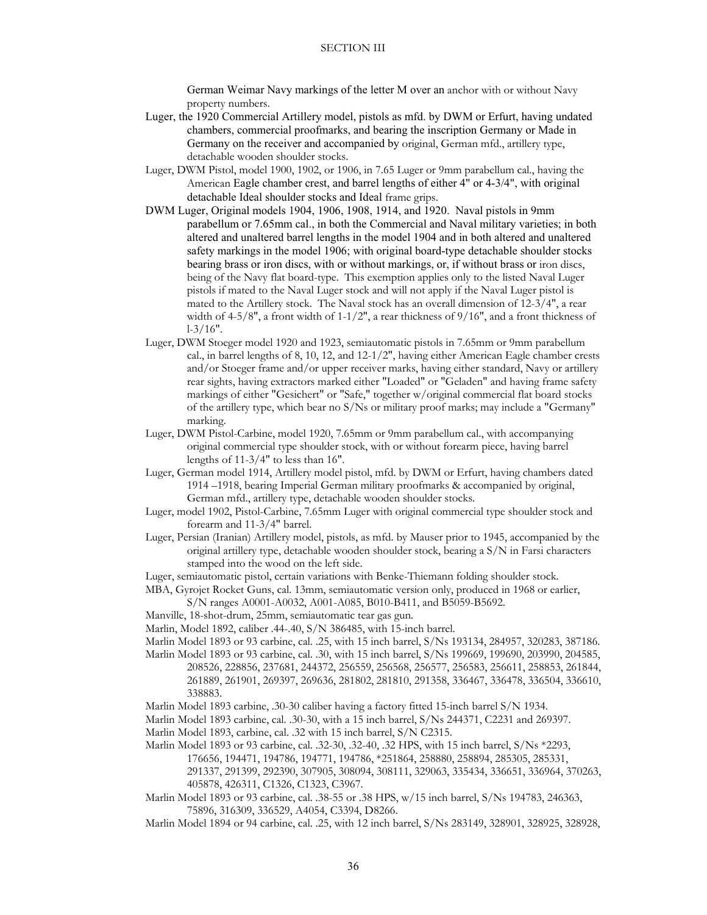German Weimar Navy markings of the letter M over an anchor with or without Navy property numbers.

Luger, the 1920 Commercial Artillery model, pistols as mfd. by DWM or Erfurt, having undated chambers, commercial proofmarks, and bearing the inscription Germany or Made in Germany on the receiver and accompanied by original, German mfd., artillery type, detachable wooden shoulder stocks.

Luger, DWM Pistol, model 1900, 1902, or 1906, in 7.65 Luger or 9mm parabellum cal., having the American Eagle chamber crest, and barrel lengths of either 4" or 4-3/4", with original detachable Ideal shoulder stocks and Ideal frame grips.

DWM Luger, Original models 1904, 1906, 1908, 1914, and 1920. Naval pistols in 9mm parabellum or 7.65mm cal., in both the Commercial and Naval military varieties; in both altered and unaltered barrel lengths in the model 1904 and in both altered and unaltered safety markings in the model 1906; with original board-type detachable shoulder stocks bearing brass or iron discs, with or without markings, or, if without brass or iron discs, being of the Navy flat board-type. This exemption applies only to the listed Naval Luger pistols if mated to the Naval Luger stock and will not apply if the Naval Luger pistol is mated to the Artillery stock. The Naval stock has an overall dimension of 12-3/4", a rear width of 4-5/8", a front width of 1-1/2", a rear thickness of 9/16", and a front thickness of l-3/16".

Luger, DWM Stoeger model 1920 and 1923, semiautomatic pistols in 7.65mm or 9mm parabellum cal., in barrel lengths of 8, 10, 12, and 12-1/2", having either American Eagle chamber crests and/or Stoeger frame and/or upper receiver marks, having either standard, Navy or artillery rear sights, having extractors marked either "Loaded" or "Geladen" and having frame safety markings of either "Gesichert" or "Safe," together w/original commercial flat board stocks of the artillery type, which bear no S/Ns or military proof marks; may include a "Germany" marking.

Luger, DWM Pistol-Carbine, model 1920, 7.65mm or 9mm parabellum cal., with accompanying original commercial type shoulder stock, with or without forearm piece, having barrel lengths of 11-3/4" to less than 16".

Luger, German model 1914, Artillery model pistol, mfd. by DWM or Erfurt, having chambers dated 1914 –1918, bearing Imperial German military proofmarks & accompanied by original, German mfd., artillery type, detachable wooden shoulder stocks.

Luger, model 1902, Pistol-Carbine, 7.65mm Luger with original commercial type shoulder stock and forearm and 11-3/4" barrel.

Luger, Persian (Iranian) Artillery model, pistols, as mfd. by Mauser prior to 1945, accompanied by the original artillery type, detachable wooden shoulder stock, bearing a S/N in Farsi characters stamped into the wood on the left side.

Luger, semiautomatic pistol, certain variations with Benke-Thiemann folding shoulder stock.

MBA, Gyrojet Rocket Guns, cal. 13mm, semiautomatic version only, produced in 1968 or earlier, S/N ranges A0001-A0032, A001-A085, B010-B411, and B5059-B5692.

Manville, 18-shot-drum, 25mm, semiautomatic tear gas gun.

Marlin, Model 1892, caliber .44-.40, S/N 386485, with 15-inch barrel.

Marlin Model 1893 or 93 carbine, cal. .25, with 15 inch barrel, S/Ns 193134, 284957, 320283, 387186.

Marlin Model 1893 or 93 carbine, cal. .30, with 15 inch barrel, S/Ns 199669, 199690, 203990, 204585, 208526, 228856, 237681, 244372, 256559, 256568, 256577, 256583, 256611, 258853, 261844, 261889, 261901, 269397, 269636, 281802, 281810, 291358, 336467, 336478, 336504, 336610, 338883.

Marlin Model 1893 carbine, .30-30 caliber having a factory fitted 15-inch barrel S/N 1934.

Marlin Model 1893 carbine, cal. .30-30, with a 15 inch barrel, S/Ns 244371, C2231 and 269397.

Marlin Model 1893, carbine, cal. .32 with 15 inch barrel, S/N C2315.

Marlin Model 1893 or 93 carbine, cal. .32-30, .32-40, .32 HPS, with 15 inch barrel, S/Ns *2293, 176656, 194471, 194786, 194771, 194786, *251864, 258880, 258894, 285305, 285331, 291337, 291399, 292390, 307905, 308094, 308111, 329063, 335434, 336651, 336964, 370263, 405878, 426311, C1326, C1323, C3967.

Marlin Model 1893 or 93 carbine, cal. .38-55 or .38 HPS, w/15 inch barrel, S/Ns 194783, 246363, 75896, 316309, 336529, A4054, C3394, D8266.

Marlin Model 1894 or 94 carbine, cal. .25, with 12 inch barrel, S/Ns 283149, 328901, 328925, 328928,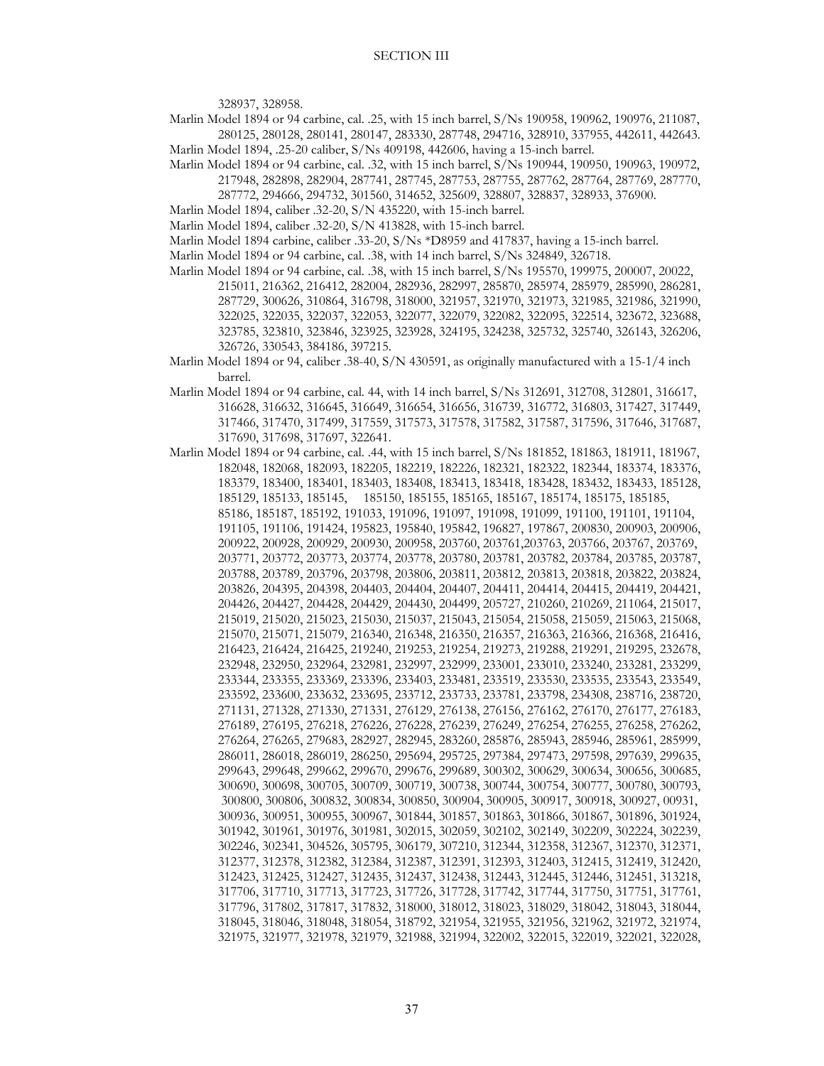328937, 328958.

Marlin Model 1894 or 94 carbine, cal. .25, with 15 inch barrel, S/Ns 190958, 190962, 190976, 211087, 280125, 280128, 280141, 280147, 283330, 287748, 294716, 328910, 337955, 442611, 442643.

Marlin Model 1894, .25-20 caliber, S/Ns 409198, 442606, having a 15-inch barrel.

Marlin Model 1894 or 94 carbine, cal. .32, with 15 inch barrel, S/Ns 190944, 190950, 190963, 190972, 217948, 282898, 282904, 287741, 287745, 287753, 287755, 287762, 287764, 287769, 287770, 287772, 294666, 294732, 301560, 314652, 325609, 328807, 328837, 328933, 376900.

Marlin Model 1894, caliber .32-20, S/N 435220, with 15-inch barrel.

Marlin Model 1894, caliber .32-20, S/N 413828, with 15-inch barrel.

Marlin Model 1894 carbine, caliber .33-20, S/Ns *D8959 and 417837, having a 15-inch barrel.

Marlin Model 1894 or 94 carbine, cal. .38, with 14 inch barrel, S/Ns 324849, 326718.

Marlin Model 1894 or 94 carbine, cal. .38, with 15 inch barrel, S/Ns 195570, 199975, 200007, 20022, 215011, 216362, 216412, 282004, 282936, 282997, 285870, 285974, 285979, 285990, 286281, 287729, 300626, 310864, 316798, 318000, 321957, 321970, 321973, 321985, 321986, 321990, 322025, 322035, 322037, 322053, 322077, 322079, 322082, 322095, 322514, 323672, 323688, 323785, 323810, 323846, 323925, 323928, 324195, 324238, 325732, 325740, 326143, 326206, 326726, 330543, 384186, 397215.

Marlin Model 1894 or 94, caliber .38-40, S/N 430591, as originally manufactured with a 15-1/4 inch barrel.

Marlin Model 1894 or 94 carbine, cal. 44, with 14 inch barrel, S/Ns 312691, 312708, 312801, 316617, 316628, 316632, 316645, 316649, 316654, 316656, 316739, 316772, 316803, 317427, 317449, 317466, 317470, 317499, 317559, 317573, 317578, 317582, 317587, 317596, 317646, 317687, 317690, 317698, 317697, 322641.

Marlin Model 1894 or 94 carbine, cal. .44, with 15 inch barrel, S/Ns 181852, 181863, 181911, 181967, 182048, 182068, 182093, 182205, 182219, 182226, 182321, 182322, 182344, 183374, 183376, 183379, 183400, 183401, 183403, 183408, 183413, 183418, 183428, 183432, 183433, 185128, 185129, 185133, 185145, 185150, 185155, 185165, 185167, 185174, 185175, 185185, 85186, 185187, 185192, 191033, 191096, 191097, 191098, 191099, 191100, 191101, 191104, 191105, 191106, 191424, 195823, 195840, 195842, 196827, 197867, 200830, 200903, 200906, 200922, 200928, 200929, 200930, 200958, 203760, 203761,203763, 203766, 203767, 203769, 203771, 203772, 203773, 203774, 203778, 203780, 203781, 203782, 203784, 203785, 203787, 203788, 203789, 203796, 203798, 203806, 203811, 203812, 203813, 203818, 203822, 203824, 203826, 204395, 204398, 204403, 204404, 204407, 204411, 204414, 204415, 204419, 204421, 204426, 204427, 204428, 204429, 204430, 204499, 205727, 210260, 210269, 211064, 215017, 215019, 215020, 215023, 215030, 215037, 215043, 215054, 215058, 215059, 215063, 215068, 215070, 215071, 215079, 216340, 216348, 216350, 216357, 216363, 216366, 216368, 216416, 216423, 216424, 216425, 219240, 219253, 219254, 219273, 219288, 219291, 219295, 232678, 232948, 232950, 232964, 232981, 232997, 232999, 233001, 233010, 233240, 233281, 233299, 233344, 233355, 233369, 233396, 233403, 233481, 233519, 233530, 233535, 233543, 233549, 233592, 233600, 233632, 233695, 233712, 233733, 233781, 233798, 234308, 238716, 238720, 271131, 271328, 271330, 271331, 276129, 276138, 276156, 276162, 276170, 276177, 276183, 276189, 276195, 276218, 276226, 276228, 276239, 276249, 276254, 276255, 276258, 276262, 276264, 276265, 279683, 282927, 282945, 283260, 285876, 285943, 285946, 285961, 285999, 286011, 286018, 286019, 286250, 295694, 295725, 297384, 297473, 297598, 297639, 299635, 299643, 299648, 299662, 299670, 299676, 299689, 300302, 300629, 300634, 300656, 300685, 300690, 300698, 300705, 300709, 300719, 300738, 300744, 300754, 300777, 300780, 300793, 300800, 300806, 300832, 300834, 300850, 300904, 300905, 300917, 300918, 300927, 00931, 300936, 300951, 300955, 300967, 301844, 301857, 301863, 301866, 301867, 301896, 301924, 301942, 301961, 301976, 301981, 302015, 302059, 302102, 302149, 302209, 302224, 302239, 302246, 302341, 304526, 305795, 306179, 307210, 312344, 312358, 312367, 312370, 312371, 312377, 312378, 312382, 312384, 312387, 312391, 312393, 312403, 312415, 312419, 312420, 312423, 312425, 312427, 312435, 312437, 312438, 312443, 312445, 312446, 312451, 313218, 317706, 317710, 317713, 317723, 317726, 317728, 317742, 317744, 317750, 317751, 317761, 317796, 317802, 317817, 317832, 318000, 318012, 318023, 318029, 318042, 318043, 318044, 318045, 318046, 318048, 318054, 318792, 321954, 321955, 321956, 321962, 321972, 321974, 321975, 321977, 321978, 321979, 321988, 321994, 322002, 322015, 322019, 322021, 322028,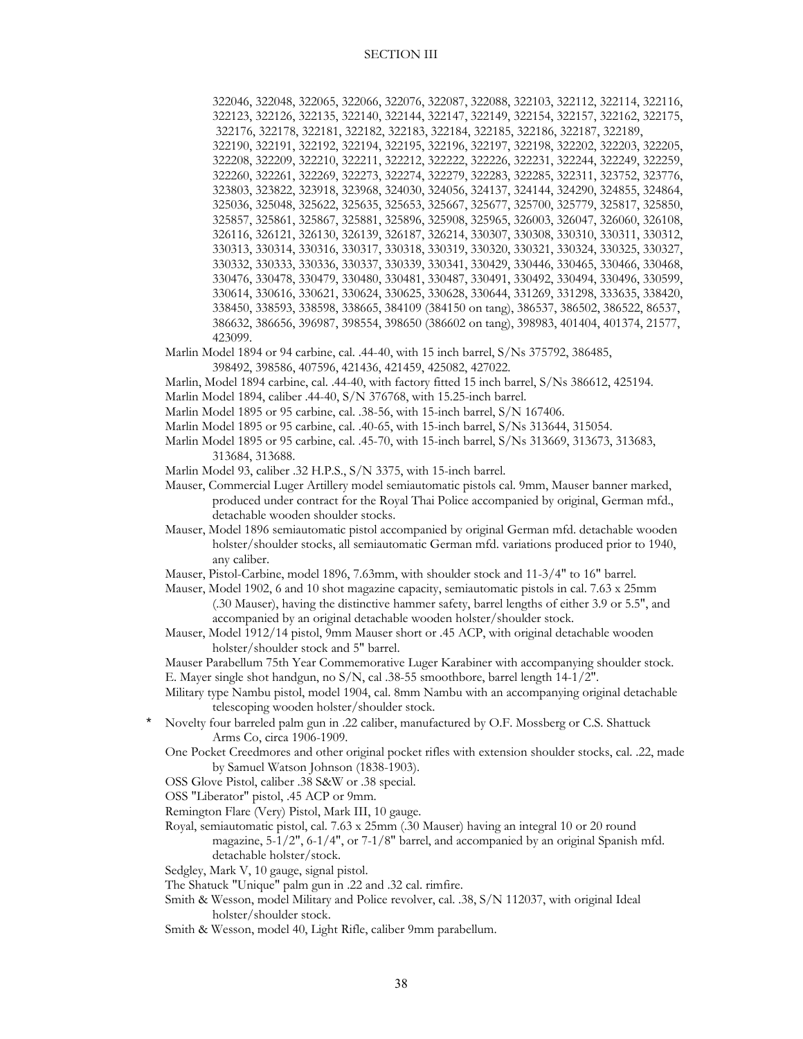322046, 322048, 322065, 322066, 322076, 322087, 322088, 322103, 322112, 322114, 322116, 322123, 322126, 322135, 322140, 322144, 322147, 322149, 322154, 322157, 322162, 322175, 322176, 322178, 322181, 322182, 322183, 322184, 322185, 322186, 322187, 322189, 322190, 322191, 322192, 322194, 322195, 322196, 322197, 322198, 322202, 322203, 322205, 322208, 322209, 322210, 322211, 322212, 322222, 322226, 322231, 322244, 322249, 322259, 322260, 322261, 322269, 322273, 322274, 322279, 322283, 322285, 322311, 323752, 323776, 323803, 323822, 323918, 323968, 324030, 324056, 324137, 324144, 324290, 324855, 324864, 325036, 325048, 325622, 325635, 325653, 325667, 325677, 325700, 325779, 325817, 325850, 325857, 325861, 325867, 325881, 325896, 325908, 325965, 326003, 326047, 326060, 326108, 326116, 326121, 326130, 326139, 326187, 326214, 330307, 330308, 330310, 330311, 330312, 330313, 330314, 330316, 330317, 330318, 330319, 330320, 330321, 330324, 330325, 330327, 330332, 330333, 330336, 330337, 330339, 330341, 330429, 330446, 330465, 330466, 330468, 330476, 330478, 330479, 330480, 330481, 330487, 330491, 330492, 330494, 330496, 330599, 330614, 330616, 330621, 330624, 330625, 330628, 330644, 331269, 331298, 333635, 338420, 338450, 338593, 338598, 338665, 384109 (384150 on tang), 386537, 386502, 386522, 86537, 386632, 386656, 396987, 398554, 398650 (386602 on tang), 398983, 401404, 401374, 21577, 423099.

Marlin Model 1894 or 94 carbine, cal. .44-40, with 15 inch barrel, S/Ns 375792, 386485, 398492, 398586, 407596, 421436, 421459, 425082, 427022.

Marlin, Model 1894 carbine, cal. .44-40, with factory fitted 15 inch barrel, S/Ns 386612, 425194.

Marlin Model 1894, caliber .44-40, S/N 376768, with 15.25-inch barrel.

Marlin Model 1895 or 95 carbine, cal. .38-56, with 15-inch barrel, S/N 167406.

Marlin Model 1895 or 95 carbine, cal. .40-65, with 15-inch barrel, S/Ns 313644, 315054.

Marlin Model 1895 or 95 carbine, cal. .45-70, with 15-inch barrel, S/Ns 313669, 313673, 313683, 313684, 313688.

Marlin Model 93, caliber .32 H.P.S., S/N 3375, with 15-inch barrel.

Mauser, Commercial Luger Artillery model semiautomatic pistols cal. 9mm, Mauser banner marked, produced under contract for the Royal Thai Police accompanied by original, German mfd., detachable wooden shoulder stocks.

Mauser, Model 1896 semiautomatic pistol accompanied by original German mfd. detachable wooden holster/shoulder stocks, all semiautomatic German mfd. variations produced prior to 1940, any caliber.

Mauser, Pistol-Carbine, model 1896, 7.63mm, with shoulder stock and 11-3/4" to 16" barrel.

Mauser, Model 1902, 6 and 10 shot magazine capacity, semiautomatic pistols in cal. 7.63 x 25mm (.30 Mauser), having the distinctive hammer safety, barrel lengths of either 3.9 or 5.5", and accompanied by an original detachable wooden holster/shoulder stock.

Mauser, Model 1912/14 pistol, 9mm Mauser short or .45 ACP, with original detachable wooden holster/shoulder stock and 5" barrel.

Mauser Parabellum 75th Year Commemorative Luger Karabiner with accompanying shoulder stock.

E. Mayer single shot handgun, no S/N, cal .38-55 smoothbore, barrel length 14-1/2".

Military type Nambu pistol, model 1904, cal. 8mm Nambu with an accompanying original detachable telescoping wooden holster/shoulder stock.

\* Novelty four barreled palm gun in .22 caliber, manufactured by O.F. Mossberg or C.S. Shattuck Arms Co, circa 1906-1909.

One Pocket Creedmores and other original pocket rifles with extension shoulder stocks, cal. .22, made by Samuel Watson Johnson (1838-1903).

OSS Glove Pistol, caliber .38 S&W or .38 special.

OSS "Liberator" pistol, .45 ACP or 9mm.

Remington Flare (Very) Pistol, Mark III, 10 gauge.

Royal, semiautomatic pistol, cal. 7.63 x 25mm (.30 Mauser) having an integral 10 or 20 round magazine, 5-1/2", 6-1/4", or 7-1/8" barrel, and accompanied by an original Spanish mfd. detachable holster/stock.

Sedgley, Mark V, 10 gauge, signal pistol.

The Shatuck "Unique" palm gun in .22 and .32 cal. rimfire.

Smith & Wesson, model Military and Police revolver, cal. .38, S/N 112037, with original Ideal holster/shoulder stock.

Smith & Wesson, model 40, Light Rifle, caliber 9mm parabellum.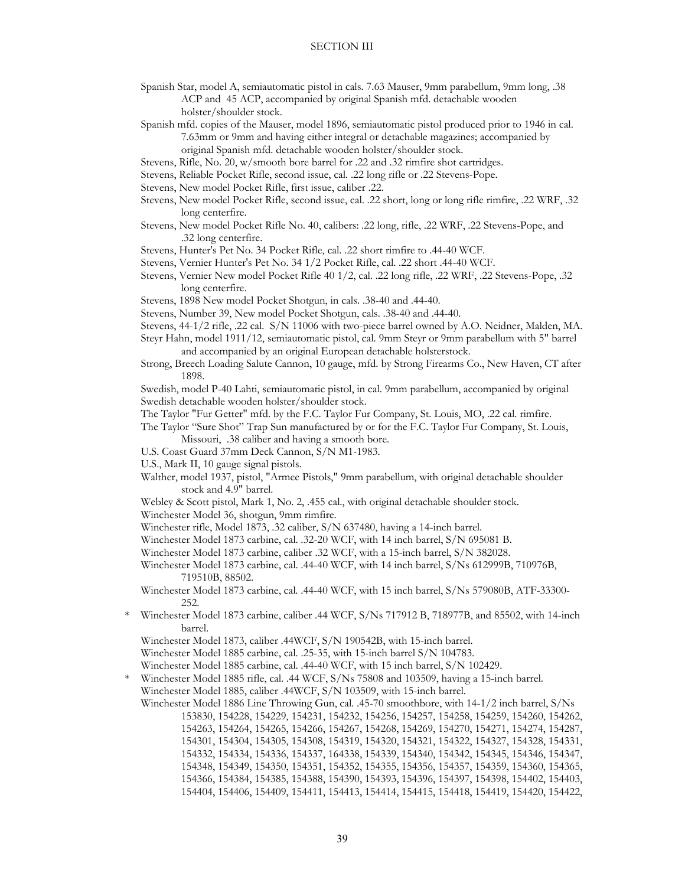Spanish Star, model A, semiautomatic pistol in cals. 7.63 Mauser, 9mm parabellum, 9mm long, .38 ACP and 45 ACP, accompanied by original Spanish mfd. detachable wooden holster/shoulder stock.

Spanish mfd. copies of the Mauser, model 1896, semiautomatic pistol produced prior to 1946 in cal. 7.63mm or 9mm and having either integral or detachable magazines; accompanied by original Spanish mfd. detachable wooden holster/shoulder stock.

Stevens, Rifle, No. 20, w/smooth bore barrel for .22 and .32 rimfire shot cartridges.

Stevens, Reliable Pocket Rifle, second issue, cal. .22 long rifle or .22 Stevens-Pope.

Stevens, New model Pocket Rifle, first issue, caliber .22.

Stevens, New model Pocket Rifle, second issue, cal. .22 short, long or long rifle rimfire, .22 WRF, .32 long centerfire.

Stevens, New model Pocket Rifle No. 40, calibers: .22 long, rifle, .22 WRF, .22 Stevens-Pope, and .32 long centerfire.

Stevens, Hunter's Pet No. 34 Pocket Rifle, cal. .22 short rimfire to .44-40 WCF.

Stevens, Vernier Hunter's Pet No. 34 1/2 Pocket Rifle, cal. .22 short .44-40 WCF.

Stevens, Vernier New model Pocket Rifle 40 1/2, cal. .22 long rifle, .22 WRF, .22 Stevens-Pope, .32 long centerfire.

Stevens, 1898 New model Pocket Shotgun, in cals. .38-40 and .44-40.

Stevens, Number 39, New model Pocket Shotgun, cals. .38-40 and .44-40.

Stevens, 44-1/2 rifle, .22 cal. S/N 11006 with two-piece barrel owned by A.O. Neidner, Malden, MA.

Steyr Hahn, model 1911/12, semiautomatic pistol, cal. 9mm Steyr or 9mm parabellum with 5" barrel and accompanied by an original European detachable holsterstock.

Strong, Breech Loading Salute Cannon, 10 gauge, mfd. by Strong Firearms Co., New Haven, CT after 1898.

Swedish, model P-40 Lahti, semiautomatic pistol, in cal. 9mm parabellum, accompanied by original Swedish detachable wooden holster/shoulder stock.

The Taylor "Fur Getter" mfd. by the F.C. Taylor Fur Company, St. Louis, MO, .22 cal. rimfire.

The Taylor "Sure Shot" Trap Sun manufactured by or for the F.C. Taylor Fur Company, St. Louis, Missouri, .38 caliber and having a smooth bore.

U.S. Coast Guard 37mm Deck Cannon, S/N M1-1983.

U.S., Mark II, 10 gauge signal pistols.

Walther, model 1937, pistol, "Armee Pistols," 9mm parabellum, with original detachable shoulder stock and 4.9" barrel.

Webley & Scott pistol, Mark 1, No. 2, .455 cal., with original detachable shoulder stock.

Winchester Model 36, shotgun, 9mm rimfire.

Winchester rifle, Model 1873, .32 caliber, S/N 637480, having a 14-inch barrel.

Winchester Model 1873 carbine, cal. .32-20 WCF, with 14 inch barrel, S/N 695081 B.

Winchester Model 1873 carbine, caliber .32 WCF, with a 15-inch barrel, S/N 382028.

Winchester Model 1873 carbine, cal. .44-40 WCF, with 14 inch barrel, S/Ns 612999B, 710976B, 719510B, 88502.

Winchester Model 1873 carbine, cal. .44-40 WCF, with 15 inch barrel, S/Ns 579080B, ATF-33300-252.

\* Winchester Model 1873 carbine, caliber .44 WCF, S/Ns 717912 B, 718977B, and 85502, with 14-inch barrel.

Winchester Model 1873, caliber .44WCF, S/N 190542B, with 15-inch barrel.

Winchester Model 1885 carbine, cal. .25-35, with 15-inch barrel S/N 104783.

Winchester Model 1885 carbine, cal. .44-40 WCF, with 15 inch barrel, S/N 102429.

\* Winchester Model 1885 rifle, cal. .44 WCF, S/Ns 75808 and 103509, having a 15-inch barrel.

Winchester Model 1885, caliber .44WCF, S/N 103509, with 15-inch barrel.

Winchester Model 1886 Line Throwing Gun, cal. .45-70 smoothbore, with 14-1/2 inch barrel, S/Ns 153830, 154228, 154229, 154231, 154232, 154256, 154257, 154258, 154259, 154260, 154262, 154263, 154264, 154265, 154266, 154267, 154268, 154269, 154270, 154271, 154274, 154287, 154301, 154304, 154305, 154308, 154319, 154320, 154321, 154322, 154327, 154328, 154331, 154332, 154334, 154336, 154337, 164338, 154339, 154340, 154342, 154345, 154346, 154347, 154348, 154349, 154350, 154351, 154352, 154355, 154356, 154357, 154359, 154360, 154365, 154366, 154384, 154385, 154388, 154390, 154393, 154396, 154397, 154398, 154402, 154403, 154404, 154406, 154409, 154411, 154413, 154414, 154415, 154418, 154419, 154420, 154422,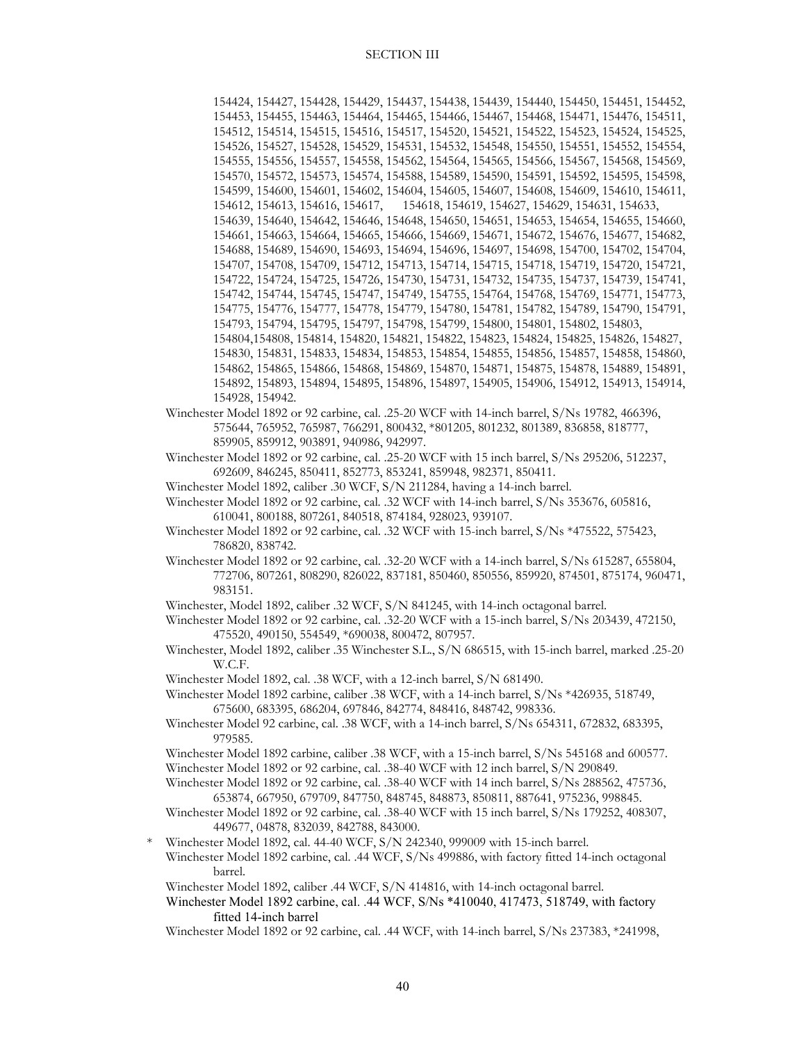154424, 154427, 154428, 154429, 154437, 154438, 154439, 154440, 154450, 154451, 154452, 154453, 154455, 154463, 154464, 154465, 154466, 154467, 154468, 154471, 154476, 154511, 154512, 154514, 154515, 154516, 154517, 154520, 154521, 154522, 154523, 154524, 154525, 154526, 154527, 154528, 154529, 154531, 154532, 154548, 154550, 154551, 154552, 154554, 154555, 154556, 154557, 154558, 154562, 154564, 154565, 154566, 154567, 154568, 154569, 154570, 154572, 154573, 154574, 154588, 154589, 154590, 154591, 154592, 154595, 154598, 154599, 154600, 154601, 154602, 154604, 154605, 154607, 154608, 154609, 154610, 154611, 154612, 154613, 154616, 154617, 154618, 154619, 154627, 154629, 154631, 154633, 154639, 154640, 154642, 154646, 154648, 154650, 154651, 154653, 154654, 154655, 154660, 154661, 154663, 154664, 154665, 154666, 154669, 154671, 154672, 154676, 154677, 154682, 154688, 154689, 154690, 154693, 154694, 154696, 154697, 154698, 154700, 154702, 154704, 154707, 154708, 154709, 154712, 154713, 154714, 154715, 154718, 154719, 154720, 154721, 154722, 154724, 154725, 154726, 154730, 154731, 154732, 154735, 154737, 154739, 154741, 154742, 154744, 154745, 154747, 154749, 154755, 154764, 154768, 154769, 154771, 154773, 154775, 154776, 154777, 154778, 154779, 154780, 154781, 154782, 154789, 154790, 154791, 154793, 154794, 154795, 154797, 154798, 154799, 154800, 154801, 154802, 154803, 154804,154808, 154814, 154820, 154821, 154822, 154823, 154824, 154825, 154826, 154827, 154830, 154831, 154833, 154834, 154853, 154854, 154855, 154856, 154857, 154858, 154860, 154862, 154865, 154866, 154868, 154869, 154870, 154871, 154875, 154878, 154889, 154891, 154892, 154893, 154894, 154895, 154896, 154897, 154905, 154906, 154912, 154913, 154914, 154928, 154942.

Winchester Model 1892 or 92 carbine, cal. .25-20 WCF with 14-inch barrel, S/Ns 19782, 466396, 575644, 765952, 765987, 766291, 800432, *801205, 801232, 801389, 836858, 818777, 859905, 859912, 903891, 940986, 942997.

Winchester Model 1892 or 92 carbine, cal. .25-20 WCF with 15 inch barrel, S/Ns 295206, 512237, 692609, 846245, 850411, 852773, 853241, 859948, 982371, 850411.

Winchester Model 1892, caliber .30 WCF, S/N 211284, having a 14-inch barrel.

Winchester Model 1892 or 92 carbine, cal. .32 WCF with 14-inch barrel, S/Ns 353676, 605816, 610041, 800188, 807261, 840518, 874184, 928023, 939107.

Winchester Model 1892 or 92 carbine, cal. .32 WCF with 15-inch barrel, S/Ns *475522, 575423, 786820, 838742.

Winchester Model 1892 or 92 carbine, cal. .32-20 WCF with a 14-inch barrel, S/Ns 615287, 655804, 772706, 807261, 808290, 826022, 837181, 850460, 850556, 859920, 874501, 875174, 960471, 983151.

Winchester, Model 1892, caliber .32 WCF, S/N 841245, with 14-inch octagonal barrel.

Winchester Model 1892 or 92 carbine, cal. .32-20 WCF with a 15-inch barrel, S/Ns 203439, 472150, 475520, 490150, 554549, *690038, 800472, 807957.

Winchester, Model 1892, caliber .35 Winchester S.L., S/N 686515, with 15-inch barrel, marked .25-20 W.C.F.

Winchester Model 1892, cal. .38 WCF, with a 12-inch barrel, S/N 681490.

Winchester Model 1892 carbine, caliber .38 WCF, with a 14-inch barrel, S/Ns *426935, 518749, 675600, 683395, 686204, 697846, 842774, 848416, 848742, 998336.

Winchester Model 92 carbine, cal. .38 WCF, with a 14-inch barrel, S/Ns 654311, 672832, 683395, 979585.

Winchester Model 1892 carbine, caliber .38 WCF, with a 15-inch barrel, S/Ns 545168 and 600577.

Winchester Model 1892 or 92 carbine, cal. .38-40 WCF with 12 inch barrel, S/N 290849.

Winchester Model 1892 or 92 carbine, cal. .38-40 WCF with 14 inch barrel, S/Ns 288562, 475736, 653874, 667950, 679709, 847750, 848745, 848873, 850811, 887641, 975236, 998845.

Winchester Model 1892 or 92 carbine, cal. .38-40 WCF with 15 inch barrel, S/Ns 179252, 408307, 449677, 04878, 832039, 842788, 843000.

\* Winchester Model 1892, cal. 44-40 WCF, S/N 242340, 999009 with 15-inch barrel.

Winchester Model 1892 carbine, cal. .44 WCF, S/Ns 499886, with factory fitted 14-inch octagonal barrel.

Winchester Model 1892, caliber .44 WCF, S/N 414816, with 14-inch octagonal barrel.

Winchester Model 1892 carbine, cal. .44 WCF, S/Ns *410040, 417473, 518749, with factory fitted 14-inch barrel

Winchester Model 1892 or 92 carbine, cal. .44 WCF, with 14-inch barrel, S/Ns 237383, *241998,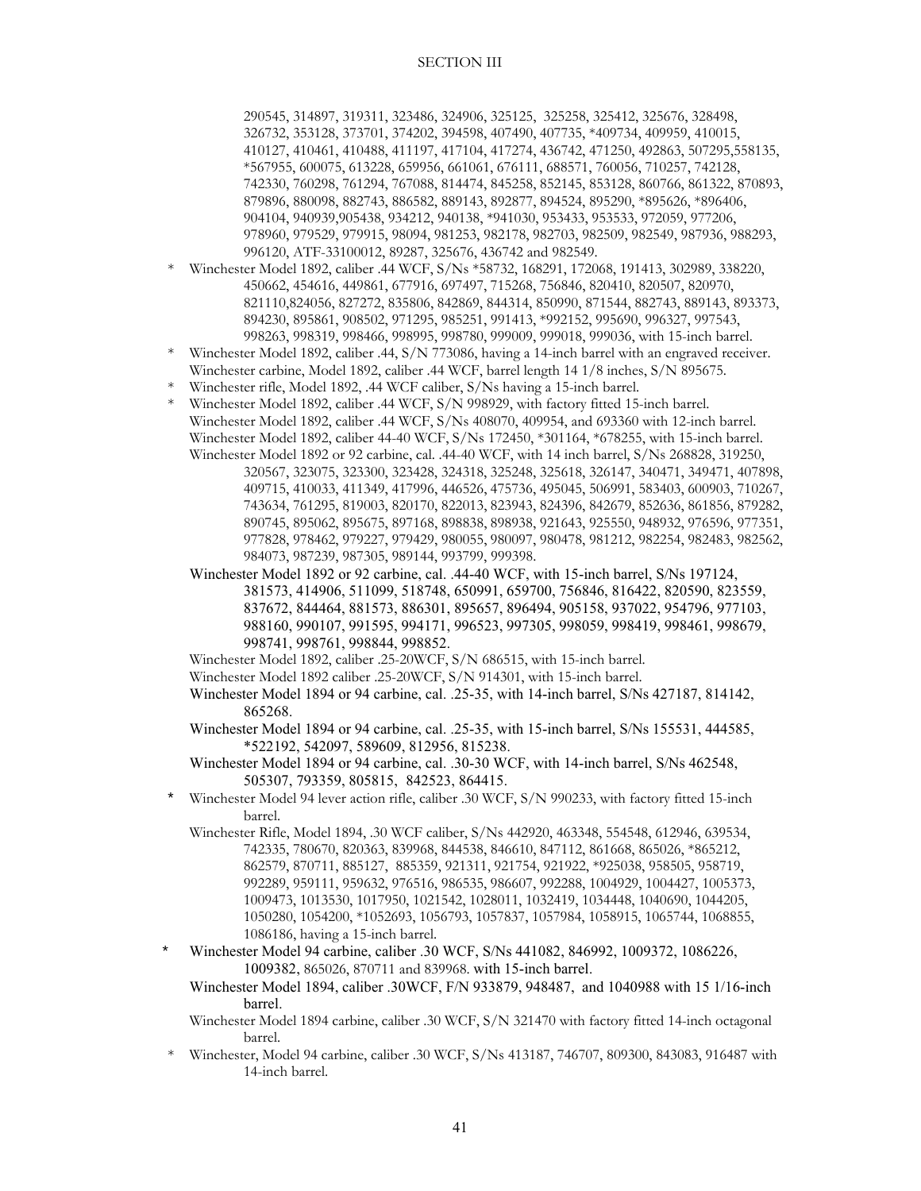290545, 314897, 319311, 323486, 324906, 325125, 325258, 325412, 325676, 328498, 326732, 353128, 373701, 374202, 394598, 407490, 407735, *409734, 409959, 410015, 410127, 410461, 410488, 411197, 417104, 417274, 436742, 471250, 492863, 507295,558135, *567955, 600075, 613228, 659956, 661061, 676111, 688571, 760056, 710257, 742128, 742330, 760298, 761294, 767088, 814474, 845258, 852145, 853128, 860766, 861322, 870893, 879896, 880098, 882743, 886582, 889143, 892877, 894524, 895290, *895626, *896406, 904104, 940939,905438, 934212, 940138, *941030, 953433, 953533, 972059, 977206, 978960, 979529, 979915, 98094, 981253, 982178, 982703, 982509, 982549, 987936, 988293, 996120, ATF-33100012, 89287, 325676, 436742 and 982549.

- \* Winchester Model 1892, caliber .44 WCF, S/Ns *58732, 168291, 172068, 191413, 302989, 338220, 450662, 454616, 449861, 677916, 697497, 715268, 756846, 820410, 820507, 820970, 821110,824056, 827272, 835806, 842869, 844314, 850990, 871544, 882743, 889143, 893373, 894230, 895861, 908502, 971295, 985251, 991413, *992152, 995690, 996327, 997543, 998263, 998319, 998466, 998995, 998780, 999009, 999018, 999036, with 15-inch barrel.
- \* Winchester Model 1892, caliber .44, S/N 773086, having a 14-inch barrel with an engraved receiver.
- Winchester carbine, Model 1892, caliber .44 WCF, barrel length 14 1/8 inches, S/N 895675.
- \* Winchester rifle, Model 1892, .44 WCF caliber, S/Ns having a 15-inch barrel.
- \* Winchester Model 1892, caliber .44 WCF, S/N 998929, with factory fitted 15-inch barrel.
- Winchester Model 1892, caliber .44 WCF, S/Ns 408070, 409954, and 693360 with 12-inch barrel.
- Winchester Model 1892, caliber 44-40 WCF, S/Ns 172450, *301164, *678255, with 15-inch barrel.
- Winchester Model 1892 or 92 carbine, cal. .44-40 WCF, with 14 inch barrel, S/Ns 268828, 319250, 320567, 323075, 323300, 323428, 324318, 325248, 325618, 326147, 340471, 349471, 407898, 409715, 410033, 411349, 417996, 446526, 475736, 495045, 506991, 583403, 600903, 710267, 743634, 761295, 819003, 820170, 822013, 823943, 824396, 842679, 852636, 861856, 879282, 890745, 895062, 895675, 897168, 898838, 898938, 921643, 925550, 948932, 976596, 977351, 977828, 978462, 979227, 979429, 980055, 980097, 980478, 981212, 982254, 982483, 982562, 984073, 987239, 987305, 989144, 993799, 999398.
- Winchester Model 1892 or 92 carbine, cal. .44-40 WCF, with 15-inch barrel, S/Ns 197124, 381573, 414906, 511099, 518748, 650991, 659700, 756846, 816422, 820590, 823559, 837672, 844464, 881573, 886301, 895657, 896494, 905158, 937022, 954796, 977103, 988160, 990107, 991595, 994171, 996523, 997305, 998059, 998419, 998461, 998679, 998741, 998761, 998844, 998852.
- Winchester Model 1892, caliber .25-20WCF, S/N 686515, with 15-inch barrel.
- Winchester Model 1892 caliber .25-20WCF, S/N 914301, with 15-inch barrel.
- Winchester Model 1894 or 94 carbine, cal. .25-35, with 14-inch barrel, S/Ns 427187, 814142, 865268.
- Winchester Model 1894 or 94 carbine, cal. .25-35, with 15-inch barrel, S/Ns 155531, 444585, *522192, 542097, 589609, 812956, 815238.
- Winchester Model 1894 or 94 carbine, cal. .30-30 WCF, with 14-inch barrel, S/Ns 462548, 505307, 793359, 805815, 842523, 864415.
- \* Winchester Model 94 lever action rifle, caliber .30 WCF, S/N 990233, with factory fitted 15-inch barrel.
- Winchester Rifle, Model 1894, .30 WCF caliber, S/Ns 442920, 463348, 554548, 612946, 639534, 742335, 780670, 820363, 839968, 844538, 846610, 847112, 861668, 865026, *865212, 862579, 870711, 885127, 885359, 921311, 921754, 921922, *925038, 958505, 958719, 992289, 959111, 959632, 976516, 986535, 986607, 992288, 1004929, 1004427, 1005373, 1009473, 1013530, 1017950, 1021542, 1028011, 1032419, 1034448, 1040690, 1044205, 1050280, 1054200, *1052693, 1056793, 1057837, 1057984, 1058915, 1065744, 1068855, 1086186, having a 15-inch barrel.
- \* Winchester Model 94 carbine, caliber .30 WCF, S/Ns 441082, 846992, 1009372, 1086226, 1009382, 865026, 870711 and 839968. with 15-inch barrel.
- Winchester Model 1894, caliber .30WCF, F/N 933879, 948487, and 1040988 with 15 1/16-inch barrel.
- Winchester Model 1894 carbine, caliber .30 WCF, S/N 321470 with factory fitted 14-inch octagonal barrel.
- \* Winchester, Model 94 carbine, caliber .30 WCF, S/Ns 413187, 746707, 809300, 843083, 916487 with 14-inch barrel.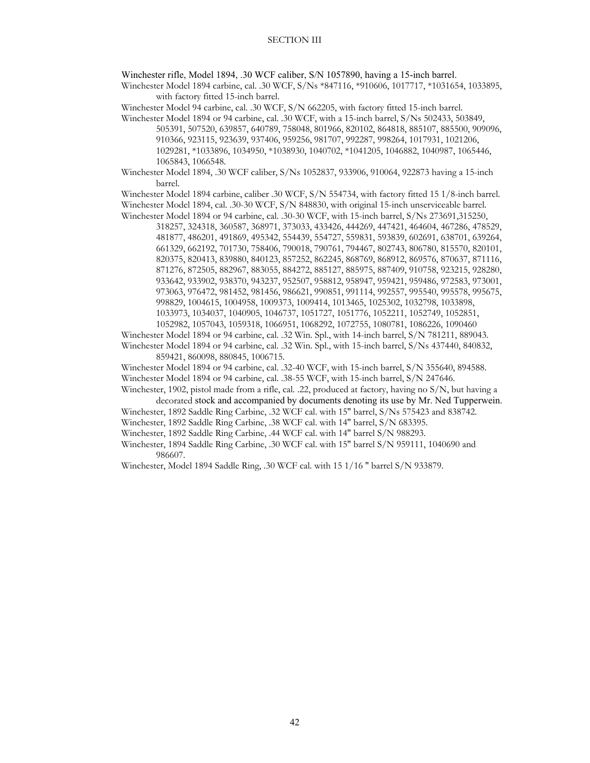Winchester rifle, Model 1894, .30 WCF caliber, S/N 1057890, having a 15-inch barrel.

Winchester Model 1894 carbine, cal. .30 WCF, S/Ns *847116, *910606, 1017717, *1031654, 1033895, with factory fitted 15-inch barrel.

Winchester Model 94 carbine, cal. .30 WCF, S/N 662205, with factory fitted 15-inch barrel.

Winchester Model 1894 or 94 carbine, cal. .30 WCF, with a 15-inch barrel, S/Ns 502433, 503849, 505391, 507520, 639857, 640789, 758048, 801966, 820102, 864818, 885107, 885500, 909096, 910366, 923115, 923639, 937406, 959256, 981707, 992287, 998264, 1017931, 1021206, 1029281, *1033896, 1034950, *1038930, 1040702, *1041205, 1046882, 1040987, 1065446, 1065843, 1066548.

Winchester Model 1894, .30 WCF caliber, S/Ns 1052837, 933906, 910064, 922873 having a 15-inch barrel.

Winchester Model 1894 carbine, caliber .30 WCF, S/N 554734, with factory fitted 15 1/8-inch barrel.

Winchester Model 1894, cal. .30-30 WCF, S/N 848830, with original 15-inch unserviceable barrel.

Winchester Model 1894 or 94 carbine, cal. .30-30 WCF, with 15-inch barrel, S/Ns 273691,315250, 318257, 324318, 360587, 368971, 373033, 433426, 444269, 447421, 464604, 467286, 478529, 481877, 486201, 491869, 495342, 554439, 554727, 559831, 593839, 602691, 638701, 639264, 661329, 662192, 701730, 758406, 790018, 790761, 794467, 802743, 806780, 815570, 820101, 820375, 820413, 839880, 840123, 857252, 862245, 868769, 868912, 869576, 870637, 871116, 871276, 872505, 882967, 883055, 884272, 885127, 885975, 887409, 910758, 923215, 928280, 933642, 933902, 938370, 943237, 952507, 958812, 958947, 959421, 959486, 972583, 973001, 973063, 976472, 981452, 981456, 986621, 990851, 991114, 992557, 995540, 995578, 995675, 998829, 1004615, 1004958, 1009373, 1009414, 1013465, 1025302, 1032798, 1033898, 1033973, 1034037, 1040905, 1046737, 1051727, 1051776, 1052211, 1052749, 1052851, 1052982, 1057043, 1059318, 1066951, 1068292, 1072755, 1080781, 1086226, 1090460

Winchester Model 1894 or 94 carbine, cal. .32 Win. Spl., with 14-inch barrel, S/N 781211, 889043.

Winchester Model 1894 or 94 carbine, cal. .32 Win. Spl., with 15-inch barrel, S/Ns 437440, 840832, 859421, 860098, 880845, 1006715.

Winchester Model 1894 or 94 carbine, cal. .32-40 WCF, with 15-inch barrel, S/N 355640, 894588.

Winchester Model 1894 or 94 carbine, cal. .38-55 WCF, with 15-inch barrel, S/N 247646.

Winchester, 1902, pistol made from a rifle, cal. .22, produced at factory, having no S/N, but having a decorated stock and accompanied by documents denoting its use by Mr. Ned Tupperwein.

Winchester, 1892 Saddle Ring Carbine, .32 WCF cal. with 15" barrel, S/Ns 575423 and 838742.

Winchester, 1892 Saddle Ring Carbine, .38 WCF cal. with 14" barrel, S/N 683395.

Winchester, 1892 Saddle Ring Carbine, .44 WCF cal. with 14" barrel S/N 988293.

Winchester, 1894 Saddle Ring Carbine, .30 WCF cal. with 15" barrel S/N 959111, 1040690 and 986607.

Winchester, Model 1894 Saddle Ring, .30 WCF cal. with 15 1/16 " barrel S/N 933879.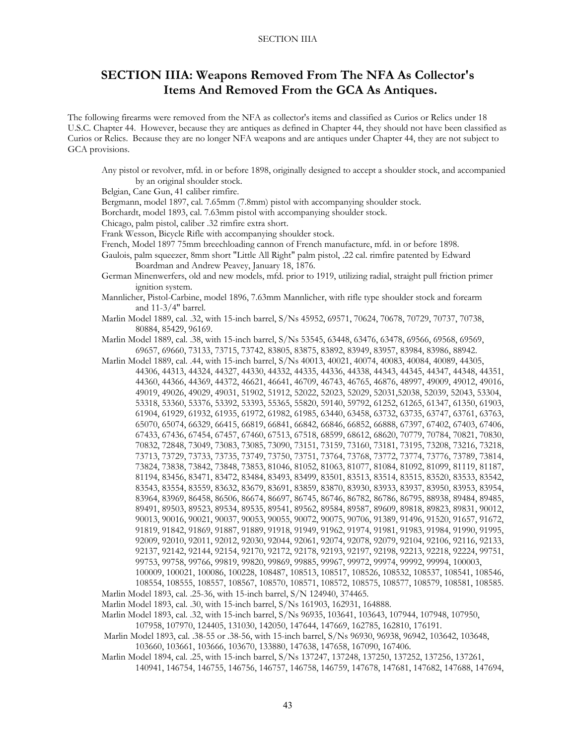## SECTION IIIA: Weapons Removed From The NFA As Collector's Items And Removed From the GCA As Antiques.

The following firearms were removed from the NFA as collector's items and classified as Curios or Relics under 18 U.S.C. Chapter 44. However, because they are antiques as defined in Chapter 44, they should not have been classified as Curios or Relics. Because they are no longer NFA weapons and are antiques under Chapter 44, they are not subject to GCA provisions.

Any pistol or revolver, mfd. in or before 1898, originally designed to accept a shoulder stock, and accompanied by an original shoulder stock.

Belgian, Cane Gun, 41 caliber rimfire.

Bergmann, model 1897, cal. 7.65mm (7.8mm) pistol with accompanying shoulder stock.

Borchardt, model 1893, cal. 7.63mm pistol with accompanying shoulder stock.

Chicago, palm pistol, caliber .32 rimfire extra short.

Frank Wesson, Bicycle Rifle with accompanying shoulder stock.

French, Model 1897 75mm breechloading cannon of French manufacture, mfd. in or before 1898.

Gaulois, palm squeezer, 8mm short "Little All Right" palm pistol, .22 cal. rimfire patented by Edward Boardman and Andrew Peavey, January 18, 1876.

German Minenwerfers, old and new models, mfd. prior to 1919, utilizing radial, straight pull friction primer ignition system.

Mannlicher, Pistol-Carbine, model 1896, 7.63mm Mannlicher, with rifle type shoulder stock and forearm and 11-3/4" barrel.

Marlin Model 1889, cal. .32, with 15-inch barrel, S/Ns 45952, 69571, 70624, 70678, 70729, 70737, 70738, 80884, 85429, 96169.

Marlin Model 1889, cal. .38, with 15-inch barrel, S/Ns 53545, 63448, 63476, 63478, 69566, 69568, 69569, 69657, 69660, 73133, 73715, 73742, 83805, 83875, 83892, 83949, 83957, 83984, 83986, 88942.

Marlin Model 1889, cal. .44, with 15-inch barrel, S/Ns 40013, 40021, 40074, 40083, 40084, 40089, 44305, 44306, 44313, 44324, 44327, 44330, 44332, 44335, 44336, 44338, 44343, 44345, 44347, 44348, 44351, 44360, 44366, 44369, 44372, 46621, 46641, 46709, 46743, 46765, 46876, 48997, 49009, 49012, 49016, 49019, 49026, 49029, 49031, 51902, 51912, 52022, 52023, 52029, 52031,52038, 52039, 52043, 53304, 53318, 53360, 53376, 53392, 53393, 55365, 55820, 59140, 59792, 61252, 61265, 61347, 61350, 61903, 61904, 61929, 61932, 61935, 61972, 61982, 61985, 63440, 63458, 63732, 63735, 63747, 63761, 63763, 65070, 65074, 66329, 66415, 66819, 66841, 66842, 66846, 66852, 66888, 67397, 67402, 67403, 67406, 67433, 67436, 67454, 67457, 67460, 67513, 67518, 68599, 68612, 68620, 70779, 70784, 70821, 70830, 70832, 72848, 73049, 73083, 73085, 73090, 73151, 73159, 73160, 73181, 73195, 73208, 73216, 73218, 73713, 73729, 73733, 73735, 73749, 73750, 73751, 73764, 73768, 73772, 73774, 73776, 73789, 73814, 73824, 73838, 73842, 73848, 73853, 81046, 81052, 81063, 81077, 81084, 81092, 81099, 81119, 81187, 81194, 83456, 83471, 83472, 83484, 83493, 83499, 83501, 83513, 83514, 83515, 83520, 83533, 83542, 83543, 83554, 83559, 83632, 83679, 83691, 83859, 83870, 83930, 83933, 83937, 83950, 83953, 83954, 83964, 83969, 86458, 86506, 86674, 86697, 86745, 86746, 86782, 86786, 86795, 88938, 89484, 89485, 89491, 89503, 89523, 89534, 89535, 89541, 89562, 89584, 89587, 89609, 89818, 89823, 89831, 90012, 90013, 90016, 90021, 90037, 90053, 90055, 90072, 90075, 90706, 91389, 91496, 91520, 91657, 91672, 91819, 91842, 91869, 91887, 91889, 91918, 91949, 91962, 91974, 91981, 91983, 91984, 91990, 91995, 92009, 92010, 92011, 92012, 92030, 92044, 92061, 92074, 92078, 92079, 92104, 92106, 92116, 92133, 92137, 92142, 92144, 92154, 92170, 92172, 92178, 92193, 92197, 92198, 92213, 92218, 92224, 99751, 99753, 99758, 99766, 99819, 99820, 99869, 99885, 99967, 99972, 99974, 99992, 99994, 100003, 100009, 100021, 100086, 100228, 108487, 108513, 108517, 108526, 108532, 108537, 108541, 108546, 108554, 108555, 108557, 108567, 108570, 108571, 108572, 108575, 108577, 108579, 108581, 108585.

Marlin Model 1893, cal. .25-36, with 15-inch barrel, S/N 124940, 374465.

Marlin Model 1893, cal. .30, with 15-inch barrel, S/Ns 161903, 162931, 164888.

Marlin Model 1893, cal. .32, with 15-inch barrel, S/Ns 96935, 103641, 103643, 107944, 107948, 107950, 107958, 107970, 124405, 131030, 142050, 147644, 147669, 162785, 162810, 176191.

Marlin Model 1893, cal. .38-55 or .38-56, with 15-inch barrel, S/Ns 96930, 96938, 96942, 103642, 103648, 103660, 103661, 103666, 103670, 133880, 147638, 147658, 167090, 167406.

Marlin Model 1894, cal. .25, with 15-inch barrel, S/Ns 137247, 137248, 137250, 137252, 137256, 137261, 140941, 146754, 146755, 146756, 146757, 146758, 146759, 147678, 147681, 147682, 147688, 147694,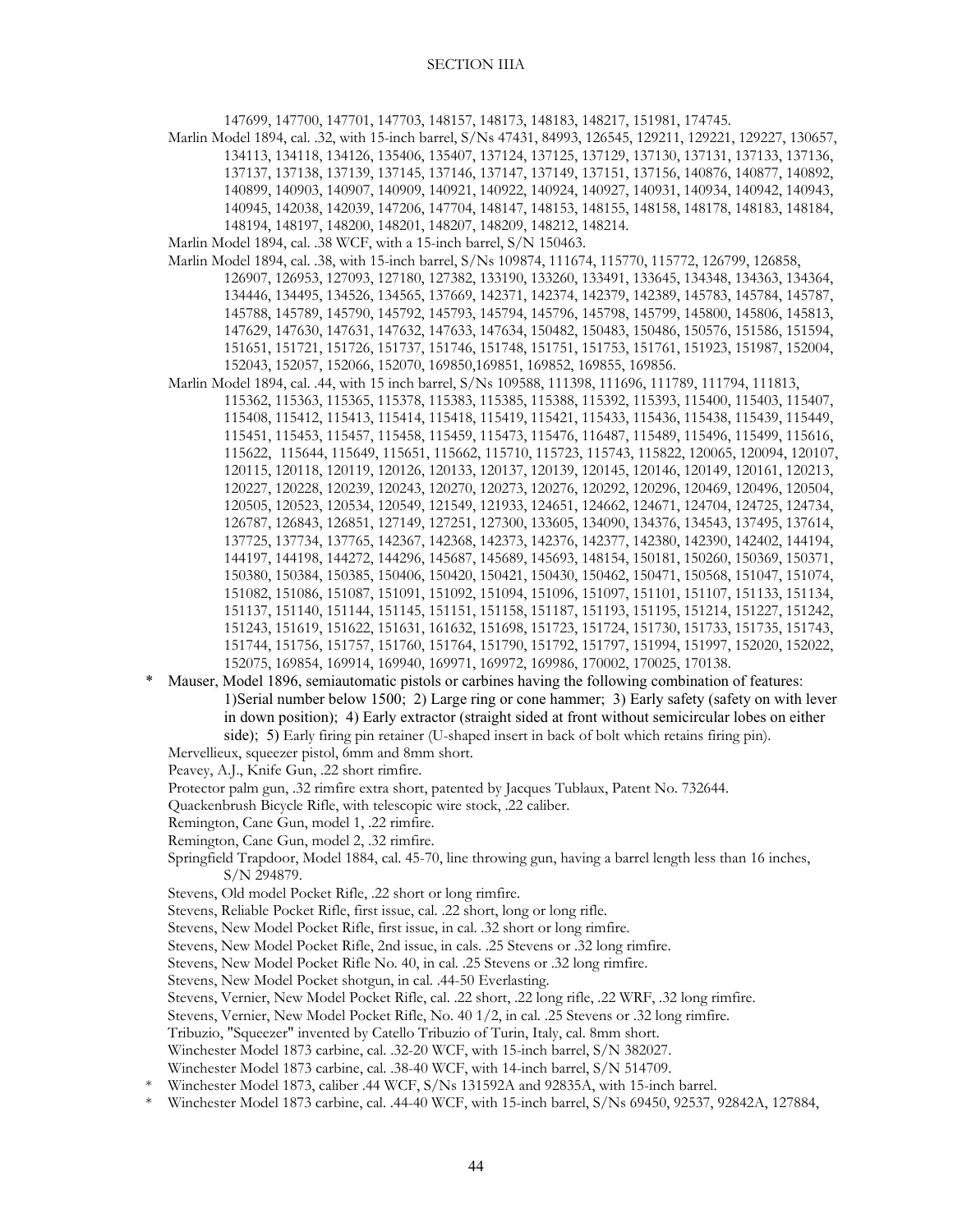147699, 147700, 147701, 147703, 148157, 148173, 148183, 148217, 151981, 174745.

Marlin Model 1894, cal. .32, with 15-inch barrel, S/Ns 47431, 84993, 126545, 129211, 129221, 129227, 130657, 134113, 134118, 134126, 135406, 135407, 137124, 137125, 137129, 137130, 137131, 137133, 137136, 137137, 137138, 137139, 137145, 137146, 137147, 137149, 137151, 137156, 140876, 140877, 140892, 140899, 140903, 140907, 140909, 140921, 140922, 140924, 140927, 140931, 140934, 140942, 140943, 140945, 142038, 142039, 147206, 147704, 148147, 148153, 148155, 148158, 148178, 148183, 148184, 148194, 148197, 148200, 148201, 148207, 148209, 148212, 148214.

Marlin Model 1894, cal. .38 WCF, with a 15-inch barrel, S/N 150463.

Marlin Model 1894, cal. .38, with 15-inch barrel, S/Ns 109874, 111674, 115770, 115772, 126799, 126858, 126907, 126953, 127093, 127180, 127382, 133190, 133260, 133491, 133645, 134348, 134363, 134364, 134446, 134495, 134526, 134565, 137669, 142371, 142374, 142379, 142389, 145783, 145784, 145787, 145788, 145789, 145790, 145792, 145793, 145794, 145796, 145798, 145799, 145800, 145806, 145813, 147629, 147630, 147631, 147632, 147633, 147634, 150482, 150483, 150486, 150576, 151586, 151594, 151651, 151721, 151726, 151737, 151746, 151748, 151751, 151753, 151761, 151923, 151987, 152004, 152043, 152057, 152066, 152070, 169850,169851, 169852, 169855, 169856.

Marlin Model 1894, cal. .44, with 15 inch barrel, S/Ns 109588, 111398, 111696, 111789, 111794, 111813, 115362, 115363, 115365, 115378, 115383, 115385, 115388, 115392, 115393, 115400, 115403, 115407, 115408, 115412, 115413, 115414, 115418, 115419, 115421, 115433, 115436, 115438, 115439, 115449, 115451, 115453, 115457, 115458, 115459, 115473, 115476, 116487, 115489, 115496, 115499, 115616, 115622, 115644, 115649, 115651, 115662, 115710, 115723, 115743, 115822, 120065, 120094, 120107, 120115, 120118, 120119, 120126, 120133, 120137, 120139, 120145, 120146, 120149, 120161, 120213, 120227, 120228, 120239, 120243, 120270, 120273, 120276, 120292, 120296, 120469, 120496, 120504, 120505, 120523, 120534, 120549, 121549, 121933, 124651, 124662, 124671, 124704, 124725, 124734, 126787, 126843, 126851, 127149, 127251, 127300, 133605, 134090, 134376, 134543, 137495, 137614, 137725, 137734, 137765, 142367, 142368, 142373, 142376, 142377, 142380, 142390, 142402, 144194, 144197, 144198, 144272, 144296, 145687, 145689, 145693, 148154, 150181, 150260, 150369, 150371, 150380, 150384, 150385, 150406, 150420, 150421, 150430, 150462, 150471, 150568, 151047, 151074, 151082, 151086, 151087, 151091, 151092, 151094, 151096, 151097, 151101, 151107, 151133, 151134, 151137, 151140, 151144, 151145, 151151, 151158, 151187, 151193, 151195, 151214, 151227, 151242, 151243, 151619, 151622, 151631, 161632, 151698, 151723, 151724, 151730, 151733, 151735, 151743, 151744, 151756, 151757, 151760, 151764, 151790, 151792, 151797, 151994, 151997, 152020, 152022, 152075, 169854, 169914, 169940, 169971, 169972, 169986, 170002, 170025, 170138.

\* Mauser, Model 1896, semiautomatic pistols or carbines having the following combination of features: 1)Serial number below 1500; 2) Large ring or cone hammer; 3) Early safety (safety on with lever in down position); 4) Early extractor (straight sided at front without semicircular lobes on either side); 5) Early firing pin retainer (U-shaped insert in back of bolt which retains firing pin).

Mervellieux, squeezer pistol, 6mm and 8mm short.

Peavey, A.J., Knife Gun, .22 short rimfire.

Protector palm gun, .32 rimfire extra short, patented by Jacques Tublaux, Patent No. 732644.

Quackenbrush Bicycle Rifle, with telescopic wire stock, .22 caliber.

Remington, Cane Gun, model 1, .22 rimfire.

Remington, Cane Gun, model 2, .32 rimfire.

Springfield Trapdoor, Model 1884, cal. 45-70, line throwing gun, having a barrel length less than 16 inches, S/N 294879.

Stevens, Old model Pocket Rifle, .22 short or long rimfire.

Stevens, Reliable Pocket Rifle, first issue, cal. .22 short, long or long rifle.

Stevens, New Model Pocket Rifle, first issue, in cal. .32 short or long rimfire.

Stevens, New Model Pocket Rifle, 2nd issue, in cals. .25 Stevens or .32 long rimfire.

Stevens, New Model Pocket Rifle No. 40, in cal. .25 Stevens or .32 long rimfire.

Stevens, New Model Pocket shotgun, in cal. .44-50 Everlasting.

Stevens, Vernier, New Model Pocket Rifle, cal. .22 short, .22 long rifle, .22 WRF, .32 long rimfire.

Stevens, Vernier, New Model Pocket Rifle, No. 40 1/2, in cal. .25 Stevens or .32 long rimfire.

Tribuzio, "Squeezer" invented by Catello Tribuzio of Turin, Italy, cal. 8mm short.

Winchester Model 1873 carbine, cal. .32-20 WCF, with 15-inch barrel, S/N 382027.

Winchester Model 1873 carbine, cal. .38-40 WCF, with 14-inch barrel, S/N 514709.

\* Winchester Model 1873, caliber .44 WCF, S/Ns 131592A and 92835A, with 15-inch barrel.

\* Winchester Model 1873 carbine, cal. .44-40 WCF, with 15-inch barrel, S/Ns 69450, 92537, 92842A, 127884,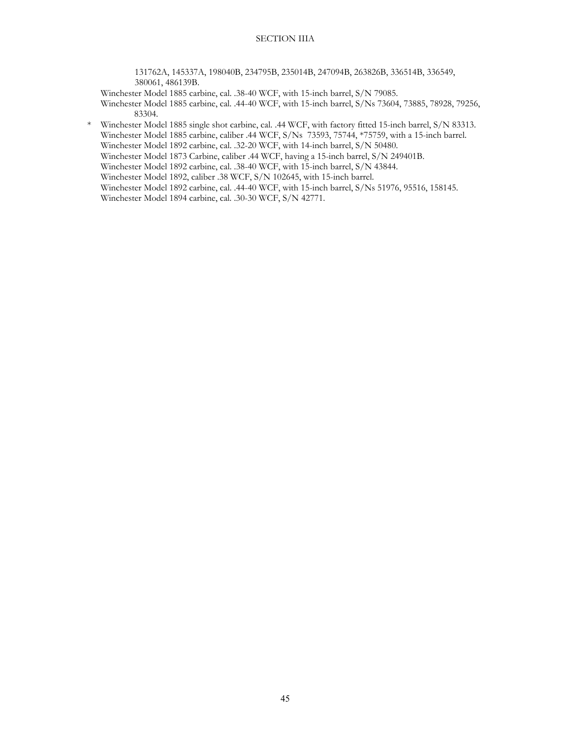131762A, 145337A, 198040B, 234795B, 235014B, 247094B, 263826B, 336514B, 336549, 380061, 486139B.

Winchester Model 1885 carbine, cal. .38-40 WCF, with 15-inch barrel, S/N 79085.

Winchester Model 1885 carbine, cal. .44-40 WCF, with 15-inch barrel, S/Ns 73604, 73885, 78928, 79256, 83304.

\* Winchester Model 1885 single shot carbine, cal. .44 WCF, with factory fitted 15-inch barrel, S/N 83313.

Winchester Model 1885 carbine, caliber .44 WCF, S/Ns 73593, 75744, *75759, with a 15-inch barrel.

Winchester Model 1892 carbine, cal. .32-20 WCF, with 14-inch barrel, S/N 50480.

Winchester Model 1873 Carbine, caliber .44 WCF, having a 15-inch barrel, S/N 249401B.

Winchester Model 1892 carbine, cal. .38-40 WCF, with 15-inch barrel, S/N 43844.

Winchester Model 1892, caliber .38 WCF, S/N 102645, with 15-inch barrel.

Winchester Model 1892 carbine, cal. .44-40 WCF, with 15-inch barrel, S/Ns 51976, 95516, 158145.

Winchester Model 1894 carbine, cal. .30-30 WCF, S/N 42771.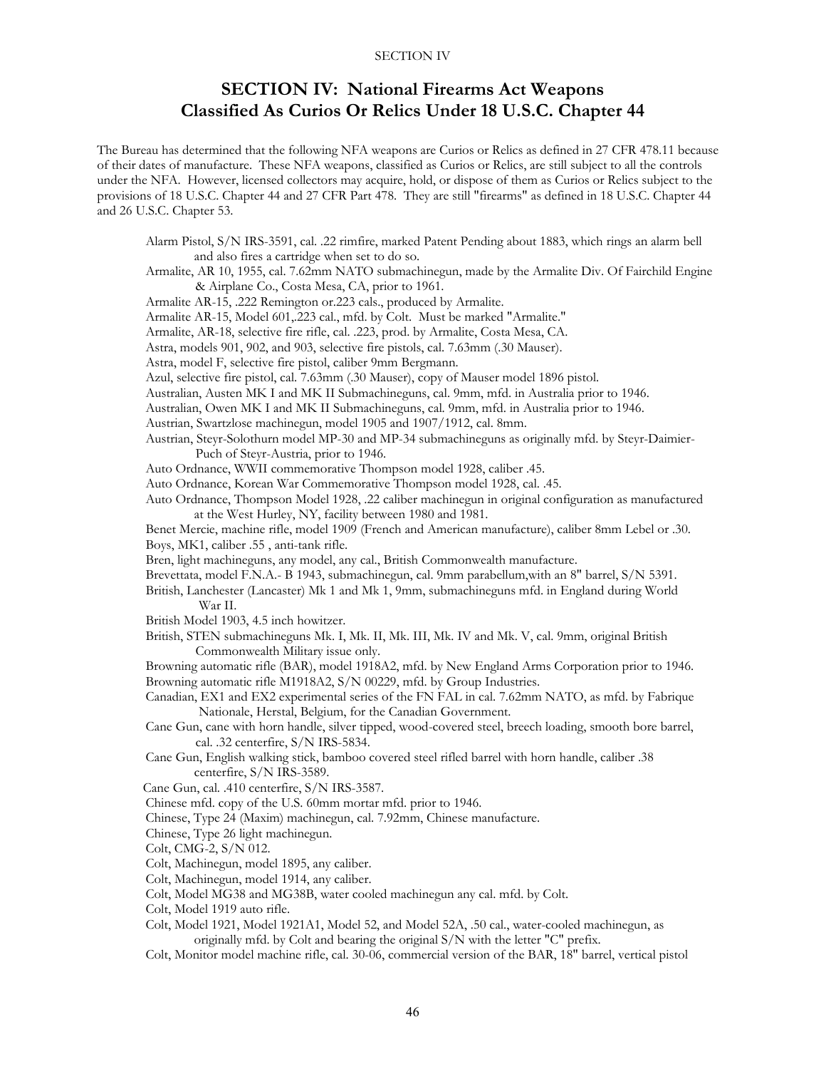## SECTION IV: National Firearms Act Weapons Classified As Curios Or Relics Under 18 U.S.C. Chapter 44

The Bureau has determined that the following NFA weapons are Curios or Relics as defined in 27 CFR 478.11 because of their dates of manufacture. These NFA weapons, classified as Curios or Relics, are still subject to all the controls under the NFA. However, licensed collectors may acquire, hold, or dispose of them as Curios or Relics subject to the provisions of 18 U.S.C. Chapter 44 and 27 CFR Part 478. They are still "firearms" as defined in 18 U.S.C. Chapter 44 and 26 U.S.C. Chapter 53.

Alarm Pistol, S/N IRS-3591, cal. .22 rimfire, marked Patent Pending about 1883, which rings an alarm bell and also fires a cartridge when set to do so.

Armalite, AR 10, 1955, cal. 7.62mm NATO submachinegun, made by the Armalite Div. Of Fairchild Engine & Airplane Co., Costa Mesa, CA, prior to 1961.

Armalite AR-15, .222 Remington or.223 cals., produced by Armalite.

Armalite AR-15, Model 601,.223 cal., mfd. by Colt. Must be marked "Armalite."

Armalite, AR-18, selective fire rifle, cal. .223, prod. by Armalite, Costa Mesa, CA.

Astra, models 901, 902, and 903, selective fire pistols, cal. 7.63mm (.30 Mauser).

Astra, model F, selective fire pistol, caliber 9mm Bergmann.

Azul, selective fire pistol, cal. 7.63mm (.30 Mauser), copy of Mauser model 1896 pistol.

Australian, Austen MK I and MK II Submachineguns, cal. 9mm, mfd. in Australia prior to 1946.

Australian, Owen MK I and MK II Submachineguns, cal. 9mm, mfd. in Australia prior to 1946.

Austrian, Swartzlose machinegun, model 1905 and 1907/1912, cal. 8mm.

Austrian, Steyr-Solothurn model MP-30 and MP-34 submachineguns as originally mfd. by Steyr-Daimier-Puch of Steyr-Austria, prior to 1946.

Auto Ordnance, WWII commemorative Thompson model 1928, caliber .45.

Auto Ordnance, Korean War Commemorative Thompson model 1928, cal. .45.

Auto Ordnance, Thompson Model 1928, .22 caliber machinegun in original configuration as manufactured at the West Hurley, NY, facility between 1980 and 1981.

Benet Mercie, machine rifle, model 1909 (French and American manufacture), caliber 8mm Lebel or .30.

Boys, MK1, caliber .55 , anti-tank rifle.

Bren, light machineguns, any model, any cal., British Commonwealth manufacture.

Brevettata, model F.N.A.- B 1943, submachinegun, cal. 9mm parabellum,with an 8" barrel, S/N 5391.

British, Lanchester (Lancaster) Mk 1 and Mk 1, 9mm, submachineguns mfd. in England during World War II.

British Model 1903, 4.5 inch howitzer.

British, STEN submachineguns Mk. I, Mk. II, Mk. III, Mk. IV and Mk. V, cal. 9mm, original British Commonwealth Military issue only.

Browning automatic rifle (BAR), model 1918A2, mfd. by New England Arms Corporation prior to 1946.

Browning automatic rifle M1918A2, S/N 00229, mfd. by Group Industries.

Canadian, EX1 and EX2 experimental series of the FN FAL in cal. 7.62mm NATO, as mfd. by Fabrique Nationale, Herstal, Belgium, for the Canadian Government.

Cane Gun, cane with horn handle, silver tipped, wood-covered steel, breech loading, smooth bore barrel, cal. .32 centerfire, S/N IRS-5834.

Cane Gun, English walking stick, bamboo covered steel rifled barrel with horn handle, caliber .38 centerfire, S/N IRS-3589.

Cane Gun, cal. .410 centerfire, S/N IRS-3587.

Chinese mfd. copy of the U.S. 60mm mortar mfd. prior to 1946.

Chinese, Type 24 (Maxim) machinegun, cal. 7.92mm, Chinese manufacture.

Chinese, Type 26 light machinegun.

Colt, CMG-2, S/N 012.

Colt, Machinegun, model 1895, any caliber.

Colt, Machinegun, model 1914, any caliber.

Colt, Model MG38 and MG38B, water cooled machinegun any cal. mfd. by Colt.

Colt, Model 1919 auto rifle.

Colt, Model 1921, Model 1921A1, Model 52, and Model 52A, .50 cal., water-cooled machinegun, as originally mfd. by Colt and bearing the original S/N with the letter "C" prefix.

Colt, Monitor model machine rifle, cal. 30-06, commercial version of the BAR, 18" barrel, vertical pistol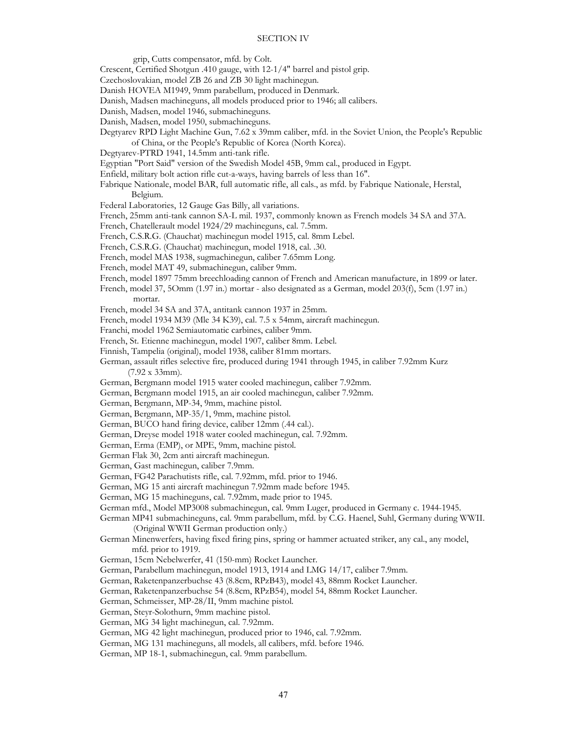grip, Cutts compensator, mfd. by Colt.

Crescent, Certified Shotgun .410 gauge, with 12-1/4" barrel and pistol grip.

Czechoslovakian, model ZB 26 and ZB 30 light machinegun.

Danish HOVEA M1949, 9mm parabellum, produced in Denmark.

Danish, Madsen machineguns, all models produced prior to 1946; all calibers.

Danish, Madsen, model 1946, submachineguns.

Danish, Madsen, model 1950, submachineguns.

Degtyarev RPD Light Machine Gun, 7.62 x 39mm caliber, mfd. in the Soviet Union, the People's Republic of China, or the People's Republic of Korea (North Korea).

Degtyarev-PTRD 1941, 14.5mm anti-tank rifle.

Egyptian "Port Said" version of the Swedish Model 45B, 9mm cal., produced in Egypt.

Enfield, military bolt action rifle cut-a-ways, having barrels of less than 16".

Fabrique Nationale, model BAR, full automatic rifle, all cals., as mfd. by Fabrique Nationale, Herstal, Belgium.

Federal Laboratories, 12 Gauge Gas Billy, all variations.

French, 25mm anti-tank cannon SA-L mil. 1937, commonly known as French models 34 SA and 37A.

French, Chatellerault model 1924/29 machineguns, cal. 7.5mm.

French, C.S.R.G. (Chauchat) machinegun model 1915, cal. 8mm Lebel.

French, C.S.R.G. (Chauchat) machinegun, model 1918, cal. .30.

French, model MAS 1938, sugmachinegun, caliber 7.65mm Long.

French, model MAT 49, submachinegun, caliber 9mm.

French, model 1897 75mm breechloading cannon of French and American manufacture, in 1899 or later.

French, model 37, 5Omm (1.97 in.) mortar - also designated as a German, model 203(f), 5cm (1.97 in.) mortar.

French, model 34 SA and 37A, antitank cannon 1937 in 25mm.

French, model 1934 M39 (Mle 34 K39), cal. 7.5 x 54mm, aircraft machinegun.

Franchi, model 1962 Semiautomatic carbines, caliber 9mm.

French, St. Etienne machinegun, model 1907, caliber 8mm. Lebel.

Finnish, Tampelia (original), model 1938, caliber 81mm mortars.

German, assault rifles selective fire, produced during 1941 through 1945, in caliber 7.92mm Kurz (7.92 x 33mm).

German, Bergmann model 1915 water cooled machinegun, caliber 7.92mm.

German, Bergmann model 1915, an air cooled machinegun, caliber 7.92mm.

German, Bergmann, MP-34, 9mm, machine pistol.

German, Bergmann, MP-35/1, 9mm, machine pistol.

German, BUCO hand firing device, caliber 12mm (.44 cal.).

German, Dreyse model 1918 water cooled machinegun, cal. 7.92mm.

German, Erma (EMP), or MPE, 9mm, machine pistol.

German Flak 30, 2cm anti aircraft machinegun.

German, Gast machinegun, caliber 7.9mm.

German, FG42 Parachutists rifle, cal. 7.92mm, mfd. prior to 1946.

German, MG 15 anti aircraft machinegun 7.92mm made before 1945.

German, MG 15 machineguns, cal. 7.92mm, made prior to 1945.

German mfd., Model MP3008 submachinegun, cal. 9mm Luger, produced in Germany c. 1944-1945.

German MP41 submachineguns, cal. 9mm parabellum, mfd. by C.G. Haenel, Suhl, Germany during WWII. (Original WWII German production only.)

German Minenwerfers, having fixed firing pins, spring or hammer actuated striker, any cal., any model, mfd. prior to 1919.

German, 15cm Nebelwerfer, 41 (150-mm) Rocket Launcher.

German, Parabellum machinegun, model 1913, 1914 and LMG 14/17, caliber 7.9mm.

German, Raketenpanzerbuchse 43 (8.8cm, RPzB43), model 43, 88mm Rocket Launcher.

German, Raketenpanzerbuchse 54 (8.8cm, RPzB54), model 54, 88mm Rocket Launcher.

German, Schmeisser, MP-28/II, 9mm machine pistol.

German, Steyr-Solothurn, 9mm machine pistol.

German, MG 34 light machinegun, cal. 7.92mm.

German, MG 42 light machinegun, produced prior to 1946, cal. 7.92mm.

German, MG 131 machineguns, all models, all calibers, mfd. before 1946.

German, MP 18-1, submachinegun, cal. 9mm parabellum.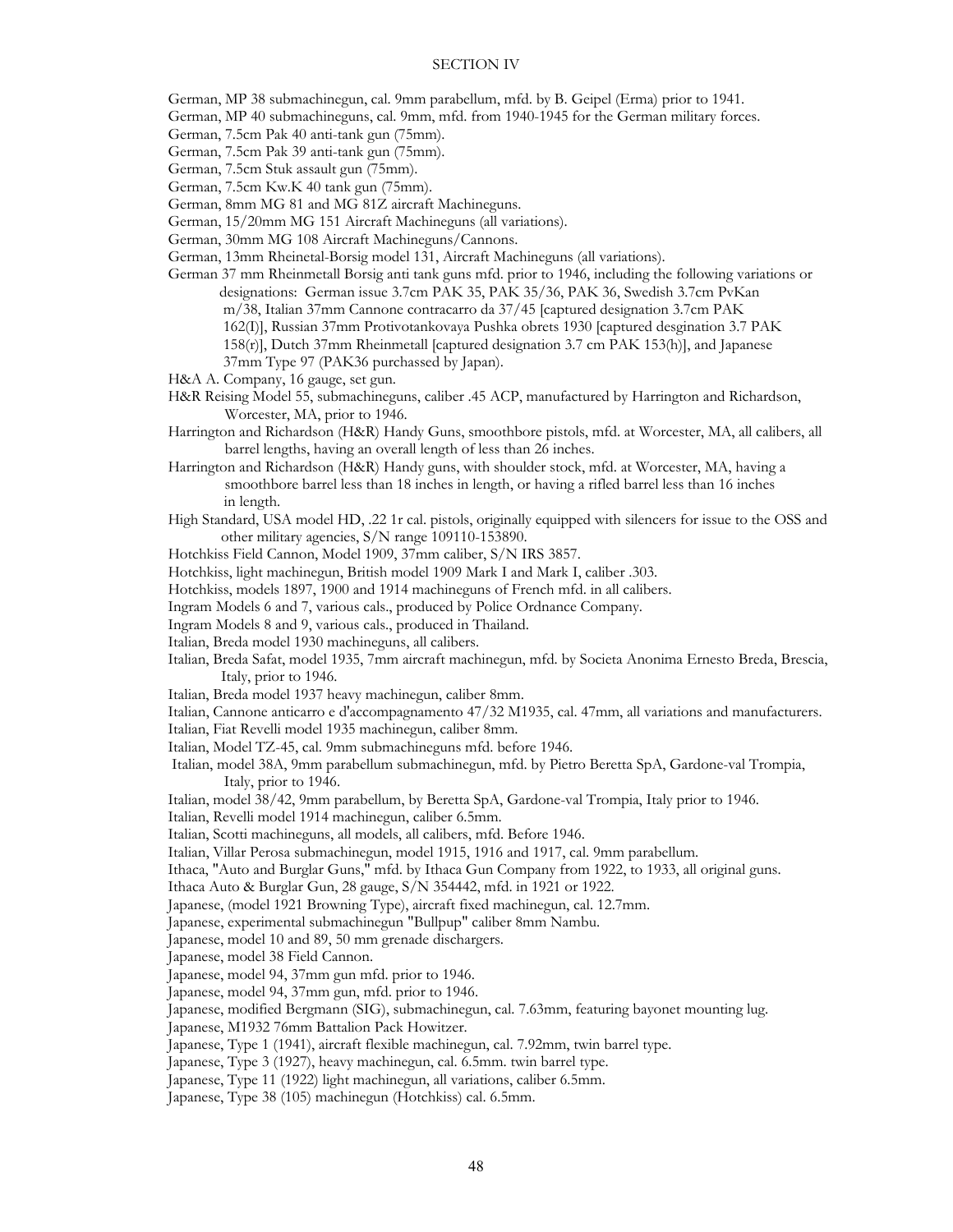## SECTION IV

German, MP 38 submachinegun, cal. 9mm parabellum, mfd. by B. Geipel (Erma) prior to 1941.

German, MP 40 submachineguns, cal. 9mm, mfd. from 1940-1945 for the German military forces.

German, 7.5cm Pak 40 anti-tank gun (75mm).

German, 7.5cm Pak 39 anti-tank gun (75mm).

German, 7.5cm Stuk assault gun (75mm).

German, 7.5cm Kw.K 40 tank gun (75mm).

German, 8mm MG 81 and MG 81Z aircraft Machineguns.

German, 15/20mm MG 151 Aircraft Machineguns (all variations).

German, 30mm MG 108 Aircraft Machineguns/Cannons.

German, 13mm Rheinetal-Borsig model 131, Aircraft Machineguns (all variations).

German 37 mm Rheinmetall Borsig anti tank guns mfd. prior to 1946, including the following variations or designations: German issue 3.7cm PAK 35, PAK 35/36, PAK 36, Swedish 3.7cm PvKan m/38, Italian 37mm Cannone contracarro da 37/45 [captured designation 3.7cm PAK 162(I)], Russian 37mm Protivotankovaya Pushka obrets 1930 [captured desgination 3.7 PAK 158(r)], Dutch 37mm Rheinmetall [captured designation 3.7 cm PAK 153(h)], and Japanese 37mm Type 97 (PAK36 purchassed by Japan).

H&A A. Company, 16 gauge, set gun.

H&R Reising Model 55, submachineguns, caliber .45 ACP, manufactured by Harrington and Richardson, Worcester, MA, prior to 1946.

Harrington and Richardson (H&R) Handy Guns, smoothbore pistols, mfd. at Worcester, MA, all calibers, all barrel lengths, having an overall length of less than 26 inches.

Harrington and Richardson (H&R) Handy guns, with shoulder stock, mfd. at Worcester, MA, having a smoothbore barrel less than 18 inches in length, or having a rifled barrel less than 16 inches in length.

High Standard, USA model HD, .22 1r cal. pistols, originally equipped with silencers for issue to the OSS and other military agencies, S/N range 109110-153890.

Hotchkiss Field Cannon, Model 1909, 37mm caliber, S/N IRS 3857.

Hotchkiss, light machinegun, British model 1909 Mark I and Mark I, caliber .303.

Hotchkiss, models 1897, 1900 and 1914 machineguns of French mfd. in all calibers.

Ingram Models 6 and 7, various cals., produced by Police Ordnance Company.

Ingram Models 8 and 9, various cals., produced in Thailand.

Italian, Breda model 1930 machineguns, all calibers.

Italian, Breda Safat, model 1935, 7mm aircraft machinegun, mfd. by Societa Anonima Ernesto Breda, Brescia, Italy, prior to 1946.

Italian, Breda model 1937 heavy machinegun, caliber 8mm.

Italian, Cannone anticarro e d'accompagnamento 47/32 M1935, cal. 47mm, all variations and manufacturers.

Italian, Fiat Revelli model 1935 machinegun, caliber 8mm.

Italian, Model TZ-45, cal. 9mm submachineguns mfd. before 1946.

Italian, model 38A, 9mm parabellum submachinegun, mfd. by Pietro Beretta SpA, Gardone-val Trompia, Italy, prior to 1946.

Italian, model 38/42, 9mm parabellum, by Beretta SpA, Gardone-val Trompia, Italy prior to 1946.

Italian, Revelli model 1914 machinegun, caliber 6.5mm.

Italian, Scotti machineguns, all models, all calibers, mfd. Before 1946.

Italian, Villar Perosa submachinegun, model 1915, 1916 and 1917, cal. 9mm parabellum.

Ithaca, "Auto and Burglar Guns," mfd. by Ithaca Gun Company from 1922, to 1933, all original guns.

Ithaca Auto & Burglar Gun, 28 gauge, S/N 354442, mfd. in 1921 or 1922.

Japanese, (model 1921 Browning Type), aircraft fixed machinegun, cal. 12.7mm.

Japanese, experimental submachinegun "Bullpup" caliber 8mm Nambu.

Japanese, model 10 and 89, 50 mm grenade dischargers.

Japanese, model 38 Field Cannon.

Japanese, model 94, 37mm gun mfd. prior to 1946.

Japanese, model 94, 37mm gun, mfd. prior to 1946.

Japanese, modified Bergmann (SIG), submachinegun, cal. 7.63mm, featuring bayonet mounting lug.

Japanese, M1932 76mm Battalion Pack Howitzer.

Japanese, Type 1 (1941), aircraft flexible machinegun, cal. 7.92mm, twin barrel type.

Japanese, Type 3 (1927), heavy machinegun, cal. 6.5mm. twin barrel type.

Japanese, Type 11 (1922) light machinegun, all variations, caliber 6.5mm.

Japanese, Type 38 (105) machinegun (Hotchkiss) cal. 6.5mm.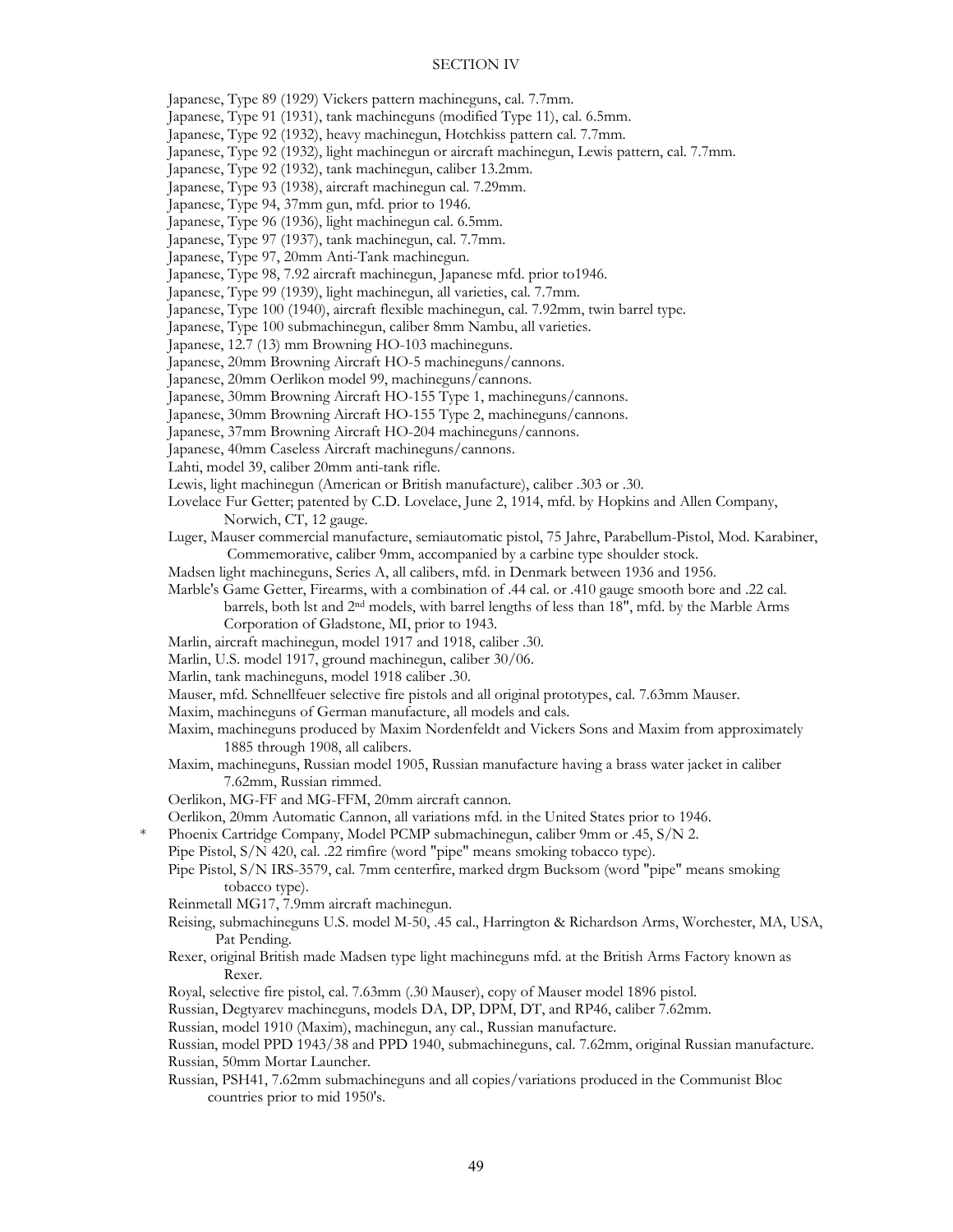## SECTION IV

Japanese, Type 89 (1929) Vickers pattern machineguns, cal. 7.7mm.

Japanese, Type 91 (1931), tank machineguns (modified Type 11), cal. 6.5mm.

Japanese, Type 92 (1932), heavy machinegun, Hotchkiss pattern cal. 7.7mm.

Japanese, Type 92 (1932), light machinegun or aircraft machinegun, Lewis pattern, cal. 7.7mm.

Japanese, Type 92 (1932), tank machinegun, caliber 13.2mm.

Japanese, Type 93 (1938), aircraft machinegun cal. 7.29mm.

Japanese, Type 94, 37mm gun, mfd. prior to 1946.

Japanese, Type 96 (1936), light machinegun cal. 6.5mm.

Japanese, Type 97 (1937), tank machinegun, cal. 7.7mm.

Japanese, Type 97, 20mm Anti-Tank machinegun.

Japanese, Type 98, 7.92 aircraft machinegun, Japanese mfd. prior to1946.

Japanese, Type 99 (1939), light machinegun, all varieties, cal. 7.7mm.

Japanese, Type 100 (1940), aircraft flexible machinegun, cal. 7.92mm, twin barrel type.

Japanese, Type 100 submachinegun, caliber 8mm Nambu, all varieties.

Japanese, 12.7 (13) mm Browning HO-103 machineguns.

Japanese, 20mm Browning Aircraft HO-5 machineguns/cannons.

Japanese, 20mm Oerlikon model 99, machineguns/cannons.

Japanese, 30mm Browning Aircraft HO-155 Type 1, machineguns/cannons.

Japanese, 30mm Browning Aircraft HO-155 Type 2, machineguns/cannons.

Japanese, 37mm Browning Aircraft HO-204 machineguns/cannons.

Japanese, 40mm Caseless Aircraft machineguns/cannons.

Lahti, model 39, caliber 20mm anti-tank rifle.

Lewis, light machinegun (American or British manufacture), caliber .303 or .30.

Lovelace Fur Getter; patented by C.D. Lovelace, June 2, 1914, mfd. by Hopkins and Allen Company, Norwich, CT, 12 gauge.

Luger, Mauser commercial manufacture, semiautomatic pistol, 75 Jahre, Parabellum-Pistol, Mod. Karabiner, Commemorative, caliber 9mm, accompanied by a carbine type shoulder stock.

Madsen light machineguns, Series A, all calibers, mfd. in Denmark between 1936 and 1956.

Marble's Game Getter, Firearms, with a combination of .44 cal. or .410 gauge smooth bore and .22 cal. barrels, both lst and 2nd models, with barrel lengths of less than 18", mfd. by the Marble Arms Corporation of Gladstone, MI, prior to 1943.

Marlin, aircraft machinegun, model 1917 and 1918, caliber .30.

Marlin, U.S. model 1917, ground machinegun, caliber 30/06.

Marlin, tank machineguns, model 1918 caliber .30.

Mauser, mfd. Schnellfeuer selective fire pistols and all original prototypes, cal. 7.63mm Mauser.

Maxim, machineguns of German manufacture, all models and cals.

Maxim, machineguns produced by Maxim Nordenfeldt and Vickers Sons and Maxim from approximately 1885 through 1908, all calibers.

Maxim, machineguns, Russian model 1905, Russian manufacture having a brass water jacket in caliber 7.62mm, Russian rimmed.

Oerlikon, MG-FF and MG-FFM, 20mm aircraft cannon.

Oerlikon, 20mm Automatic Cannon, all variations mfd. in the United States prior to 1946.

\* Phoenix Cartridge Company, Model PCMP submachinegun, caliber 9mm or .45, S/N 2.

Pipe Pistol, S/N 420, cal. .22 rimfire (word "pipe" means smoking tobacco type).

Pipe Pistol, S/N IRS-3579, cal. 7mm centerfire, marked drgm Bucksom (word "pipe" means smoking tobacco type).

Reinmetall MG17, 7.9mm aircraft machinegun.

Reising, submachineguns U.S. model M-50, .45 cal., Harrington & Richardson Arms, Worchester, MA, USA, Pat Pending.

Rexer, original British made Madsen type light machineguns mfd. at the British Arms Factory known as Rexer.

Royal, selective fire pistol, cal. 7.63mm (.30 Mauser), copy of Mauser model 1896 pistol.

Russian, Degtyarev machineguns, models DA, DP, DPM, DT, and RP46, caliber 7.62mm.

Russian, model 1910 (Maxim), machinegun, any cal., Russian manufacture.

Russian, model PPD 1943/38 and PPD 1940, submachineguns, cal. 7.62mm, original Russian manufacture.

Russian, 50mm Mortar Launcher.

Russian, PSH41, 7.62mm submachineguns and all copies/variations produced in the Communist Bloc countries prior to mid 1950's.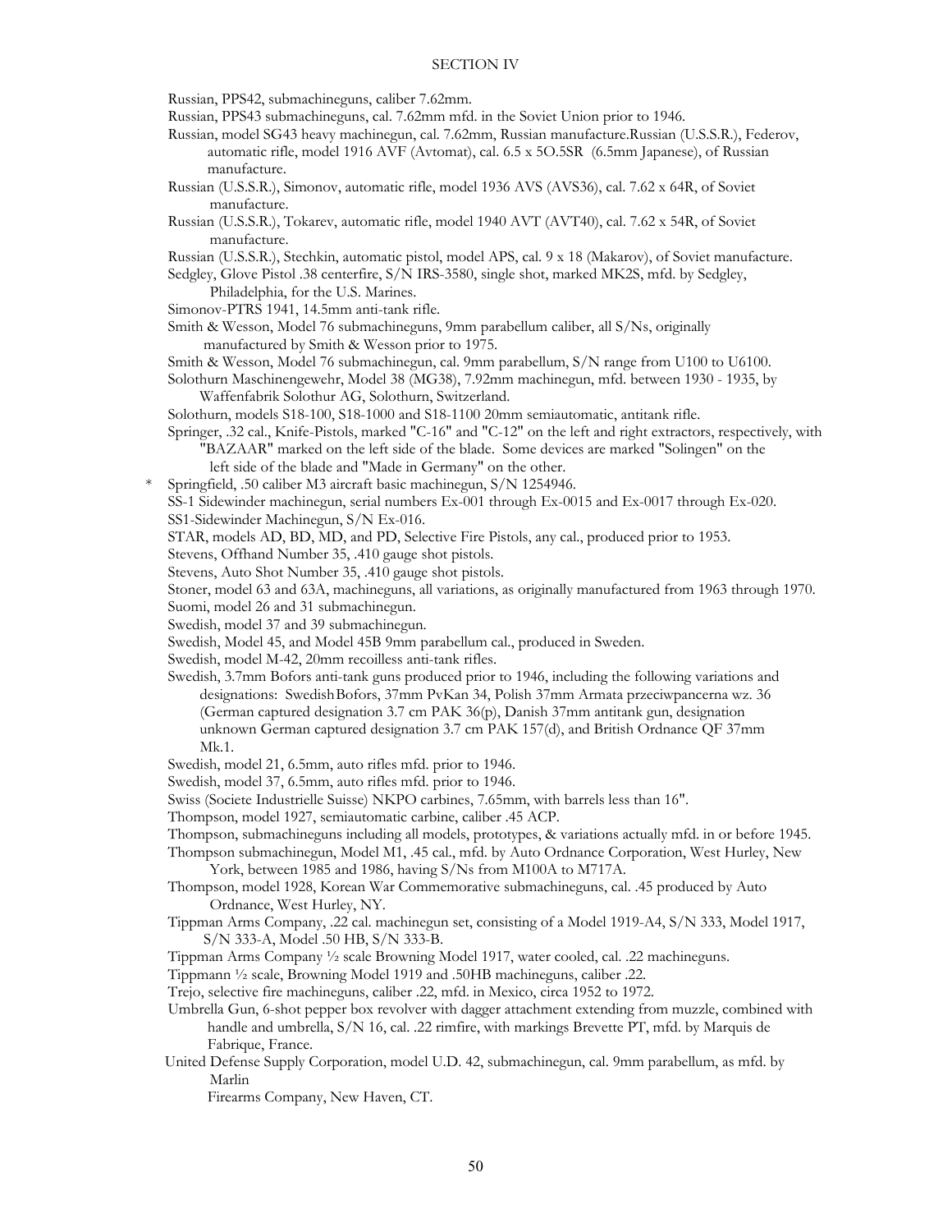Russian, PPS42, submachineguns, caliber 7.62mm.

Russian, PPS43 submachineguns, cal. 7.62mm mfd. in the Soviet Union prior to 1946.

Russian, model SG43 heavy machinegun, cal. 7.62mm, Russian manufacture.Russian (U.S.S.R.), Federov, automatic rifle, model 1916 AVF (Avtomat), cal. 6.5 x 5O.5SR (6.5mm Japanese), of Russian manufacture.

Russian (U.S.S.R.), Simonov, automatic rifle, model 1936 AVS (AVS36), cal. 7.62 x 64R, of Soviet manufacture.

Russian (U.S.S.R.), Tokarev, automatic rifle, model 1940 AVT (AVT40), cal. 7.62 x 54R, of Soviet manufacture.

Russian (U.S.S.R.), Stechkin, automatic pistol, model APS, cal. 9 x 18 (Makarov), of Soviet manufacture.

Sedgley, Glove Pistol .38 centerfire, S/N IRS-3580, single shot, marked MK2S, mfd. by Sedgley, Philadelphia, for the U.S. Marines.

Simonov-PTRS 1941, 14.5mm anti-tank rifle.

Smith & Wesson, Model 76 submachineguns, 9mm parabellum caliber, all S/Ns, originally manufactured by Smith & Wesson prior to 1975.

Smith & Wesson, Model 76 submachinegun, cal. 9mm parabellum, S/N range from U100 to U6100.

Solothurn Maschinengewehr, Model 38 (MG38), 7.92mm machinegun, mfd. between 1930 - 1935, by Waffenfabrik Solothur AG, Solothurn, Switzerland.

Solothurn, models S18-100, S18-1000 and S18-1100 20mm semiautomatic, antitank rifle.

Springer, .32 cal., Knife-Pistols, marked "C-16" and "C-12" on the left and right extractors, respectively, with "BAZAAR" marked on the left side of the blade. Some devices are marked "Solingen" on the left side of the blade and "Made in Germany" on the other.

\* Springfield, .50 caliber M3 aircraft basic machinegun, S/N 1254946.

SS-1 Sidewinder machinegun, serial numbers Ex-001 through Ex-0015 and Ex-0017 through Ex-020.

SS1-Sidewinder Machinegun, S/N Ex-016.

STAR, models AD, BD, MD, and PD, Selective Fire Pistols, any cal., produced prior to 1953.

Stevens, Offhand Number 35, .410 gauge shot pistols.

Stevens, Auto Shot Number 35, .410 gauge shot pistols.

Stoner, model 63 and 63A, machineguns, all variations, as originally manufactured from 1963 through 1970.

Suomi, model 26 and 31 submachinegun.

Swedish, model 37 and 39 submachinegun.

Swedish, Model 45, and Model 45B 9mm parabellum cal., produced in Sweden.

Swedish, model M-42, 20mm recoilless anti-tank rifles.

Swedish, 3.7mm Bofors anti-tank guns produced prior to 1946, including the following variations and designations: SwedishBofors, 37mm PvKan 34, Polish 37mm Armata przeciwpancerna wz. 36 (German captured designation 3.7 cm PAK 36(p), Danish 37mm antitank gun, designation unknown German captured designation 3.7 cm PAK 157(d), and British Ordnance QF 37mm Mk.1.

Swedish, model 21, 6.5mm, auto rifles mfd. prior to 1946.

Swedish, model 37, 6.5mm, auto rifles mfd. prior to 1946.

Swiss (Societe Industrielle Suisse) NKPO carbines, 7.65mm, with barrels less than 16".

Thompson, model 1927, semiautomatic carbine, caliber .45 ACP.

Thompson, submachineguns including all models, prototypes, & variations actually mfd. in or before 1945.

Thompson submachinegun, Model M1, .45 cal., mfd. by Auto Ordnance Corporation, West Hurley, New York, between 1985 and 1986, having S/Ns from M100A to M717A.

Thompson, model 1928, Korean War Commemorative submachineguns, cal. .45 produced by Auto Ordnance, West Hurley, NY.

Tippman Arms Company, .22 cal. machinegun set, consisting of a Model 1919-A4, S/N 333, Model 1917, S/N 333-A, Model .50 HB, S/N 333-B.

Tippman Arms Company ½ scale Browning Model 1917, water cooled, cal. .22 machineguns.

Tippmann ½ scale, Browning Model 1919 and .50HB machineguns, caliber .22.

Trejo, selective fire machineguns, caliber .22, mfd. in Mexico, circa 1952 to 1972.

Umbrella Gun, 6-shot pepper box revolver with dagger attachment extending from muzzle, combined with handle and umbrella, S/N 16, cal. .22 rimfire, with markings Brevette PT, mfd. by Marquis de Fabrique, France.

United Defense Supply Corporation, model U.D. 42, submachinegun, cal. 9mm parabellum, as mfd. by Marlin Firearms Company, New Haven, CT.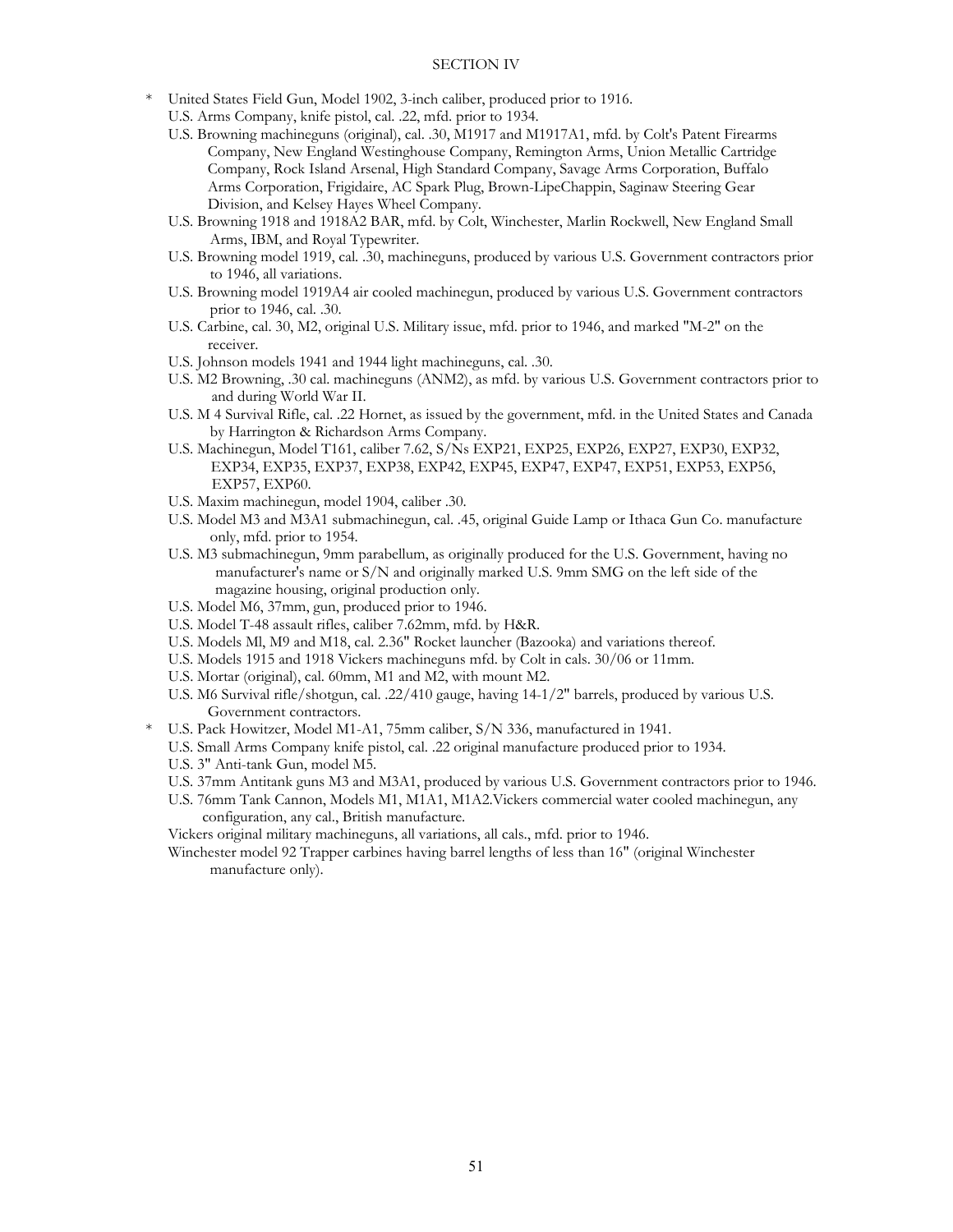## SECTION IV

- \* United States Field Gun, Model 1902, 3-inch caliber, produced prior to 1916.
- U.S. Arms Company, knife pistol, cal. .22, mfd. prior to 1934.
- U.S. Browning machineguns (original), cal. .30, M1917 and M1917A1, mfd. by Colt's Patent Firearms Company, New England Westinghouse Company, Remington Arms, Union Metallic Cartridge Company, Rock Island Arsenal, High Standard Company, Savage Arms Corporation, Buffalo Arms Corporation, Frigidaire, AC Spark Plug, Brown-LipeChappin, Saginaw Steering Gear Division, and Kelsey Hayes Wheel Company.
- U.S. Browning 1918 and 1918A2 BAR, mfd. by Colt, Winchester, Marlin Rockwell, New England Small Arms, IBM, and Royal Typewriter.
- U.S. Browning model 1919, cal. .30, machineguns, produced by various U.S. Government contractors prior to 1946, all variations.
- U.S. Browning model 1919A4 air cooled machinegun, produced by various U.S. Government contractors prior to 1946, cal. .30.
- U.S. Carbine, cal. 30, M2, original U.S. Military issue, mfd. prior to 1946, and marked "M-2" on the receiver.
- U.S. Johnson models 1941 and 1944 light machineguns, cal. .30.
- U.S. M2 Browning, .30 cal. machineguns (ANM2), as mfd. by various U.S. Government contractors prior to and during World War II.
- U.S. M 4 Survival Rifle, cal. .22 Hornet, as issued by the government, mfd. in the United States and Canada by Harrington & Richardson Arms Company.
- U.S. Machinegun, Model T161, caliber 7.62, S/Ns EXP21, EXP25, EXP26, EXP27, EXP30, EXP32, EXP34, EXP35, EXP37, EXP38, EXP42, EXP45, EXP47, EXP47, EXP51, EXP53, EXP56, EXP57, EXP60.
- U.S. Maxim machinegun, model 1904, caliber .30.
- U.S. Model M3 and M3A1 submachinegun, cal. .45, original Guide Lamp or Ithaca Gun Co. manufacture only, mfd. prior to 1954.
- U.S. M3 submachinegun, 9mm parabellum, as originally produced for the U.S. Government, having no manufacturer's name or S/N and originally marked U.S. 9mm SMG on the left side of the magazine housing, original production only.
- U.S. Model M6, 37mm, gun, produced prior to 1946.
- U.S. Model T-48 assault rifles, caliber 7.62mm, mfd. by H&R.
- U.S. Models Ml, M9 and M18, cal. 2.36" Rocket launcher (Bazooka) and variations thereof.
- U.S. Models 1915 and 1918 Vickers machineguns mfd. by Colt in cals. 30/06 or 11mm.
- U.S. Mortar (original), cal. 60mm, M1 and M2, with mount M2.
- U.S. M6 Survival rifle/shotgun, cal. .22/410 gauge, having 14-1/2" barrels, produced by various U.S. Government contractors.
- \* U.S. Pack Howitzer, Model M1-A1, 75mm caliber, S/N 336, manufactured in 1941.
- U.S. Small Arms Company knife pistol, cal. .22 original manufacture produced prior to 1934.
- U.S. 3" Anti-tank Gun, model M5.
- U.S. 37mm Antitank guns M3 and M3A1, produced by various U.S. Government contractors prior to 1946.
- U.S. 76mm Tank Cannon, Models M1, M1A1, M1A2.Vickers commercial water cooled machinegun, any configuration, any cal., British manufacture.
- Vickers original military machineguns, all variations, all cals., mfd. prior to 1946.
- Winchester model 92 Trapper carbines having barrel lengths of less than 16" (original Winchester manufacture only).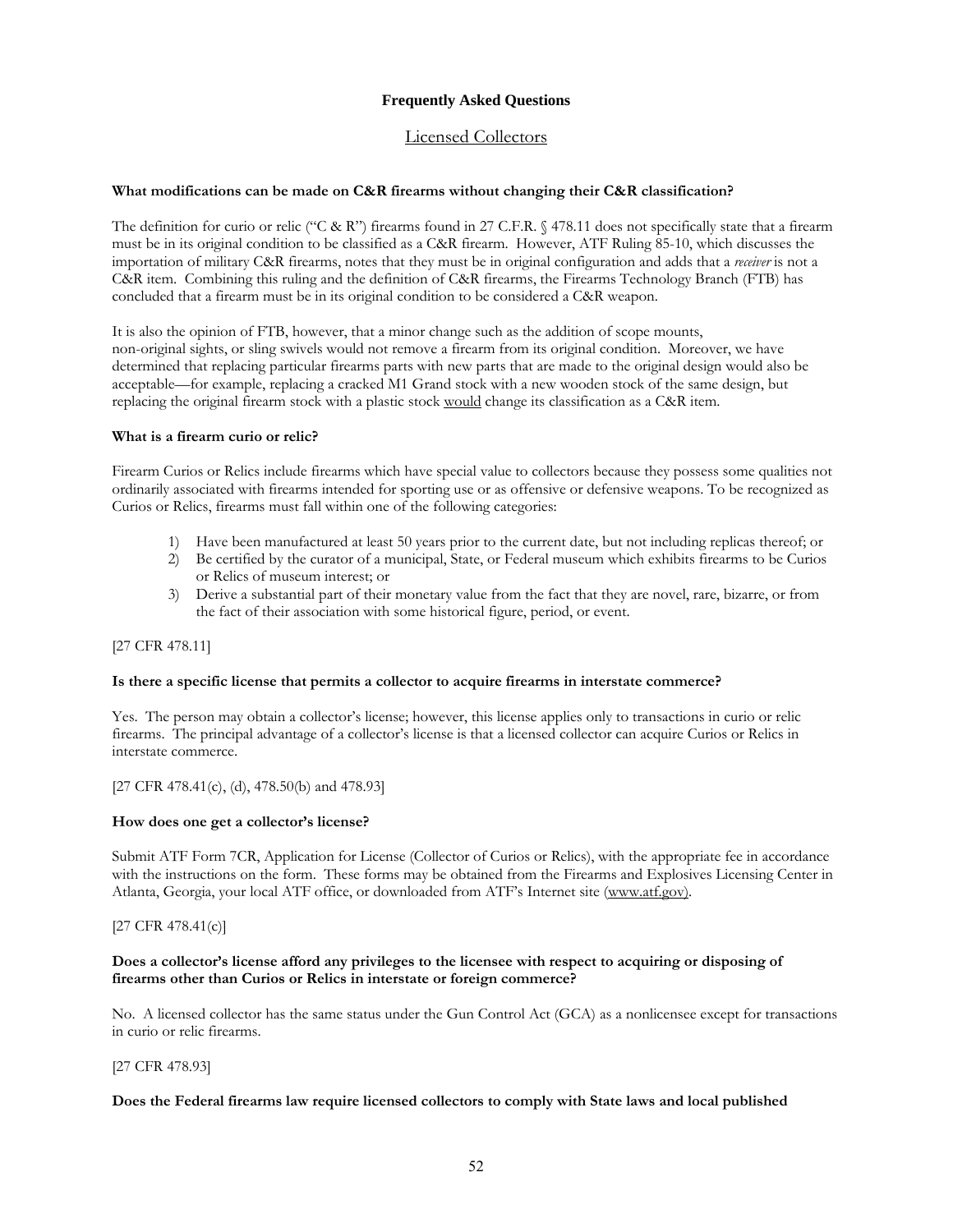## Frequently Asked Questions

### Licensed Collectors

**What modifications can be made on C&R firearms without changing their C&R classification?**

The definition for curio or relic ("C & R") firearms found in 27 C.F.R. § 478.11 does not specifically state that a firearm must be in its original condition to be classified as a C&R firearm. However, ATF Ruling 85-10, which discusses the importation of military C&R firearms, notes that they must be in original configuration and adds that a *receiver* is not a C&R item. Combining this ruling and the definition of C&R firearms, the Firearms Technology Branch (FTB) has concluded that a firearm must be in its original condition to be considered a C&R weapon.

It is also the opinion of FTB, however, that a minor change such as the addition of scope mounts, non-original sights, or sling swivels would not remove a firearm from its original condition. Moreover, we have determined that replacing particular firearms parts with new parts that are made to the original design would also be acceptable—for example, replacing a cracked M1 Grand stock with a new wooden stock of the same design, but replacing the original firearm stock with a plastic stock would change its classification as a C&R item.

**What is a firearm curio or relic?**

Firearm Curios or Relics include firearms which have special value to collectors because they possess some qualities not ordinarily associated with firearms intended for sporting use or as offensive or defensive weapons. To be recognized as Curios or Relics, firearms must fall within one of the following categories:

1) Have been manufactured at least 50 years prior to the current date, but not including replicas thereof; or
2) Be certified by the curator of a municipal, State, or Federal museum which exhibits firearms to be Curios or Relics of museum interest; or
3) Derive a substantial part of their monetary value from the fact that they are novel, rare, bizarre, or from the fact of their association with some historical figure, period, or event.

[27 CFR 478.11]

**Is there a specific license that permits a collector to acquire firearms in interstate commerce?**

Yes. The person may obtain a collector's license; however, this license applies only to transactions in curio or relic firearms. The principal advantage of a collector's license is that a licensed collector can acquire Curios or Relics in interstate commerce.

[27 CFR 478.41(c), (d), 478.50(b) and 478.93]

**How does one get a collector's license?**

Submit ATF Form 7CR, Application for License (Collector of Curios or Relics), with the appropriate fee in accordance with the instructions on the form. These forms may be obtained from the Firearms and Explosives Licensing Center in Atlanta, Georgia, your local ATF office, or downloaded from ATF's Internet site (www.atf.gov).

[27 CFR 478.41(c)]

**Does a collector's license afford any privileges to the licensee with respect to acquiring or disposing of firearms other than Curios or Relics in interstate or foreign commerce?**

No. A licensed collector has the same status under the Gun Control Act (GCA) as a nonlicensee except for transactions in curio or relic firearms.

[27 CFR 478.93]

**Does the Federal firearms law require licensed collectors to comply with State laws and local published**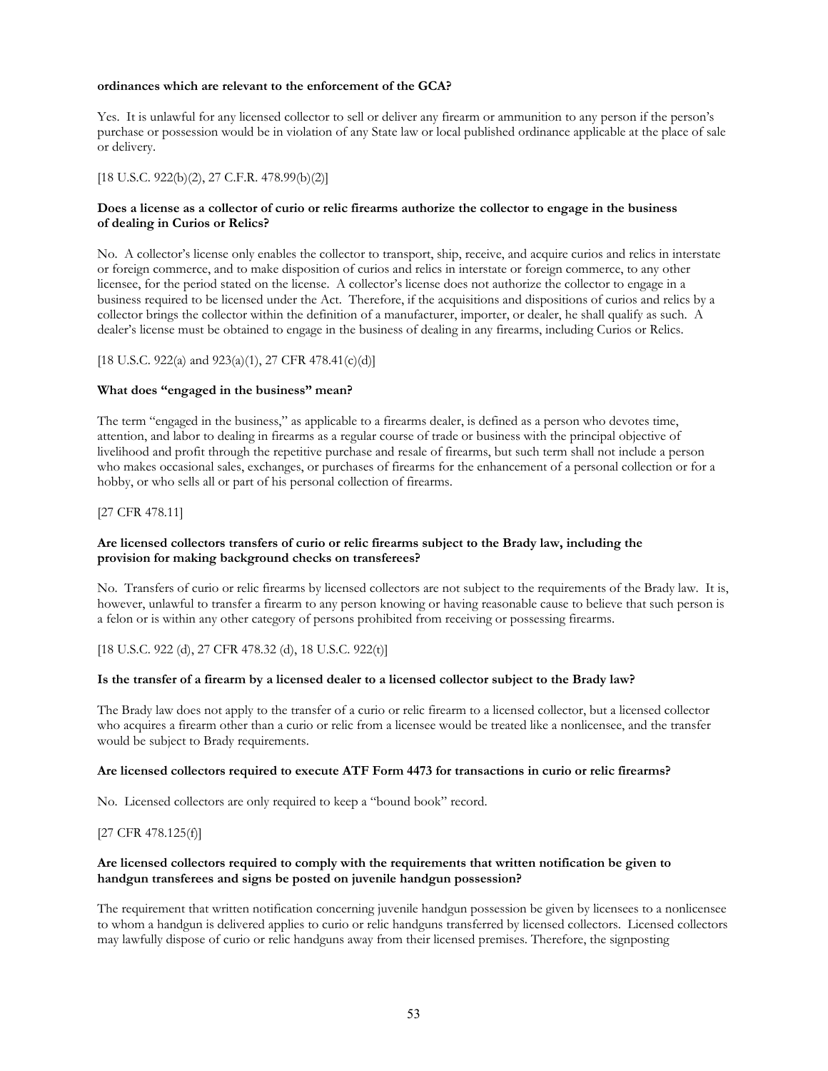**ordinances which are relevant to the enforcement of the GCA?**

Yes. It is unlawful for any licensed collector to sell or deliver any firearm or ammunition to any person if the person's purchase or possession would be in violation of any State law or local published ordinance applicable at the place of sale or delivery.

[18 U.S.C. 922(b)(2), 27 C.F.R. 478.99(b)(2)]

**Does a license as a collector of curio or relic firearms authorize the collector to engage in the business of dealing in Curios or Relics?**

No. A collector's license only enables the collector to transport, ship, receive, and acquire curios and relics in interstate or foreign commerce, and to make disposition of curios and relics in interstate or foreign commerce, to any other licensee, for the period stated on the license. A collector's license does not authorize the collector to engage in a business required to be licensed under the Act. Therefore, if the acquisitions and dispositions of curios and relics by a collector brings the collector within the definition of a manufacturer, importer, or dealer, he shall qualify as such. A dealer's license must be obtained to engage in the business of dealing in any firearms, including Curios or Relics.

[18 U.S.C. 922(a) and 923(a)(1), 27 CFR 478.41(c)(d)]

**What does "engaged in the business" mean?**

The term "engaged in the business," as applicable to a firearms dealer, is defined as a person who devotes time, attention, and labor to dealing in firearms as a regular course of trade or business with the principal objective of livelihood and profit through the repetitive purchase and resale of firearms, but such term shall not include a person who makes occasional sales, exchanges, or purchases of firearms for the enhancement of a personal collection or for a hobby, or who sells all or part of his personal collection of firearms.

[27 CFR 478.11]

**Are licensed collectors transfers of curio or relic firearms subject to the Brady law, including the provision for making background checks on transferees?**

No. Transfers of curio or relic firearms by licensed collectors are not subject to the requirements of the Brady law. It is, however, unlawful to transfer a firearm to any person knowing or having reasonable cause to believe that such person is a felon or is within any other category of persons prohibited from receiving or possessing firearms.

[18 U.S.C. 922 (d), 27 CFR 478.32 (d), 18 U.S.C. 922(t)]

**Is the transfer of a firearm by a licensed dealer to a licensed collector subject to the Brady law?**

The Brady law does not apply to the transfer of a curio or relic firearm to a licensed collector, but a licensed collector who acquires a firearm other than a curio or relic from a licensee would be treated like a nonlicensee, and the transfer would be subject to Brady requirements.

**Are licensed collectors required to execute ATF Form 4473 for transactions in curio or relic firearms?**

No. Licensed collectors are only required to keep a "bound book" record.

[27 CFR 478.125(f)]

**Are licensed collectors required to comply with the requirements that written notification be given to handgun transferees and signs be posted on juvenile handgun possession?**

The requirement that written notification concerning juvenile handgun possession be given by licensees to a nonlicensee to whom a handgun is delivered applies to curio or relic handguns transferred by licensed collectors. Licensed collectors may lawfully dispose of curio or relic handguns away from their licensed premises. Therefore, the signposting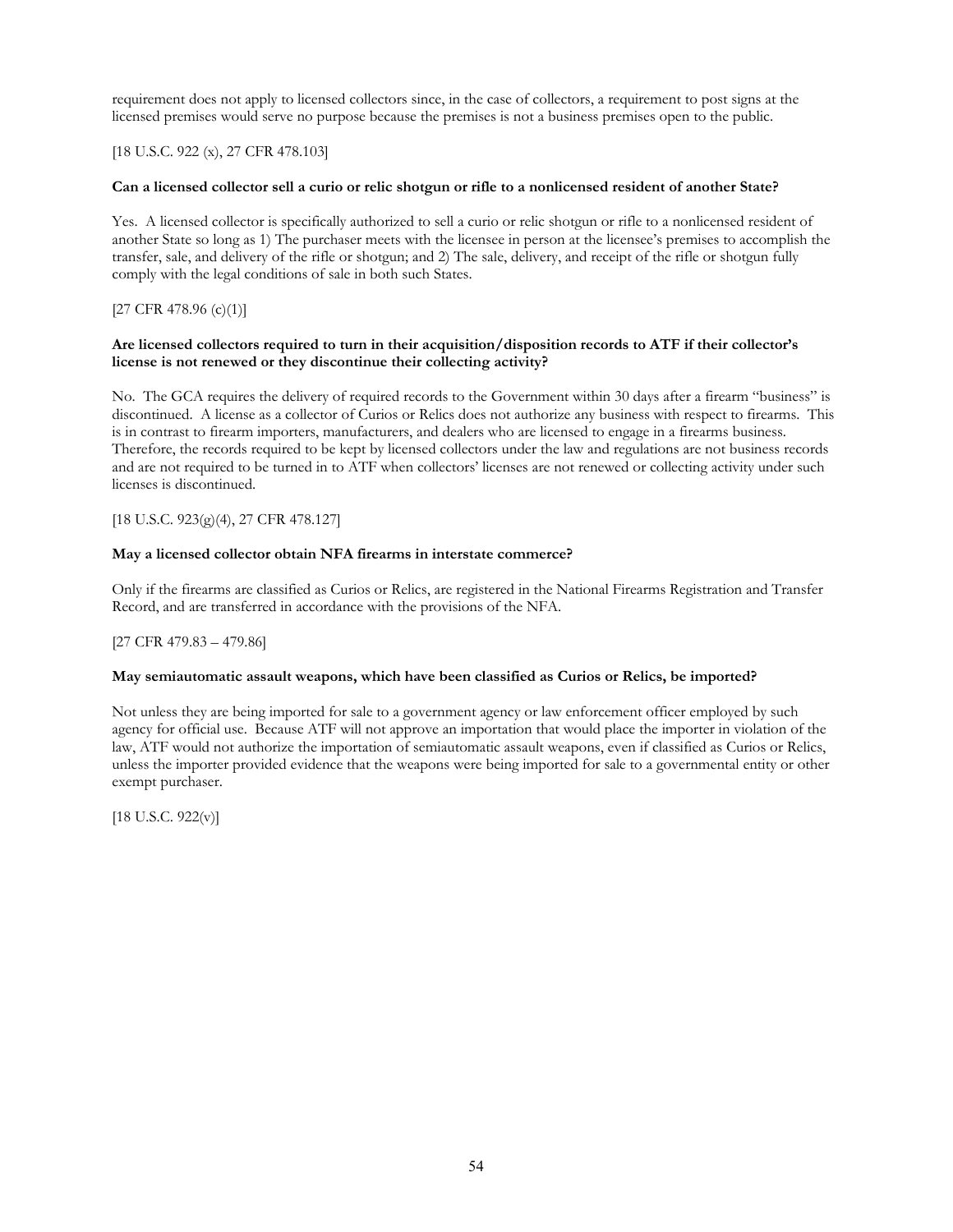requirement does not apply to licensed collectors since, in the case of collectors, a requirement to post signs at the licensed premises would serve no purpose because the premises is not a business premises open to the public.

[18 U.S.C. 922 (x), 27 CFR 478.103]

**Can a licensed collector sell a curio or relic shotgun or rifle to a nonlicensed resident of another State?**

Yes. A licensed collector is specifically authorized to sell a curio or relic shotgun or rifle to a nonlicensed resident of another State so long as 1) The purchaser meets with the licensee in person at the licensee's premises to accomplish the transfer, sale, and delivery of the rifle or shotgun; and 2) The sale, delivery, and receipt of the rifle or shotgun fully comply with the legal conditions of sale in both such States.

[27 CFR 478.96 (c)(1)]

**Are licensed collectors required to turn in their acquisition/disposition records to ATF if their collector's license is not renewed or they discontinue their collecting activity?**

No. The GCA requires the delivery of required records to the Government within 30 days after a firearm "business" is discontinued. A license as a collector of Curios or Relics does not authorize any business with respect to firearms. This is in contrast to firearm importers, manufacturers, and dealers who are licensed to engage in a firearms business. Therefore, the records required to be kept by licensed collectors under the law and regulations are not business records and are not required to be turned in to ATF when collectors' licenses are not renewed or collecting activity under such licenses is discontinued.

[18 U.S.C. 923(g)(4), 27 CFR 478.127]

**May a licensed collector obtain NFA firearms in interstate commerce?**

Only if the firearms are classified as Curios or Relics, are registered in the National Firearms Registration and Transfer Record, and are transferred in accordance with the provisions of the NFA.

[27 CFR 479.83 – 479.86]

**May semiautomatic assault weapons, which have been classified as Curios or Relics, be imported?**

Not unless they are being imported for sale to a government agency or law enforcement officer employed by such agency for official use. Because ATF will not approve an importation that would place the importer in violation of the law, ATF would not authorize the importation of semiautomatic assault weapons, even if classified as Curios or Relics, unless the importer provided evidence that the weapons were being imported for sale to a governmental entity or other exempt purchaser.

[18 U.S.C. 922(v)]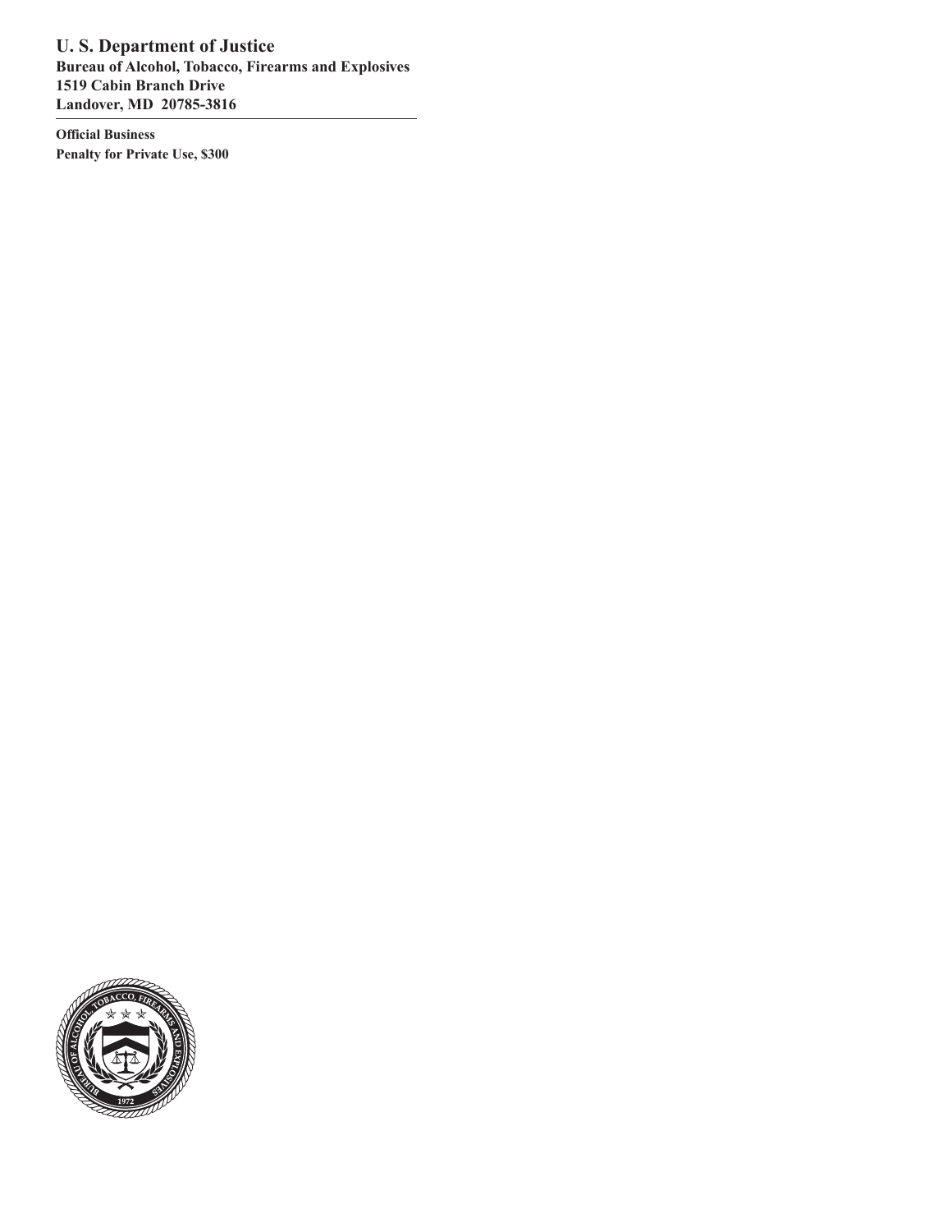**U. S. Department of Justice**
**Bureau of Alcohol, Tobacco, Firearms and Explosives**
**1519 Cabin Branch Drive**
**Landover, MD 20785-3816**

---

**Official Business**
**Penalty for Private Use, $300**